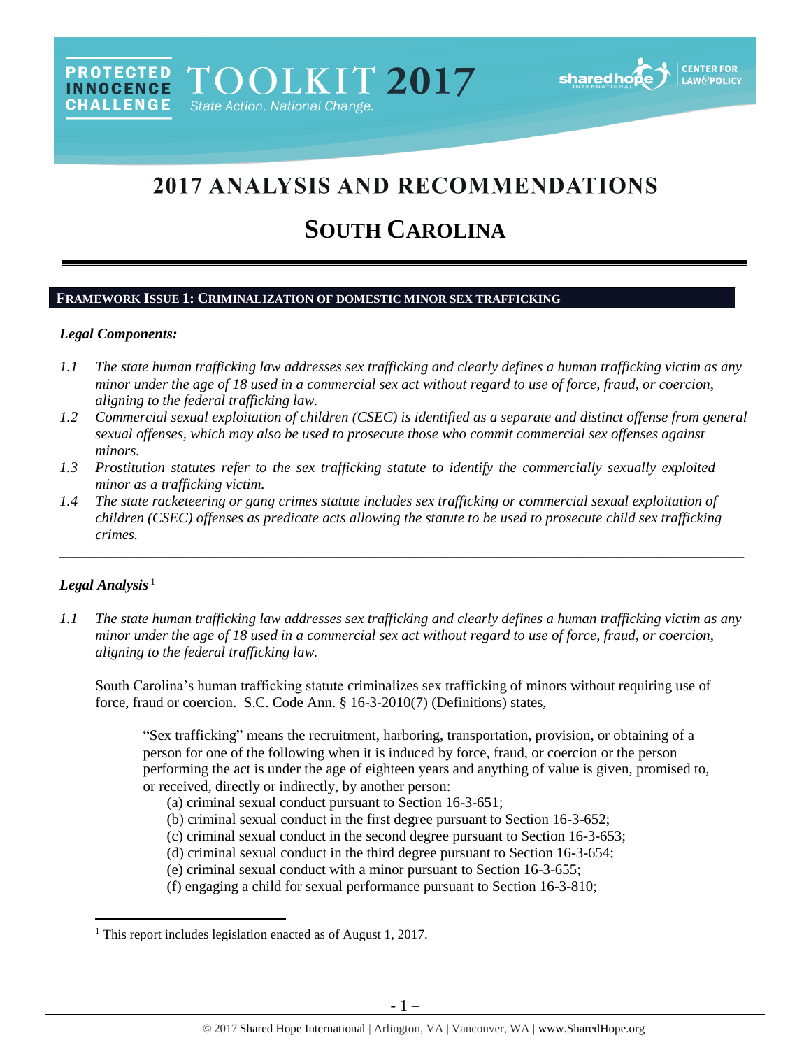PROTECTED INNOCENCE CHALLENGE TOOLKIT 2017 State Action. National Change.

sharedhope INTERNATIONAL | CENTER FOR LAW & POLICY

# 2017 ANALYSIS AND RECOMMENDATIONS

# SOUTH CAROLINA

## FRAMEWORK ISSUE 1: CRIMINALIZATION OF DOMESTIC MINOR SEX TRAFFICKING

### *Legal Components:*

*1.1 The state human trafficking law addresses sex trafficking and clearly defines a human trafficking victim as any minor under the age of 18 used in a commercial sex act without regard to use of force, fraud, or coercion, aligning to the federal trafficking law.*

*1.2 Commercial sexual exploitation of children (CSEC) is identified as a separate and distinct offense from general sexual offenses, which may also be used to prosecute those who commit commercial sex offenses against minors.*

*1.3 Prostitution statutes refer to the sex trafficking statute to identify the commercially sexually exploited minor as a trafficking victim.*

*1.4 The state racketeering or gang crimes statute includes sex trafficking or commercial sexual exploitation of children (CSEC) offenses as predicate acts allowing the statute to be used to prosecute child sex trafficking crimes.*

---

### *Legal Analysis*[1]

*1.1 The state human trafficking law addresses sex trafficking and clearly defines a human trafficking victim as any minor under the age of 18 used in a commercial sex act without regard to use of force, fraud, or coercion, aligning to the federal trafficking law.*

South Carolina's human trafficking statute criminalizes sex trafficking of minors without requiring use of force, fraud or coercion. S.C. Code Ann. § 16-3-2010(7) (Definitions) states,

> "Sex trafficking" means the recruitment, harboring, transportation, provision, or obtaining of a person for one of the following when it is induced by force, fraud, or coercion or the person performing the act is under the age of eighteen years and anything of value is given, promised to, or received, directly or indirectly, by another person:
> (a) criminal sexual conduct pursuant to Section 16-3-651;
> (b) criminal sexual conduct in the first degree pursuant to Section 16-3-652;
> (c) criminal sexual conduct in the second degree pursuant to Section 16-3-653;
> (d) criminal sexual conduct in the third degree pursuant to Section 16-3-654;
> (e) criminal sexual conduct with a minor pursuant to Section 16-3-655;
> (f) engaging a child for sexual performance pursuant to Section 16-3-810;

[1] This report includes legislation enacted as of August 1, 2017.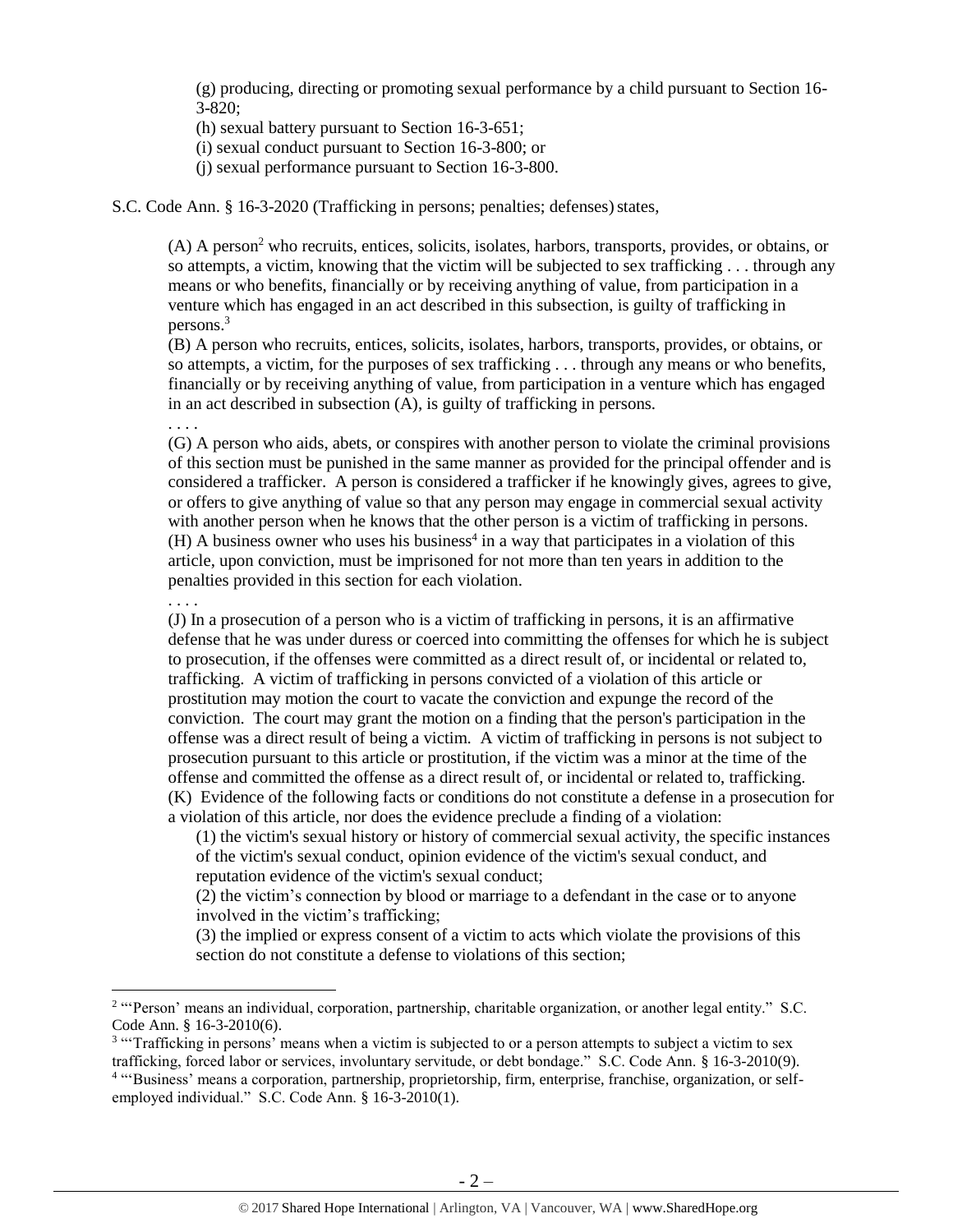(g) producing, directing or promoting sexual performance by a child pursuant to Section 16-3-820;

(h) sexual battery pursuant to Section 16-3-651;

(i) sexual conduct pursuant to Section 16-3-800; or

(j) sexual performance pursuant to Section 16-3-800.

S.C. Code Ann. § 16-3-2020 (Trafficking in persons; penalties; defenses) states,

> (A) A person[2] who recruits, entices, solicits, isolates, harbors, transports, provides, or obtains, or so attempts, a victim, knowing that the victim will be subjected to sex trafficking . . . through any means or who benefits, financially or by receiving anything of value, from participation in a venture which has engaged in an act described in this subsection, is guilty of trafficking in persons.[3]
>
> (B) A person who recruits, entices, solicits, isolates, harbors, transports, provides, or obtains, or so attempts, a victim, for the purposes of sex trafficking . . . through any means or who benefits, financially or by receiving anything of value, from participation in a venture which has engaged in an act described in subsection (A), is guilty of trafficking in persons.
>
> . . . .
>
> (G) A person who aids, abets, or conspires with another person to violate the criminal provisions of this section must be punished in the same manner as provided for the principal offender and is considered a trafficker. A person is considered a trafficker if he knowingly gives, agrees to give, or offers to give anything of value so that any person may engage in commercial sexual activity with another person when he knows that the other person is a victim of trafficking in persons.
>
> (H) A business owner who uses his business[4] in a way that participates in a violation of this article, upon conviction, must be imprisoned for not more than ten years in addition to the penalties provided in this section for each violation.
>
> . . . .
>
> (J) In a prosecution of a person who is a victim of trafficking in persons, it is an affirmative defense that he was under duress or coerced into committing the offenses for which he is subject to prosecution, if the offenses were committed as a direct result of, or incidental or related to, trafficking. A victim of trafficking in persons convicted of a violation of this article or prostitution may motion the court to vacate the conviction and expunge the record of the conviction. The court may grant the motion on a finding that the person's participation in the offense was a direct result of being a victim. A victim of trafficking in persons is not subject to prosecution pursuant to this article or prostitution, if the victim was a minor at the time of the offense and committed the offense as a direct result of, or incidental or related to, trafficking.
>
> (K) Evidence of the following facts or conditions do not constitute a defense in a prosecution for a violation of this article, nor does the evidence preclude a finding of a violation:
>
> (1) the victim's sexual history or history of commercial sexual activity, the specific instances of the victim's sexual conduct, opinion evidence of the victim's sexual conduct, and reputation evidence of the victim's sexual conduct;
>
> (2) the victim's connection by blood or marriage to a defendant in the case or to anyone involved in the victim's trafficking;
>
> (3) the implied or express consent of a victim to acts which violate the provisions of this section do not constitute a defense to violations of this section;

---

[2] "'Person' means an individual, corporation, partnership, charitable organization, or another legal entity." S.C. Code Ann. § 16-3-2010(6).

[3] "'Trafficking in persons' means when a victim is subjected to or a person attempts to subject a victim to sex trafficking, forced labor or services, involuntary servitude, or debt bondage." S.C. Code Ann. § 16-3-2010(9).

[4] "'Business' means a corporation, partnership, proprietorship, firm, enterprise, franchise, organization, or self-employed individual." S.C. Code Ann. § 16-3-2010(1).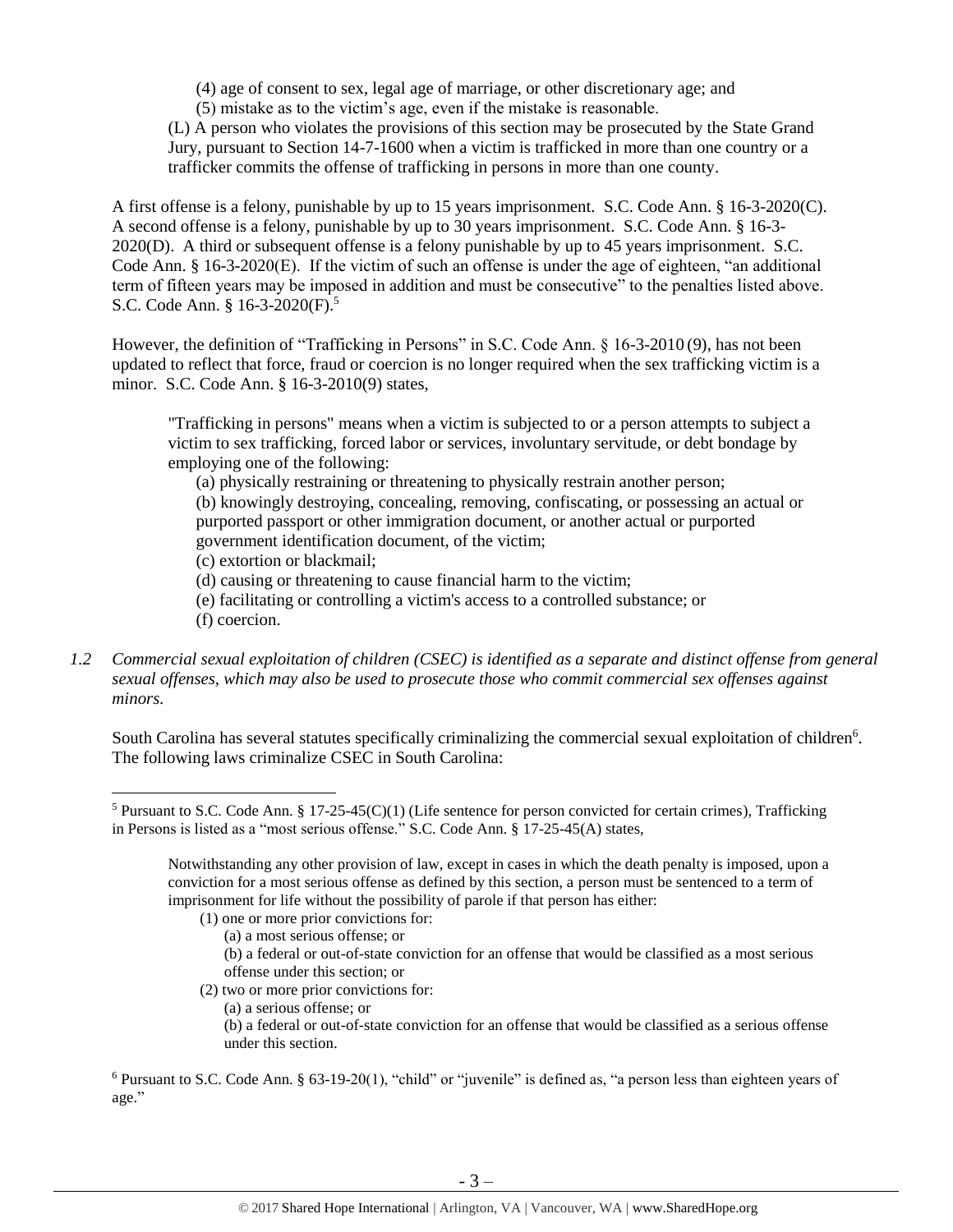(4) age of consent to sex, legal age of marriage, or other discretionary age; and

(5) mistake as to the victim's age, even if the mistake is reasonable.

(L) A person who violates the provisions of this section may be prosecuted by the State Grand Jury, pursuant to Section 14-7-1600 when a victim is trafficked in more than one country or a trafficker commits the offense of trafficking in persons in more than one county.

A first offense is a felony, punishable by up to 15 years imprisonment. S.C. Code Ann. § 16-3-2020(C). A second offense is a felony, punishable by up to 30 years imprisonment. S.C. Code Ann. § 16-3-2020(D). A third or subsequent offense is a felony punishable by up to 45 years imprisonment. S.C. Code Ann. § 16-3-2020(E). If the victim of such an offense is under the age of eighteen, "an additional term of fifteen years may be imposed in addition and must be consecutive" to the penalties listed above. S.C. Code Ann. § 16-3-2020(F).[5]

However, the definition of "Trafficking in Persons" in S.C. Code Ann. § 16-3-2010 (9), has not been updated to reflect that force, fraud or coercion is no longer required when the sex trafficking victim is a minor. S.C. Code Ann. § 16-3-2010(9) states,

> "Trafficking in persons" means when a victim is subjected to or a person attempts to subject a victim to sex trafficking, forced labor or services, involuntary servitude, or debt bondage by employing one of the following:
>
> (a) physically restraining or threatening to physically restrain another person;
>
> (b) knowingly destroying, concealing, removing, confiscating, or possessing an actual or purported passport or other immigration document, or another actual or purported government identification document, of the victim;
>
> (c) extortion or blackmail;
>
> (d) causing or threatening to cause financial harm to the victim;
>
> (e) facilitating or controlling a victim's access to a controlled substance; or
>
> (f) coercion.

*1.2 Commercial sexual exploitation of children (CSEC) is identified as a separate and distinct offense from general sexual offenses, which may also be used to prosecute those who commit commercial sex offenses against minors.*

South Carolina has several statutes specifically criminalizing the commercial sexual exploitation of children[6]. The following laws criminalize CSEC in South Carolina:

---

[5] Pursuant to S.C. Code Ann. § 17-25-45(C)(1) (Life sentence for person convicted for certain crimes), Trafficking in Persons is listed as a "most serious offense." S.C. Code Ann. § 17-25-45(A) states,

> Notwithstanding any other provision of law, except in cases in which the death penalty is imposed, upon a conviction for a most serious offense as defined by this section, a person must be sentenced to a term of imprisonment for life without the possibility of parole if that person has either:
>
> (1) one or more prior convictions for:
>
> (a) a most serious offense; or
>
> (b) a federal or out-of-state conviction for an offense that would be classified as a most serious offense under this section; or
>
> (2) two or more prior convictions for:
>
> (a) a serious offense; or
>
> (b) a federal or out-of-state conviction for an offense that would be classified as a serious offense under this section.

[6] Pursuant to S.C. Code Ann. § 63-19-20(1), "child" or "juvenile" is defined as, "a person less than eighteen years of age."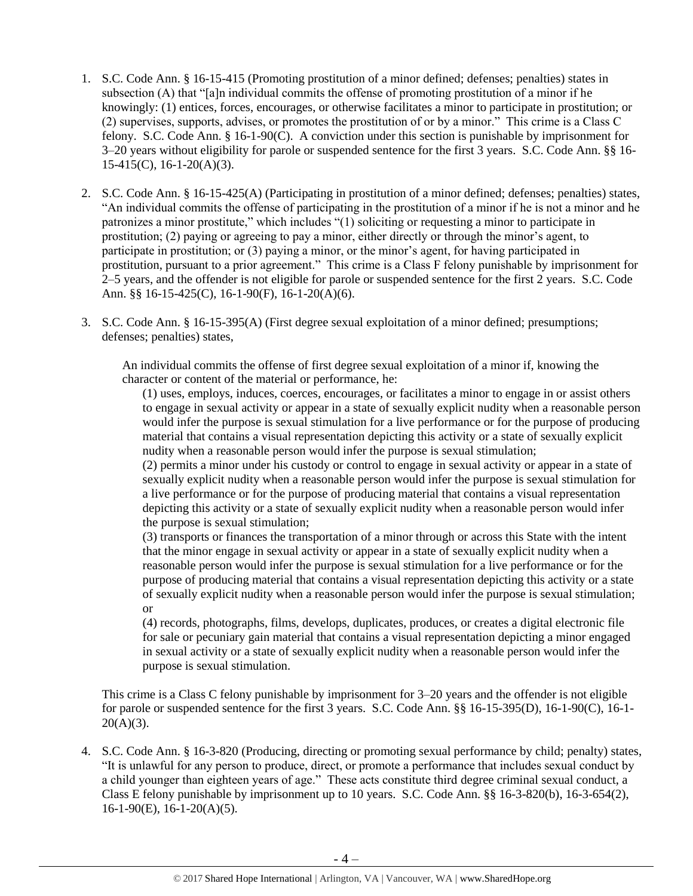1. S.C. Code Ann. § 16-15-415 (Promoting prostitution of a minor defined; defenses; penalties) states in subsection (A) that "[a]n individual commits the offense of promoting prostitution of a minor if he knowingly: (1) entices, forces, encourages, or otherwise facilitates a minor to participate in prostitution; or (2) supervises, supports, advises, or promotes the prostitution of or by a minor." This crime is a Class C felony. S.C. Code Ann. § 16-1-90(C). A conviction under this section is punishable by imprisonment for 3–20 years without eligibility for parole or suspended sentence for the first 3 years. S.C. Code Ann. §§ 16-15-415(C), 16-1-20(A)(3).

2. S.C. Code Ann. § 16-15-425(A) (Participating in prostitution of a minor defined; defenses; penalties) states, "An individual commits the offense of participating in the prostitution of a minor if he is not a minor and he patronizes a minor prostitute," which includes "(1) soliciting or requesting a minor to participate in prostitution; (2) paying or agreeing to pay a minor, either directly or through the minor's agent, to participate in prostitution; or (3) paying a minor, or the minor's agent, for having participated in prostitution, pursuant to a prior agreement." This crime is a Class F felony punishable by imprisonment for 2–5 years, and the offender is not eligible for parole or suspended sentence for the first 2 years. S.C. Code Ann. §§ 16-15-425(C), 16-1-90(F), 16-1-20(A)(6).

3. S.C. Code Ann. § 16-15-395(A) (First degree sexual exploitation of a minor defined; presumptions; defenses; penalties) states,

   An individual commits the offense of first degree sexual exploitation of a minor if, knowing the character or content of the material or performance, he:

   (1) uses, employs, induces, coerces, encourages, or facilitates a minor to engage in or assist others to engage in sexual activity or appear in a state of sexually explicit nudity when a reasonable person would infer the purpose is sexual stimulation for a live performance or for the purpose of producing material that contains a visual representation depicting this activity or a state of sexually explicit nudity when a reasonable person would infer the purpose is sexual stimulation;

   (2) permits a minor under his custody or control to engage in sexual activity or appear in a state of sexually explicit nudity when a reasonable person would infer the purpose is sexual stimulation for a live performance or for the purpose of producing material that contains a visual representation depicting this activity or a state of sexually explicit nudity when a reasonable person would infer the purpose is sexual stimulation;

   (3) transports or finances the transportation of a minor through or across this State with the intent that the minor engage in sexual activity or appear in a state of sexually explicit nudity when a reasonable person would infer the purpose is sexual stimulation for a live performance or for the purpose of producing material that contains a visual representation depicting this activity or a state of sexually explicit nudity when a reasonable person would infer the purpose is sexual stimulation; or

   (4) records, photographs, films, develops, duplicates, produces, or creates a digital electronic file for sale or pecuniary gain material that contains a visual representation depicting a minor engaged in sexual activity or a state of sexually explicit nudity when a reasonable person would infer the purpose is sexual stimulation.

   This crime is a Class C felony punishable by imprisonment for 3–20 years and the offender is not eligible for parole or suspended sentence for the first 3 years. S.C. Code Ann. §§ 16-15-395(D), 16-1-90(C), 16-1-20(A)(3).

4. S.C. Code Ann. § 16-3-820 (Producing, directing or promoting sexual performance by child; penalty) states, "It is unlawful for any person to produce, direct, or promote a performance that includes sexual conduct by a child younger than eighteen years of age." These acts constitute third degree criminal sexual conduct, a Class E felony punishable by imprisonment up to 10 years. S.C. Code Ann. §§ 16-3-820(b), 16-3-654(2), 16-1-90(E), 16-1-20(A)(5).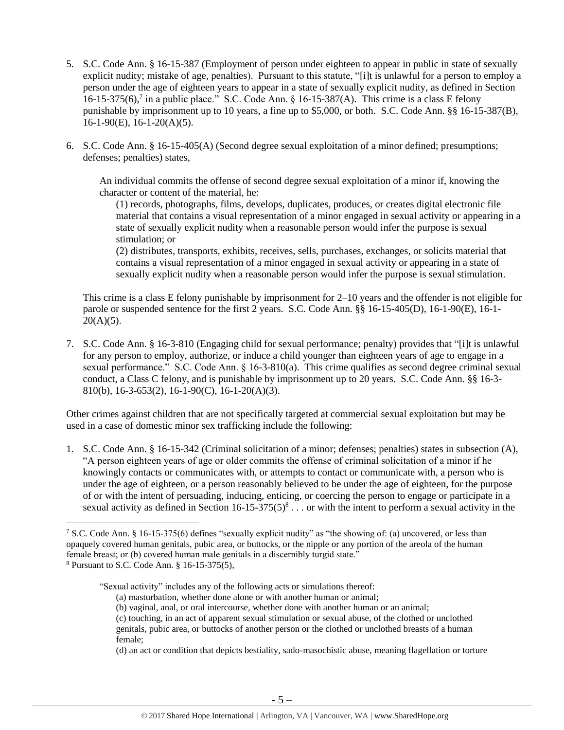5. S.C. Code Ann. § 16-15-387 (Employment of person under eighteen to appear in public in state of sexually explicit nudity; mistake of age, penalties). Pursuant to this statute, "[i]t is unlawful for a person to employ a person under the age of eighteen years to appear in a state of sexually explicit nudity, as defined in Section 16-15-375(6),[7] in a public place." S.C. Code Ann. § 16-15-387(A). This crime is a class E felony punishable by imprisonment up to 10 years, a fine up to $5,000, or both. S.C. Code Ann. §§ 16-15-387(B), 16-1-90(E), 16-1-20(A)(5).

6. S.C. Code Ann. § 16-15-405(A) (Second degree sexual exploitation of a minor defined; presumptions; defenses; penalties) states,

   An individual commits the offense of second degree sexual exploitation of a minor if, knowing the character or content of the material, he:

   (1) records, photographs, films, develops, duplicates, produces, or creates digital electronic file material that contains a visual representation of a minor engaged in sexual activity or appearing in a state of sexually explicit nudity when a reasonable person would infer the purpose is sexual stimulation; or

   (2) distributes, transports, exhibits, receives, sells, purchases, exchanges, or solicits material that contains a visual representation of a minor engaged in sexual activity or appearing in a state of sexually explicit nudity when a reasonable person would infer the purpose is sexual stimulation.

   This crime is a class E felony punishable by imprisonment for 2–10 years and the offender is not eligible for parole or suspended sentence for the first 2 years. S.C. Code Ann. §§ 16-15-405(D), 16-1-90(E), 16-1-20(A)(5).

7. S.C. Code Ann. § 16-3-810 (Engaging child for sexual performance; penalty) provides that "[i]t is unlawful for any person to employ, authorize, or induce a child younger than eighteen years of age to engage in a sexual performance." S.C. Code Ann. § 16-3-810(a). This crime qualifies as second degree criminal sexual conduct, a Class C felony, and is punishable by imprisonment up to 20 years. S.C. Code Ann. §§ 16-3-810(b), 16-3-653(2), 16-1-90(C), 16-1-20(A)(3).

Other crimes against children that are not specifically targeted at commercial sexual exploitation but may be used in a case of domestic minor sex trafficking include the following:

1. S.C. Code Ann. § 16-15-342 (Criminal solicitation of a minor; defenses; penalties) states in subsection (A), "A person eighteen years of age or older commits the offense of criminal solicitation of a minor if he knowingly contacts or communicates with, or attempts to contact or communicate with, a person who is under the age of eighteen, or a person reasonably believed to be under the age of eighteen, for the purpose of or with the intent of persuading, inducing, enticing, or coercing the person to engage or participate in a sexual activity as defined in Section 16-15-375(5)[8] . . . or with the intent to perform a sexual activity in the

---

[7] S.C. Code Ann. § 16-15-375(6) defines "sexually explicit nudity" as "the showing of: (a) uncovered, or less than opaquely covered human genitals, pubic area, or buttocks, or the nipple or any portion of the areola of the human female breast; or (b) covered human male genitals in a discernibly turgid state."

[8] Pursuant to S.C. Code Ann. § 16-15-375(5),

   "Sexual activity" includes any of the following acts or simulations thereof:

   (a) masturbation, whether done alone or with another human or animal;

   (b) vaginal, anal, or oral intercourse, whether done with another human or an animal;

   (c) touching, in an act of apparent sexual stimulation or sexual abuse, of the clothed or unclothed genitals, pubic area, or buttocks of another person or the clothed or unclothed breasts of a human female;

   (d) an act or condition that depicts bestiality, sado-masochistic abuse, meaning flagellation or torture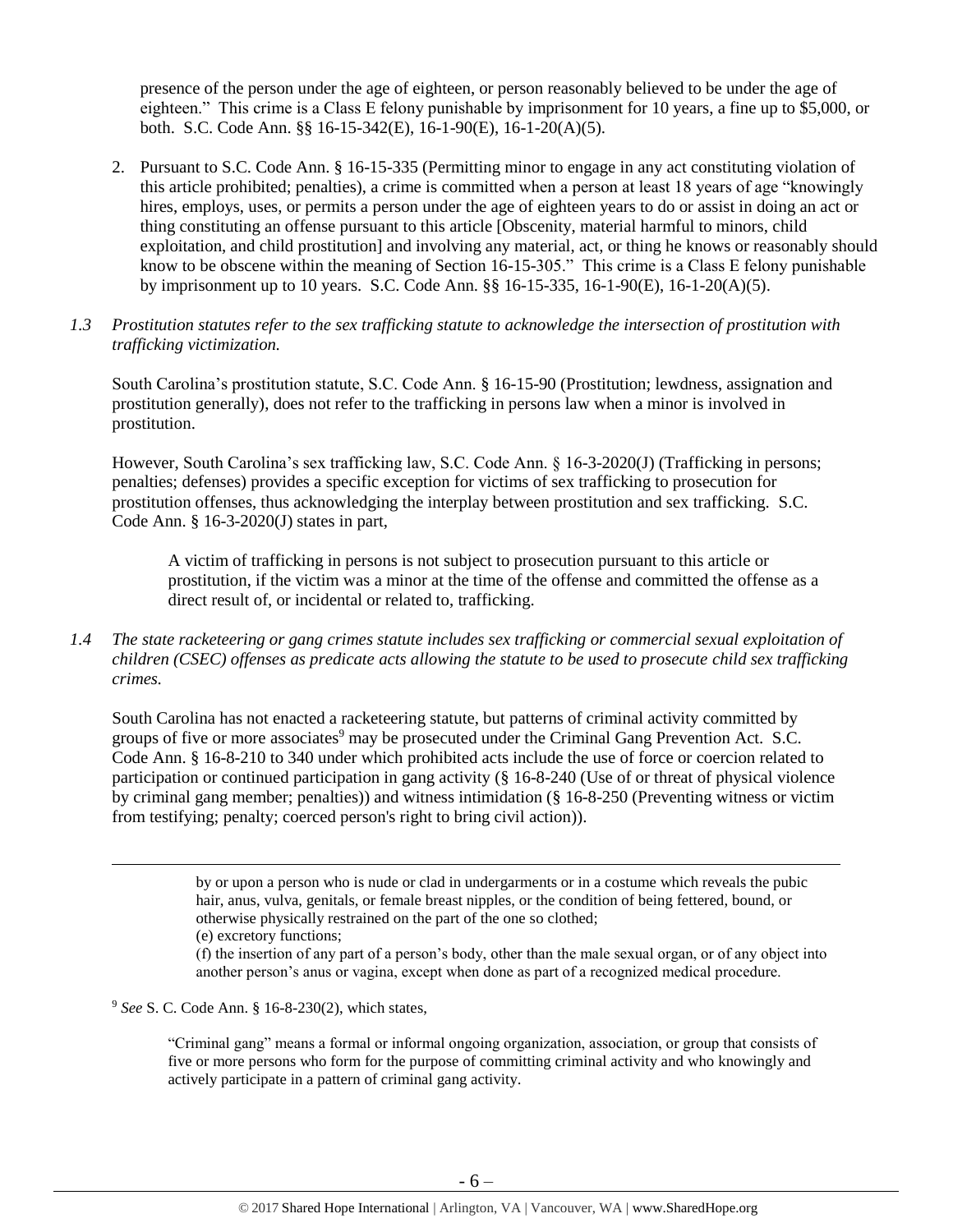presence of the person under the age of eighteen, or person reasonably believed to be under the age of eighteen." This crime is a Class E felony punishable by imprisonment for 10 years, a fine up to $5,000, or both. S.C. Code Ann. §§ 16-15-342(E), 16-1-90(E), 16-1-20(A)(5).

2. Pursuant to S.C. Code Ann. § 16-15-335 (Permitting minor to engage in any act constituting violation of this article prohibited; penalties), a crime is committed when a person at least 18 years of age "knowingly hires, employs, uses, or permits a person under the age of eighteen years to do or assist in doing an act or thing constituting an offense pursuant to this article [Obscenity, material harmful to minors, child exploitation, and child prostitution] and involving any material, act, or thing he knows or reasonably should know to be obscene within the meaning of Section 16-15-305." This crime is a Class E felony punishable by imprisonment up to 10 years. S.C. Code Ann. §§ 16-15-335, 16-1-90(E), 16-1-20(A)(5).

*1.3 Prostitution statutes refer to the sex trafficking statute to acknowledge the intersection of prostitution with trafficking victimization.*

South Carolina's prostitution statute, S.C. Code Ann. § 16-15-90 (Prostitution; lewdness, assignation and prostitution generally), does not refer to the trafficking in persons law when a minor is involved in prostitution.

However, South Carolina's sex trafficking law, S.C. Code Ann. § 16-3-2020(J) (Trafficking in persons; penalties; defenses) provides a specific exception for victims of sex trafficking to prosecution for prostitution offenses, thus acknowledging the interplay between prostitution and sex trafficking. S.C. Code Ann. § 16-3-2020(J) states in part,

> A victim of trafficking in persons is not subject to prosecution pursuant to this article or prostitution, if the victim was a minor at the time of the offense and committed the offense as a direct result of, or incidental or related to, trafficking.

*1.4 The state racketeering or gang crimes statute includes sex trafficking or commercial sexual exploitation of children (CSEC) offenses as predicate acts allowing the statute to be used to prosecute child sex trafficking crimes.*

South Carolina has not enacted a racketeering statute, but patterns of criminal activity committed by groups of five or more associates[9] may be prosecuted under the Criminal Gang Prevention Act. S.C. Code Ann. § 16-8-210 to 340 under which prohibited acts include the use of force or coercion related to participation or continued participation in gang activity (§ 16-8-240 (Use of or threat of physical violence by criminal gang member; penalties)) and witness intimidation (§ 16-8-250 (Preventing witness or victim from testifying; penalty; coerced person's right to bring civil action)).

---

> by or upon a person who is nude or clad in undergarments or in a costume which reveals the pubic hair, anus, vulva, genitals, or female breast nipples, or the condition of being fettered, bound, or otherwise physically restrained on the part of the one so clothed;
> (e) excretory functions;
> (f) the insertion of any part of a person's body, other than the male sexual organ, or of any object into another person's anus or vagina, except when done as part of a recognized medical procedure.

[9] *See* S. C. Code Ann. § 16-8-230(2), which states,

> "Criminal gang" means a formal or informal ongoing organization, association, or group that consists of five or more persons who form for the purpose of committing criminal activity and who knowingly and actively participate in a pattern of criminal gang activity.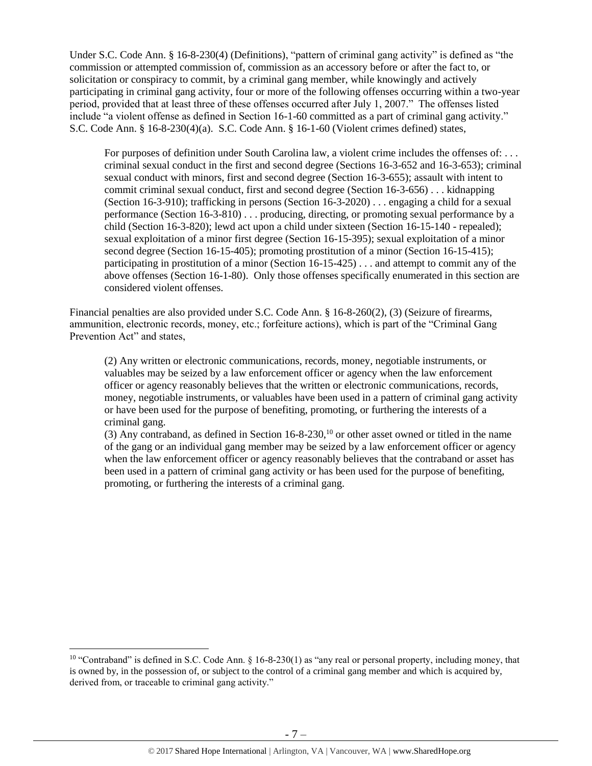Under S.C. Code Ann. § 16-8-230(4) (Definitions), "pattern of criminal gang activity" is defined as "the commission or attempted commission of, commission as an accessory before or after the fact to, or solicitation or conspiracy to commit, by a criminal gang member, while knowingly and actively participating in criminal gang activity, four or more of the following offenses occurring within a two-year period, provided that at least three of these offenses occurred after July 1, 2007." The offenses listed include "a violent offense as defined in Section 16-1-60 committed as a part of criminal gang activity." S.C. Code Ann. § 16-8-230(4)(a). S.C. Code Ann. § 16-1-60 (Violent crimes defined) states,

> For purposes of definition under South Carolina law, a violent crime includes the offenses of: . . . criminal sexual conduct in the first and second degree (Sections 16-3-652 and 16-3-653); criminal sexual conduct with minors, first and second degree (Section 16-3-655); assault with intent to commit criminal sexual conduct, first and second degree (Section 16-3-656) . . . kidnapping (Section 16-3-910); trafficking in persons (Section 16-3-2020) . . . engaging a child for a sexual performance (Section 16-3-810) . . . producing, directing, or promoting sexual performance by a child (Section 16-3-820); lewd act upon a child under sixteen (Section 16-15-140 - repealed); sexual exploitation of a minor first degree (Section 16-15-395); sexual exploitation of a minor second degree (Section 16-15-405); promoting prostitution of a minor (Section 16-15-415); participating in prostitution of a minor (Section 16-15-425) . . . and attempt to commit any of the above offenses (Section 16-1-80). Only those offenses specifically enumerated in this section are considered violent offenses.

Financial penalties are also provided under S.C. Code Ann. § 16-8-260(2), (3) (Seizure of firearms, ammunition, electronic records, money, etc.; forfeiture actions), which is part of the "Criminal Gang Prevention Act" and states,

> (2) Any written or electronic communications, records, money, negotiable instruments, or valuables may be seized by a law enforcement officer or agency when the law enforcement officer or agency reasonably believes that the written or electronic communications, records, money, negotiable instruments, or valuables have been used in a pattern of criminal gang activity or have been used for the purpose of benefiting, promoting, or furthering the interests of a criminal gang.
>
> (3) Any contraband, as defined in Section 16-8-230,[10] or other asset owned or titled in the name of the gang or an individual gang member may be seized by a law enforcement officer or agency when the law enforcement officer or agency reasonably believes that the contraband or asset has been used in a pattern of criminal gang activity or has been used for the purpose of benefiting, promoting, or furthering the interests of a criminal gang.

[10] "Contraband" is defined in S.C. Code Ann. § 16-8-230(1) as "any real or personal property, including money, that is owned by, in the possession of, or subject to the control of a criminal gang member and which is acquired by, derived from, or traceable to criminal gang activity."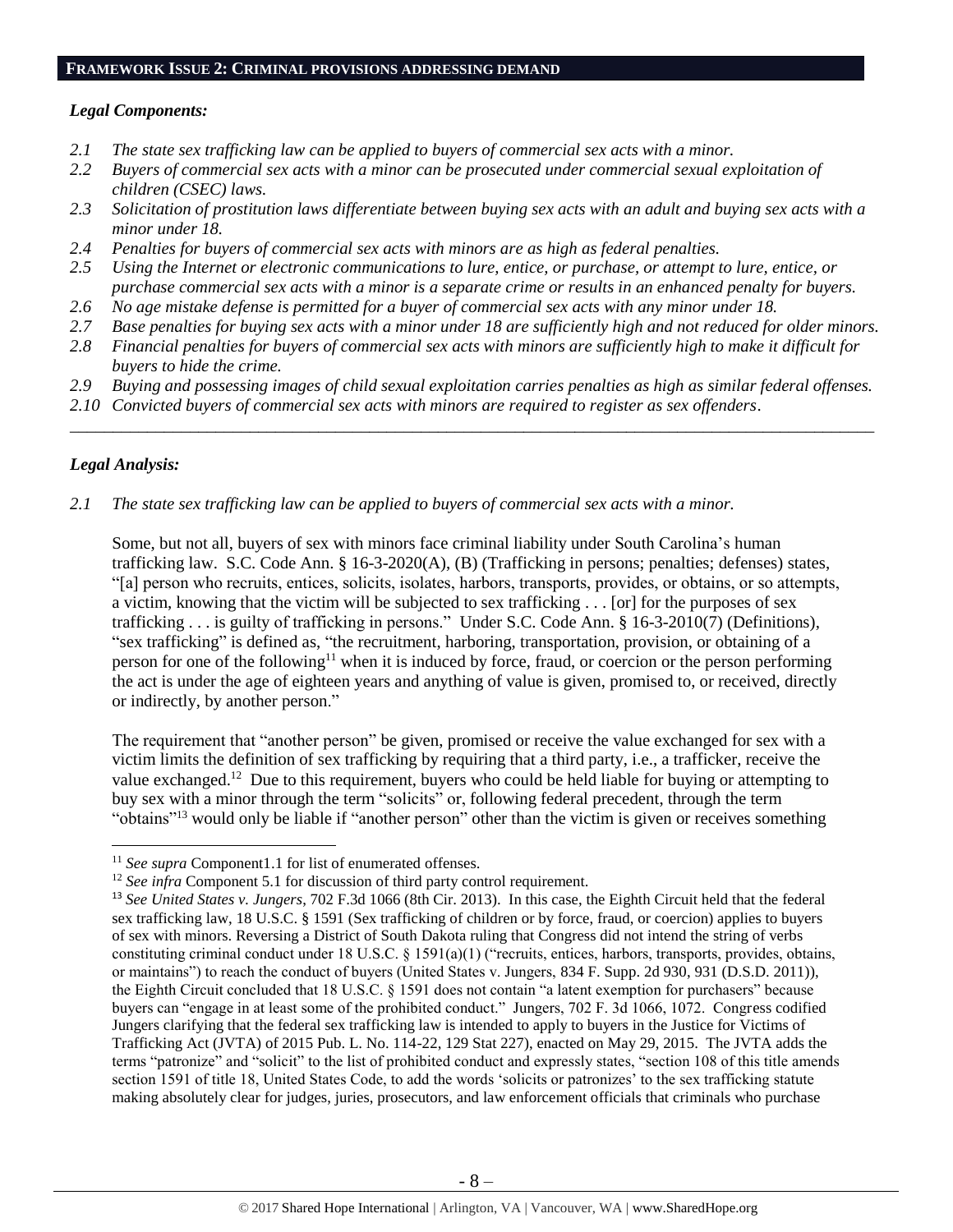## FRAMEWORK ISSUE 2: CRIMINAL PROVISIONS ADDRESSING DEMAND

### *Legal Components:*

*2.1 The state sex trafficking law can be applied to buyers of commercial sex acts with a minor.*
*2.2 Buyers of commercial sex acts with a minor can be prosecuted under commercial sexual exploitation of children (CSEC) laws.*
*2.3 Solicitation of prostitution laws differentiate between buying sex acts with an adult and buying sex acts with a minor under 18.*
*2.4 Penalties for buyers of commercial sex acts with minors are as high as federal penalties.*
*2.5 Using the Internet or electronic communications to lure, entice, or purchase, or attempt to lure, entice, or purchase commercial sex acts with a minor is a separate crime or results in an enhanced penalty for buyers.*
*2.6 No age mistake defense is permitted for a buyer of commercial sex acts with any minor under 18.*
*2.7 Base penalties for buying sex acts with a minor under 18 are sufficiently high and not reduced for older minors.*
*2.8 Financial penalties for buyers of commercial sex acts with minors are sufficiently high to make it difficult for buyers to hide the crime.*
*2.9 Buying and possessing images of child sexual exploitation carries penalties as high as similar federal offenses.*
*2.10 Convicted buyers of commercial sex acts with minors are required to register as sex offenders.*

---

### *Legal Analysis:*

*2.1 The state sex trafficking law can be applied to buyers of commercial sex acts with a minor.*

Some, but not all, buyers of sex with minors face criminal liability under South Carolina's human trafficking law. S.C. Code Ann. § 16-3-2020(A), (B) (Trafficking in persons; penalties; defenses) states, "[a] person who recruits, entices, solicits, isolates, harbors, transports, provides, or obtains, or so attempts, a victim, knowing that the victim will be subjected to sex trafficking . . . [or] for the purposes of sex trafficking . . . is guilty of trafficking in persons." Under S.C. Code Ann. § 16-3-2010(7) (Definitions), "sex trafficking" is defined as, "the recruitment, harboring, transportation, provision, or obtaining of a person for one of the following[11] when it is induced by force, fraud, or coercion or the person performing the act is under the age of eighteen years and anything of value is given, promised to, or received, directly or indirectly, by another person."

The requirement that "another person" be given, promised or receive the value exchanged for sex with a victim limits the definition of sex trafficking by requiring that a third party, i.e., a trafficker, receive the value exchanged.[12] Due to this requirement, buyers who could be held liable for buying or attempting to buy sex with a minor through the term "solicits" or, following federal precedent, through the term "obtains"[13] would only be liable if "another person" other than the victim is given or receives something

---

[11] *See supra* Component1.1 for list of enumerated offenses.

[12] *See infra* Component 5.1 for discussion of third party control requirement.

[13] *See United States v. Jungers*, 702 F.3d 1066 (8th Cir. 2013). In this case, the Eighth Circuit held that the federal sex trafficking law, 18 U.S.C. § 1591 (Sex trafficking of children or by force, fraud, or coercion) applies to buyers of sex with minors. Reversing a District of South Dakota ruling that Congress did not intend the string of verbs constituting criminal conduct under 18 U.S.C. § 1591(a)(1) ("recruits, entices, harbors, transports, provides, obtains, or maintains") to reach the conduct of buyers (United States v. Jungers, 834 F. Supp. 2d 930, 931 (D.S.D. 2011)), the Eighth Circuit concluded that 18 U.S.C. § 1591 does not contain "a latent exemption for purchasers" because buyers can "engage in at least some of the prohibited conduct." Jungers, 702 F. 3d 1066, 1072. Congress codified Jungers clarifying that the federal sex trafficking law is intended to apply to buyers in the Justice for Victims of Trafficking Act (JVTA) of 2015 Pub. L. No. 114-22, 129 Stat 227), enacted on May 29, 2015. The JVTA adds the terms "patronize" and "solicit" to the list of prohibited conduct and expressly states, "section 108 of this title amends section 1591 of title 18, United States Code, to add the words 'solicits or patronizes' to the sex trafficking statute making absolutely clear for judges, juries, prosecutors, and law enforcement officials that criminals who purchase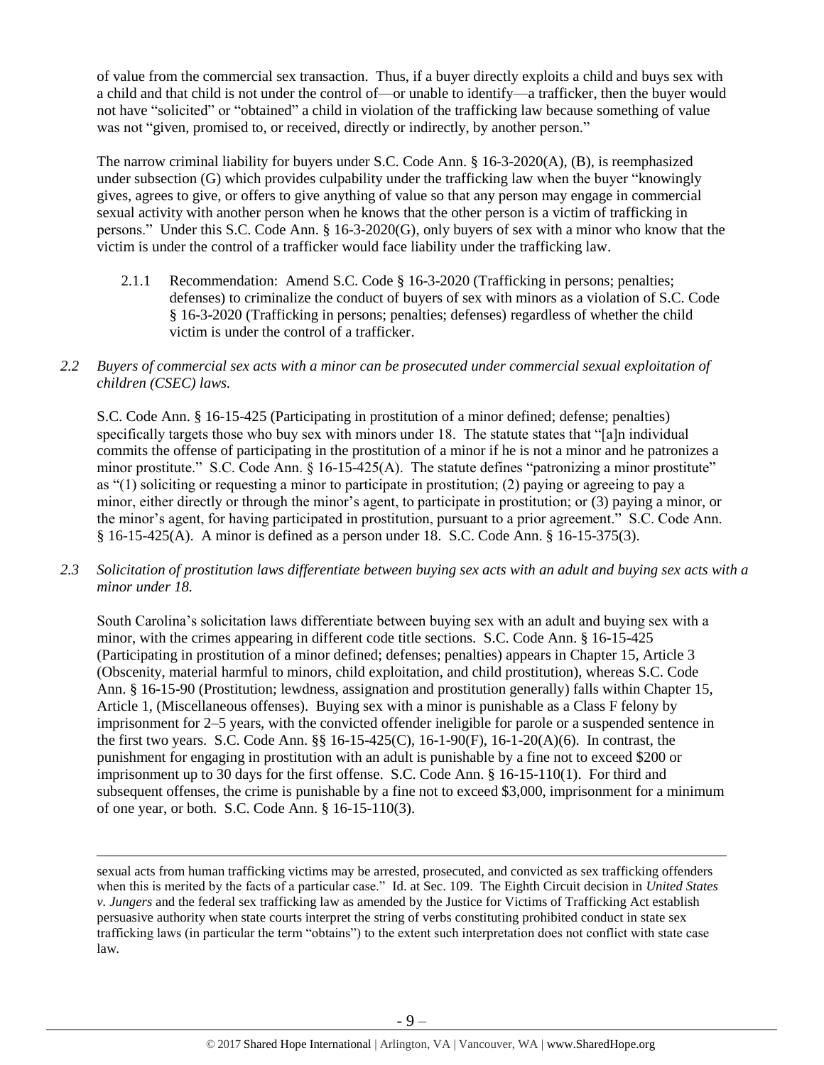of value from the commercial sex transaction. Thus, if a buyer directly exploits a child and buys sex with a child and that child is not under the control of—or unable to identify—a trafficker, then the buyer would not have "solicited" or "obtained" a child in violation of the trafficking law because something of value was not "given, promised to, or received, directly or indirectly, by another person."

The narrow criminal liability for buyers under S.C. Code Ann. § 16-3-2020(A), (B), is reemphasized under subsection (G) which provides culpability under the trafficking law when the buyer "knowingly gives, agrees to give, or offers to give anything of value so that any person may engage in commercial sexual activity with another person when he knows that the other person is a victim of trafficking in persons." Under this S.C. Code Ann. § 16-3-2020(G), only buyers of sex with a minor who know that the victim is under the control of a trafficker would face liability under the trafficking law.

2.1.1 Recommendation: Amend S.C. Code § 16-3-2020 (Trafficking in persons; penalties; defenses) to criminalize the conduct of buyers of sex with minors as a violation of S.C. Code § 16-3-2020 (Trafficking in persons; penalties; defenses) regardless of whether the child victim is under the control of a trafficker.

*2.2 Buyers of commercial sex acts with a minor can be prosecuted under commercial sexual exploitation of children (CSEC) laws.*

S.C. Code Ann. § 16-15-425 (Participating in prostitution of a minor defined; defense; penalties) specifically targets those who buy sex with minors under 18. The statute states that "[a]n individual commits the offense of participating in the prostitution of a minor if he is not a minor and he patronizes a minor prostitute." S.C. Code Ann. § 16-15-425(A). The statute defines "patronizing a minor prostitute" as "(1) soliciting or requesting a minor to participate in prostitution; (2) paying or agreeing to pay a minor, either directly or through the minor's agent, to participate in prostitution; or (3) paying a minor, or the minor's agent, for having participated in prostitution, pursuant to a prior agreement." S.C. Code Ann. § 16-15-425(A). A minor is defined as a person under 18. S.C. Code Ann. § 16-15-375(3).

*2.3 Solicitation of prostitution laws differentiate between buying sex acts with an adult and buying sex acts with a minor under 18.*

South Carolina's solicitation laws differentiate between buying sex with an adult and buying sex with a minor, with the crimes appearing in different code title sections. S.C. Code Ann. § 16-15-425 (Participating in prostitution of a minor defined; defenses; penalties) appears in Chapter 15, Article 3 (Obscenity, material harmful to minors, child exploitation, and child prostitution), whereas S.C. Code Ann. § 16-15-90 (Prostitution; lewdness, assignation and prostitution generally) falls within Chapter 15, Article 1, (Miscellaneous offenses). Buying sex with a minor is punishable as a Class F felony by imprisonment for 2–5 years, with the convicted offender ineligible for parole or a suspended sentence in the first two years. S.C. Code Ann. §§ 16-15-425(C), 16-1-90(F), 16-1-20(A)(6). In contrast, the punishment for engaging in prostitution with an adult is punishable by a fine not to exceed $200 or imprisonment up to 30 days for the first offense. S.C. Code Ann. § 16-15-110(1). For third and subsequent offenses, the crime is punishable by a fine not to exceed $3,000, imprisonment for a minimum of one year, or both. S.C. Code Ann. § 16-15-110(3).

---

sexual acts from human trafficking victims may be arrested, prosecuted, and convicted as sex trafficking offenders when this is merited by the facts of a particular case." Id. at Sec. 109. The Eighth Circuit decision in *United States v. Jungers* and the federal sex trafficking law as amended by the Justice for Victims of Trafficking Act establish persuasive authority when state courts interpret the string of verbs constituting prohibited conduct in state sex trafficking laws (in particular the term "obtains") to the extent such interpretation does not conflict with state case law.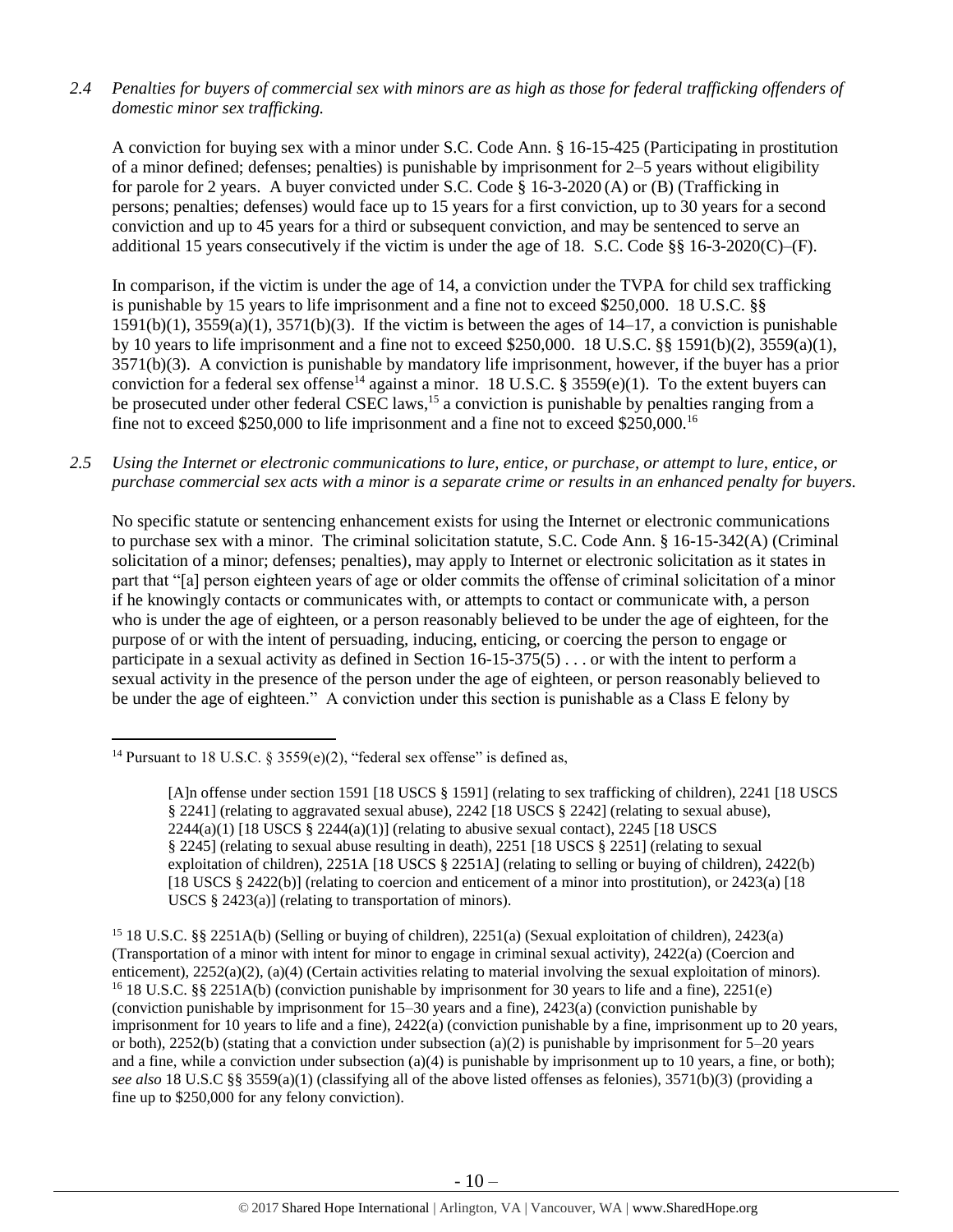*2.4 Penalties for buyers of commercial sex with minors are as high as those for federal trafficking offenders of domestic minor sex trafficking.*

A conviction for buying sex with a minor under S.C. Code Ann. § 16-15-425 (Participating in prostitution of a minor defined; defenses; penalties) is punishable by imprisonment for 2–5 years without eligibility for parole for 2 years. A buyer convicted under S.C. Code § 16-3-2020 (A) or (B) (Trafficking in persons; penalties; defenses) would face up to 15 years for a first conviction, up to 30 years for a second conviction and up to 45 years for a third or subsequent conviction, and may be sentenced to serve an additional 15 years consecutively if the victim is under the age of 18. S.C. Code §§ 16-3-2020(C)–(F).

In comparison, if the victim is under the age of 14, a conviction under the TVPA for child sex trafficking is punishable by 15 years to life imprisonment and a fine not to exceed $250,000. 18 U.S.C. §§ 1591(b)(1), 3559(a)(1), 3571(b)(3). If the victim is between the ages of 14–17, a conviction is punishable by 10 years to life imprisonment and a fine not to exceed $250,000. 18 U.S.C. §§ 1591(b)(2), 3559(a)(1), 3571(b)(3). A conviction is punishable by mandatory life imprisonment, however, if the buyer has a prior conviction for a federal sex offense[14] against a minor. 18 U.S.C. § 3559(e)(1). To the extent buyers can be prosecuted under other federal CSEC laws,[15] a conviction is punishable by penalties ranging from a fine not to exceed $250,000 to life imprisonment and a fine not to exceed $250,000.[16]

*2.5 Using the Internet or electronic communications to lure, entice, or purchase, or attempt to lure, entice, or purchase commercial sex acts with a minor is a separate crime or results in an enhanced penalty for buyers.*

No specific statute or sentencing enhancement exists for using the Internet or electronic communications to purchase sex with a minor. The criminal solicitation statute, S.C. Code Ann. § 16-15-342(A) (Criminal solicitation of a minor; defenses; penalties), may apply to Internet or electronic solicitation as it states in part that "[a] person eighteen years of age or older commits the offense of criminal solicitation of a minor if he knowingly contacts or communicates with, or attempts to contact or communicate with, a person who is under the age of eighteen, or a person reasonably believed to be under the age of eighteen, for the purpose of or with the intent of persuading, inducing, enticing, or coercing the person to engage or participate in a sexual activity as defined in Section 16-15-375(5) . . . or with the intent to perform a sexual activity in the presence of the person under the age of eighteen, or person reasonably believed to be under the age of eighteen." A conviction under this section is punishable as a Class E felony by

---

[14] Pursuant to 18 U.S.C. § 3559(e)(2), "federal sex offense" is defined as,

> [A]n offense under section 1591 [18 USCS § 1591] (relating to sex trafficking of children), 2241 [18 USCS § 2241] (relating to aggravated sexual abuse), 2242 [18 USCS § 2242] (relating to sexual abuse), 2244(a)(1) [18 USCS § 2244(a)(1)] (relating to abusive sexual contact), 2245 [18 USCS § 2245] (relating to sexual abuse resulting in death), 2251 [18 USCS § 2251] (relating to sexual exploitation of children), 2251A [18 USCS § 2251A] (relating to selling or buying of children), 2422(b) [18 USCS § 2422(b)] (relating to coercion and enticement of a minor into prostitution), or 2423(a) [18 USCS § 2423(a)] (relating to transportation of minors).

[15] 18 U.S.C. §§ 2251A(b) (Selling or buying of children), 2251(a) (Sexual exploitation of children), 2423(a) (Transportation of a minor with intent for minor to engage in criminal sexual activity), 2422(a) (Coercion and enticement), 2252(a)(2), (a)(4) (Certain activities relating to material involving the sexual exploitation of minors).

[16] 18 U.S.C. §§ 2251A(b) (conviction punishable by imprisonment for 30 years to life and a fine), 2251(e) (conviction punishable by imprisonment for 15–30 years and a fine), 2423(a) (conviction punishable by imprisonment for 10 years to life and a fine), 2422(a) (conviction punishable by a fine, imprisonment up to 20 years, or both), 2252(b) (stating that a conviction under subsection (a)(2) is punishable by imprisonment for 5–20 years and a fine, while a conviction under subsection (a)(4) is punishable by imprisonment up to 10 years, a fine, or both); *see also* 18 U.S.C §§ 3559(a)(1) (classifying all of the above listed offenses as felonies), 3571(b)(3) (providing a fine up to $250,000 for any felony conviction).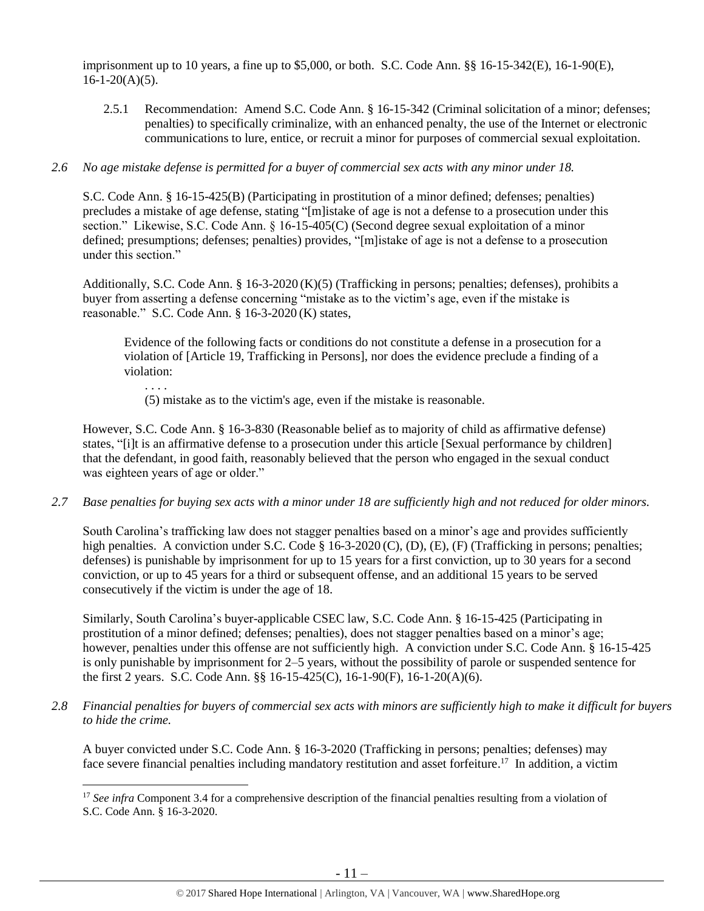imprisonment up to 10 years, a fine up to $5,000, or both. S.C. Code Ann. §§ 16-15-342(E), 16-1-90(E), 16-1-20(A)(5).

2.5.1 Recommendation: Amend S.C. Code Ann. § 16-15-342 (Criminal solicitation of a minor; defenses; penalties) to specifically criminalize, with an enhanced penalty, the use of the Internet or electronic communications to lure, entice, or recruit a minor for purposes of commercial sexual exploitation.

*2.6 No age mistake defense is permitted for a buyer of commercial sex acts with any minor under 18.*

S.C. Code Ann. § 16-15-425(B) (Participating in prostitution of a minor defined; defenses; penalties) precludes a mistake of age defense, stating "[m]istake of age is not a defense to a prosecution under this section." Likewise, S.C. Code Ann. § 16-15-405(C) (Second degree sexual exploitation of a minor defined; presumptions; defenses; penalties) provides, "[m]istake of age is not a defense to a prosecution under this section."

Additionally, S.C. Code Ann. § 16-3-2020 (K)(5) (Trafficking in persons; penalties; defenses), prohibits a buyer from asserting a defense concerning "mistake as to the victim's age, even if the mistake is reasonable." S.C. Code Ann. § 16-3-2020 (K) states,

> Evidence of the following facts or conditions do not constitute a defense in a prosecution for a violation of [Article 19, Trafficking in Persons], nor does the evidence preclude a finding of a violation:
>
> . . . .
>
> (5) mistake as to the victim's age, even if the mistake is reasonable.

However, S.C. Code Ann. § 16-3-830 (Reasonable belief as to majority of child as affirmative defense) states, "[i]t is an affirmative defense to a prosecution under this article [Sexual performance by children] that the defendant, in good faith, reasonably believed that the person who engaged in the sexual conduct was eighteen years of age or older."

*2.7 Base penalties for buying sex acts with a minor under 18 are sufficiently high and not reduced for older minors.*

South Carolina's trafficking law does not stagger penalties based on a minor's age and provides sufficiently high penalties. A conviction under S.C. Code § 16-3-2020 (C), (D), (E), (F) (Trafficking in persons; penalties; defenses) is punishable by imprisonment for up to 15 years for a first conviction, up to 30 years for a second conviction, or up to 45 years for a third or subsequent offense, and an additional 15 years to be served consecutively if the victim is under the age of 18.

Similarly, South Carolina's buyer-applicable CSEC law, S.C. Code Ann. § 16-15-425 (Participating in prostitution of a minor defined; defenses; penalties), does not stagger penalties based on a minor's age; however, penalties under this offense are not sufficiently high. A conviction under S.C. Code Ann. § 16-15-425 is only punishable by imprisonment for 2–5 years, without the possibility of parole or suspended sentence for the first 2 years. S.C. Code Ann. §§ 16-15-425(C), 16-1-90(F), 16-1-20(A)(6).

*2.8 Financial penalties for buyers of commercial sex acts with minors are sufficiently high to make it difficult for buyers to hide the crime.*

A buyer convicted under S.C. Code Ann. § 16-3-2020 (Trafficking in persons; penalties; defenses) may face severe financial penalties including mandatory restitution and asset forfeiture.[17] In addition, a victim

[17] *See infra* Component 3.4 for a comprehensive description of the financial penalties resulting from a violation of S.C. Code Ann. § 16-3-2020.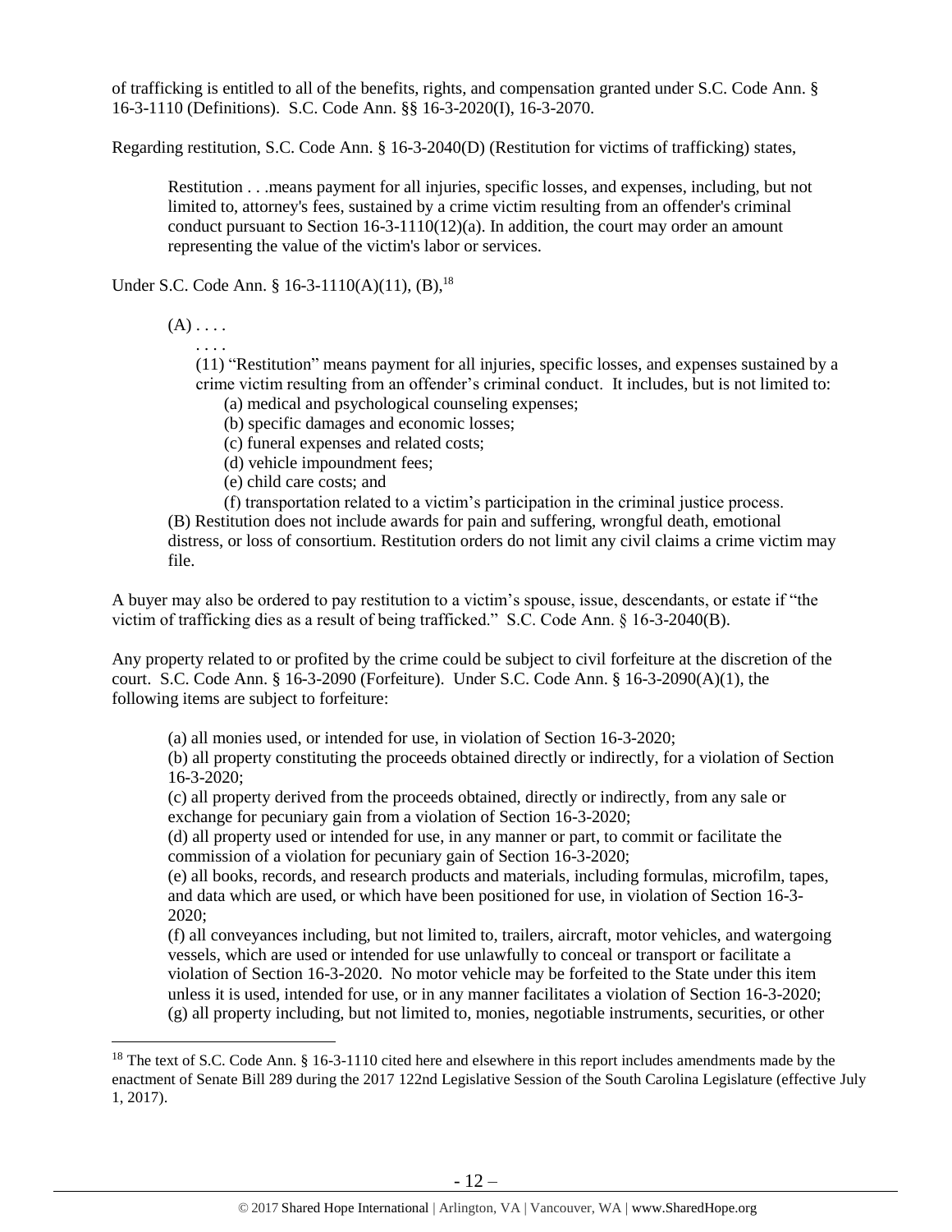of trafficking is entitled to all of the benefits, rights, and compensation granted under S.C. Code Ann. § 16-3-1110 (Definitions). S.C. Code Ann. §§ 16-3-2020(I), 16-3-2070.

Regarding restitution, S.C. Code Ann. § 16-3-2040(D) (Restitution for victims of trafficking) states,

> Restitution . . .means payment for all injuries, specific losses, and expenses, including, but not limited to, attorney's fees, sustained by a crime victim resulting from an offender's criminal conduct pursuant to Section 16-3-1110(12)(a). In addition, the court may order an amount representing the value of the victim's labor or services.

Under S.C. Code Ann. § 16-3-1110(A)(11), (B),[18]

> (A) . . . .
> . . . .
> (11) "Restitution" means payment for all injuries, specific losses, and expenses sustained by a crime victim resulting from an offender's criminal conduct. It includes, but is not limited to:
> (a) medical and psychological counseling expenses;
> (b) specific damages and economic losses;
> (c) funeral expenses and related costs;
> (d) vehicle impoundment fees;
> (e) child care costs; and
> (f) transportation related to a victim's participation in the criminal justice process.
> (B) Restitution does not include awards for pain and suffering, wrongful death, emotional distress, or loss of consortium. Restitution orders do not limit any civil claims a crime victim may file.

A buyer may also be ordered to pay restitution to a victim's spouse, issue, descendants, or estate if "the victim of trafficking dies as a result of being trafficked." S.C. Code Ann. § 16-3-2040(B).

Any property related to or profited by the crime could be subject to civil forfeiture at the discretion of the court. S.C. Code Ann. § 16-3-2090 (Forfeiture). Under S.C. Code Ann. § 16-3-2090(A)(1), the following items are subject to forfeiture:

> (a) all monies used, or intended for use, in violation of Section 16-3-2020;
> (b) all property constituting the proceeds obtained directly or indirectly, for a violation of Section 16-3-2020;
> (c) all property derived from the proceeds obtained, directly or indirectly, from any sale or exchange for pecuniary gain from a violation of Section 16-3-2020;
> (d) all property used or intended for use, in any manner or part, to commit or facilitate the commission of a violation for pecuniary gain of Section 16-3-2020;
> (e) all books, records, and research products and materials, including formulas, microfilm, tapes, and data which are used, or which have been positioned for use, in violation of Section 16-3-2020;
> (f) all conveyances including, but not limited to, trailers, aircraft, motor vehicles, and watergoing vessels, which are used or intended for use unlawfully to conceal or transport or facilitate a violation of Section 16-3-2020. No motor vehicle may be forfeited to the State under this item unless it is used, intended for use, or in any manner facilitates a violation of Section 16-3-2020;
> (g) all property including, but not limited to, monies, negotiable instruments, securities, or other

[18] The text of S.C. Code Ann. § 16-3-1110 cited here and elsewhere in this report includes amendments made by the enactment of Senate Bill 289 during the 2017 122nd Legislative Session of the South Carolina Legislature (effective July 1, 2017).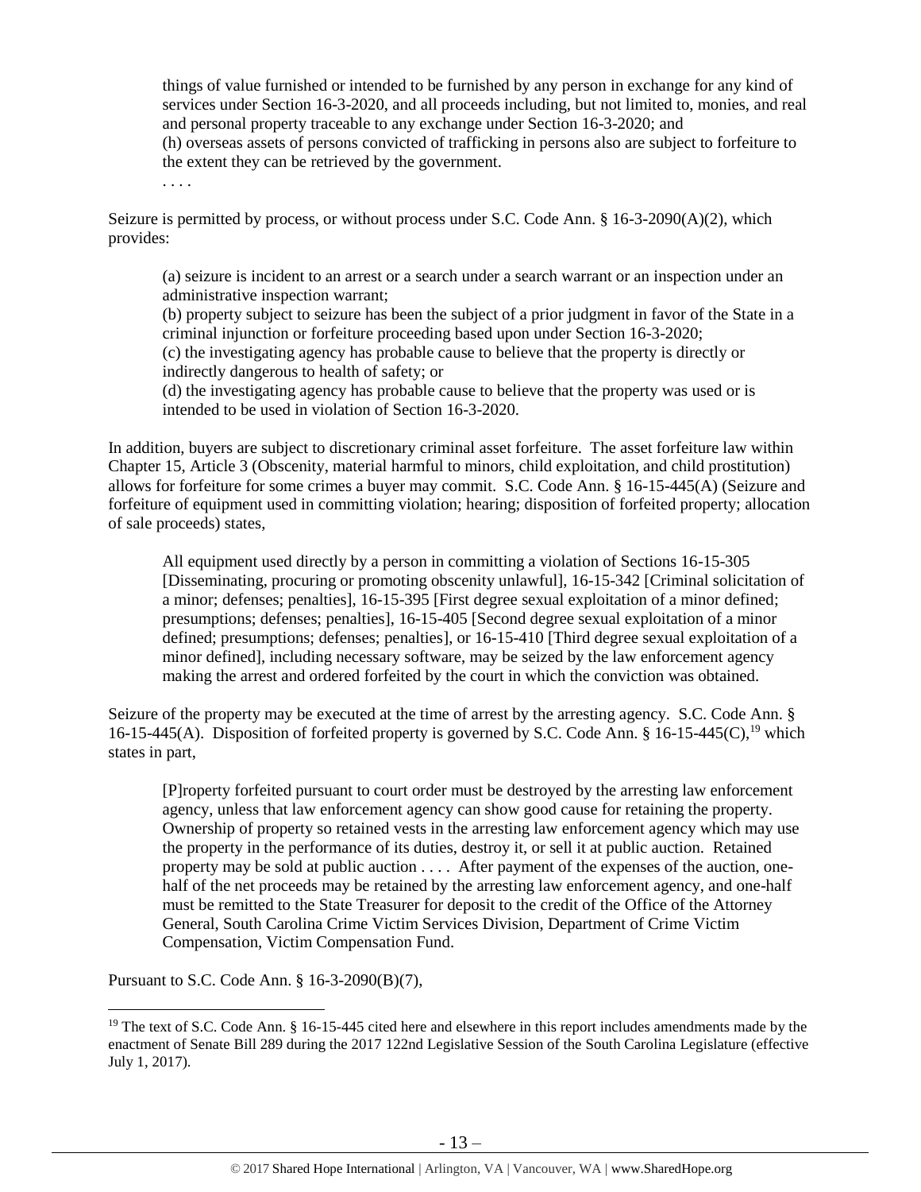things of value furnished or intended to be furnished by any person in exchange for any kind of services under Section 16-3-2020, and all proceeds including, but not limited to, monies, and real and personal property traceable to any exchange under Section 16-3-2020; and

(h) overseas assets of persons convicted of trafficking in persons also are subject to forfeiture to the extent they can be retrieved by the government.

. . . .

Seizure is permitted by process, or without process under S.C. Code Ann. § 16-3-2090(A)(2), which provides:

(a) seizure is incident to an arrest or a search under a search warrant or an inspection under an administrative inspection warrant;

(b) property subject to seizure has been the subject of a prior judgment in favor of the State in a criminal injunction or forfeiture proceeding based upon under Section 16-3-2020;

(c) the investigating agency has probable cause to believe that the property is directly or indirectly dangerous to health of safety; or

(d) the investigating agency has probable cause to believe that the property was used or is intended to be used in violation of Section 16-3-2020.

In addition, buyers are subject to discretionary criminal asset forfeiture. The asset forfeiture law within Chapter 15, Article 3 (Obscenity, material harmful to minors, child exploitation, and child prostitution) allows for forfeiture for some crimes a buyer may commit. S.C. Code Ann. § 16-15-445(A) (Seizure and forfeiture of equipment used in committing violation; hearing; disposition of forfeited property; allocation of sale proceeds) states,

All equipment used directly by a person in committing a violation of Sections 16-15-305 [Disseminating, procuring or promoting obscenity unlawful], 16-15-342 [Criminal solicitation of a minor; defenses; penalties], 16-15-395 [First degree sexual exploitation of a minor defined; presumptions; defenses; penalties], 16-15-405 [Second degree sexual exploitation of a minor defined; presumptions; defenses; penalties], or 16-15-410 [Third degree sexual exploitation of a minor defined], including necessary software, may be seized by the law enforcement agency making the arrest and ordered forfeited by the court in which the conviction was obtained.

Seizure of the property may be executed at the time of arrest by the arresting agency. S.C. Code Ann. § 16-15-445(A). Disposition of forfeited property is governed by S.C. Code Ann. § 16-15-445(C),[19] which states in part,

[P]roperty forfeited pursuant to court order must be destroyed by the arresting law enforcement agency, unless that law enforcement agency can show good cause for retaining the property. Ownership of property so retained vests in the arresting law enforcement agency which may use the property in the performance of its duties, destroy it, or sell it at public auction. Retained property may be sold at public auction . . . . After payment of the expenses of the auction, one-half of the net proceeds may be retained by the arresting law enforcement agency, and one-half must be remitted to the State Treasurer for deposit to the credit of the Office of the Attorney General, South Carolina Crime Victim Services Division, Department of Crime Victim Compensation, Victim Compensation Fund.

Pursuant to S.C. Code Ann. § 16-3-2090(B)(7),

[19] The text of S.C. Code Ann. § 16-15-445 cited here and elsewhere in this report includes amendments made by the enactment of Senate Bill 289 during the 2017 122nd Legislative Session of the South Carolina Legislature (effective July 1, 2017).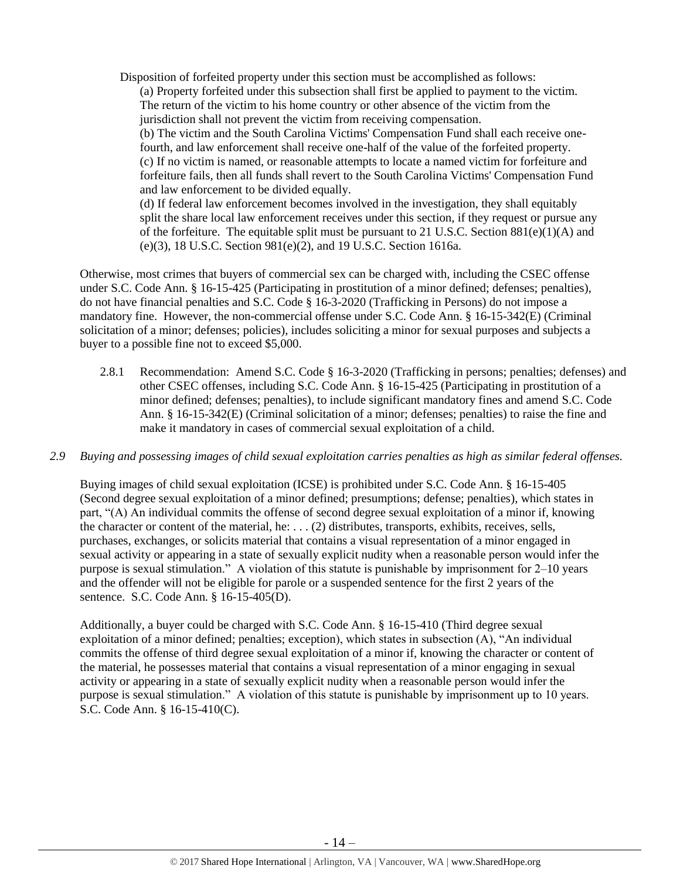Disposition of forfeited property under this section must be accomplished as follows:

(a) Property forfeited under this subsection shall first be applied to payment to the victim. The return of the victim to his home country or other absence of the victim from the jurisdiction shall not prevent the victim from receiving compensation.

(b) The victim and the South Carolina Victims' Compensation Fund shall each receive one-fourth, and law enforcement shall receive one-half of the value of the forfeited property.

(c) If no victim is named, or reasonable attempts to locate a named victim for forfeiture and forfeiture fails, then all funds shall revert to the South Carolina Victims' Compensation Fund and law enforcement to be divided equally.

(d) If federal law enforcement becomes involved in the investigation, they shall equitably split the share local law enforcement receives under this section, if they request or pursue any of the forfeiture. The equitable split must be pursuant to 21 U.S.C. Section 881(e)(1)(A) and (e)(3), 18 U.S.C. Section 981(e)(2), and 19 U.S.C. Section 1616a.

Otherwise, most crimes that buyers of commercial sex can be charged with, including the CSEC offense under S.C. Code Ann. § 16-15-425 (Participating in prostitution of a minor defined; defenses; penalties), do not have financial penalties and S.C. Code § 16-3-2020 (Trafficking in Persons) do not impose a mandatory fine. However, the non-commercial offense under S.C. Code Ann. § 16-15-342(E) (Criminal solicitation of a minor; defenses; policies), includes soliciting a minor for sexual purposes and subjects a buyer to a possible fine not to exceed $5,000.

2.8.1 Recommendation: Amend S.C. Code § 16-3-2020 (Trafficking in persons; penalties; defenses) and other CSEC offenses, including S.C. Code Ann. § 16-15-425 (Participating in prostitution of a minor defined; defenses; penalties), to include significant mandatory fines and amend S.C. Code Ann. § 16-15-342(E) (Criminal solicitation of a minor; defenses; penalties) to raise the fine and make it mandatory in cases of commercial sexual exploitation of a child.

*2.9 Buying and possessing images of child sexual exploitation carries penalties as high as similar federal offenses.*

Buying images of child sexual exploitation (ICSE) is prohibited under S.C. Code Ann. § 16-15-405 (Second degree sexual exploitation of a minor defined; presumptions; defense; penalties), which states in part, "(A) An individual commits the offense of second degree sexual exploitation of a minor if, knowing the character or content of the material, he: . . . (2) distributes, transports, exhibits, receives, sells, purchases, exchanges, or solicits material that contains a visual representation of a minor engaged in sexual activity or appearing in a state of sexually explicit nudity when a reasonable person would infer the purpose is sexual stimulation." A violation of this statute is punishable by imprisonment for 2–10 years and the offender will not be eligible for parole or a suspended sentence for the first 2 years of the sentence. S.C. Code Ann. § 16-15-405(D).

Additionally, a buyer could be charged with S.C. Code Ann. § 16-15-410 (Third degree sexual exploitation of a minor defined; penalties; exception), which states in subsection (A), "An individual commits the offense of third degree sexual exploitation of a minor if, knowing the character or content of the material, he possesses material that contains a visual representation of a minor engaging in sexual activity or appearing in a state of sexually explicit nudity when a reasonable person would infer the purpose is sexual stimulation." A violation of this statute is punishable by imprisonment up to 10 years. S.C. Code Ann. § 16-15-410(C).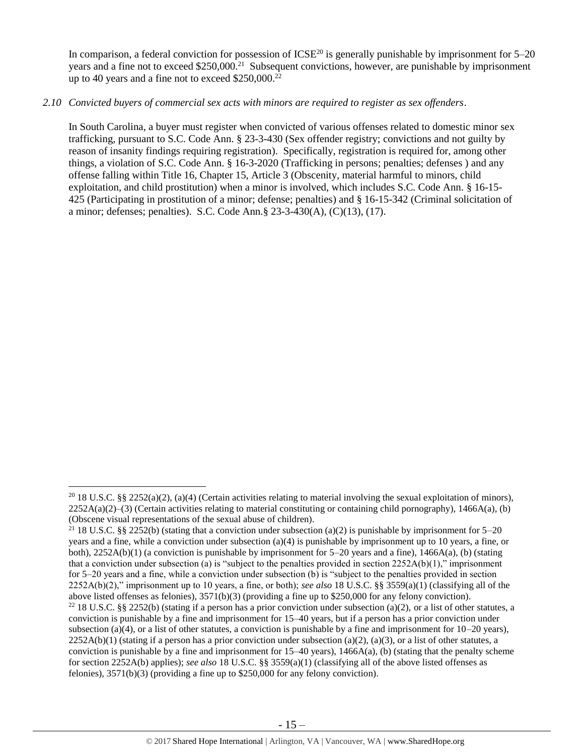In comparison, a federal conviction for possession of ICSE[20] is generally punishable by imprisonment for 5–20 years and a fine not to exceed $250,000.[21] Subsequent convictions, however, are punishable by imprisonment up to 40 years and a fine not to exceed $250,000.[22]

*2.10 Convicted buyers of commercial sex acts with minors are required to register as sex offenders.*

In South Carolina, a buyer must register when convicted of various offenses related to domestic minor sex trafficking, pursuant to S.C. Code Ann. § 23-3-430 (Sex offender registry; convictions and not guilty by reason of insanity findings requiring registration). Specifically, registration is required for, among other things, a violation of S.C. Code Ann. § 16-3-2020 (Trafficking in persons; penalties; defenses ) and any offense falling within Title 16, Chapter 15, Article 3 (Obscenity, material harmful to minors, child exploitation, and child prostitution) when a minor is involved, which includes S.C. Code Ann. § 16-15-425 (Participating in prostitution of a minor; defense; penalties) and § 16-15-342 (Criminal solicitation of a minor; defenses; penalties). S.C. Code Ann.§ 23-3-430(A), (C)(13), (17).

---

[20] 18 U.S.C. §§ 2252(a)(2), (a)(4) (Certain activities relating to material involving the sexual exploitation of minors), 2252A(a)(2)–(3) (Certain activities relating to material constituting or containing child pornography), 1466A(a), (b) (Obscene visual representations of the sexual abuse of children).

[21] 18 U.S.C. §§ 2252(b) (stating that a conviction under subsection (a)(2) is punishable by imprisonment for 5–20 years and a fine, while a conviction under subsection (a)(4) is punishable by imprisonment up to 10 years, a fine, or both), 2252A(b)(1) (a conviction is punishable by imprisonment for 5–20 years and a fine), 1466A(a), (b) (stating that a conviction under subsection (a) is "subject to the penalties provided in section 2252A(b)(1)," imprisonment for 5–20 years and a fine, while a conviction under subsection (b) is "subject to the penalties provided in section 2252A(b)(2)," imprisonment up to 10 years, a fine, or both); *see also* 18 U.S.C. §§ 3559(a)(1) (classifying all of the above listed offenses as felonies), 3571(b)(3) (providing a fine up to $250,000 for any felony conviction).

[22] 18 U.S.C. §§ 2252(b) (stating if a person has a prior conviction under subsection (a)(2), or a list of other statutes, a conviction is punishable by a fine and imprisonment for 15–40 years, but if a person has a prior conviction under subsection (a)(4), or a list of other statutes, a conviction is punishable by a fine and imprisonment for 10–20 years), 2252A(b)(1) (stating if a person has a prior conviction under subsection (a)(2), (a)(3), or a list of other statutes, a conviction is punishable by a fine and imprisonment for 15–40 years), 1466A(a), (b) (stating that the penalty scheme for section 2252A(b) applies); *see also* 18 U.S.C. §§ 3559(a)(1) (classifying all of the above listed offenses as felonies), 3571(b)(3) (providing a fine up to $250,000 for any felony conviction).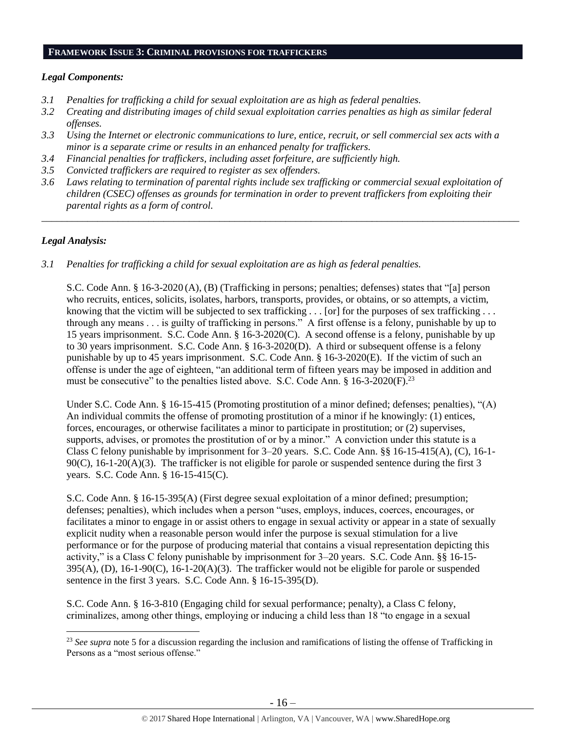## FRAMEWORK ISSUE 3: CRIMINAL PROVISIONS FOR TRAFFICKERS

### *Legal Components:*

*3.1 Penalties for trafficking a child for sexual exploitation are as high as federal penalties.*
*3.2 Creating and distributing images of child sexual exploitation carries penalties as high as similar federal offenses.*
*3.3 Using the Internet or electronic communications to lure, entice, recruit, or sell commercial sex acts with a minor is a separate crime or results in an enhanced penalty for traffickers.*
*3.4 Financial penalties for traffickers, including asset forfeiture, are sufficiently high.*
*3.5 Convicted traffickers are required to register as sex offenders.*
*3.6 Laws relating to termination of parental rights include sex trafficking or commercial sexual exploitation of children (CSEC) offenses as grounds for termination in order to prevent traffickers from exploiting their parental rights as a form of control.*

---

### *Legal Analysis:*

*3.1 Penalties for trafficking a child for sexual exploitation are as high as federal penalties.*

S.C. Code Ann. § 16-3-2020 (A), (B) (Trafficking in persons; penalties; defenses) states that "[a] person who recruits, entices, solicits, isolates, harbors, transports, provides, or obtains, or so attempts, a victim, knowing that the victim will be subjected to sex trafficking . . . [or] for the purposes of sex trafficking . . . through any means . . . is guilty of trafficking in persons." A first offense is a felony, punishable by up to 15 years imprisonment. S.C. Code Ann. § 16-3-2020(C). A second offense is a felony, punishable by up to 30 years imprisonment. S.C. Code Ann. § 16-3-2020(D). A third or subsequent offense is a felony punishable by up to 45 years imprisonment. S.C. Code Ann. § 16-3-2020(E). If the victim of such an offense is under the age of eighteen, "an additional term of fifteen years may be imposed in addition and must be consecutive" to the penalties listed above. S.C. Code Ann. § 16-3-2020(F).[23]

Under S.C. Code Ann. § 16-15-415 (Promoting prostitution of a minor defined; defenses; penalties), "(A) An individual commits the offense of promoting prostitution of a minor if he knowingly: (1) entices, forces, encourages, or otherwise facilitates a minor to participate in prostitution; or (2) supervises, supports, advises, or promotes the prostitution of or by a minor." A conviction under this statute is a Class C felony punishable by imprisonment for 3–20 years. S.C. Code Ann. §§ 16-15-415(A), (C), 16-1-90(C), 16-1-20(A)(3). The trafficker is not eligible for parole or suspended sentence during the first 3 years. S.C. Code Ann. § 16-15-415(C).

S.C. Code Ann. § 16-15-395(A) (First degree sexual exploitation of a minor defined; presumption; defenses; penalties), which includes when a person "uses, employs, induces, coerces, encourages, or facilitates a minor to engage in or assist others to engage in sexual activity or appear in a state of sexually explicit nudity when a reasonable person would infer the purpose is sexual stimulation for a live performance or for the purpose of producing material that contains a visual representation depicting this activity," is a Class C felony punishable by imprisonment for 3–20 years. S.C. Code Ann. §§ 16-15-395(A), (D), 16-1-90(C), 16-1-20(A)(3). The trafficker would not be eligible for parole or suspended sentence in the first 3 years. S.C. Code Ann. § 16-15-395(D).

S.C. Code Ann. § 16-3-810 (Engaging child for sexual performance; penalty), a Class C felony, criminalizes, among other things, employing or inducing a child less than 18 "to engage in a sexual

---

[23] *See supra* note 5 for a discussion regarding the inclusion and ramifications of listing the offense of Trafficking in Persons as a "most serious offense."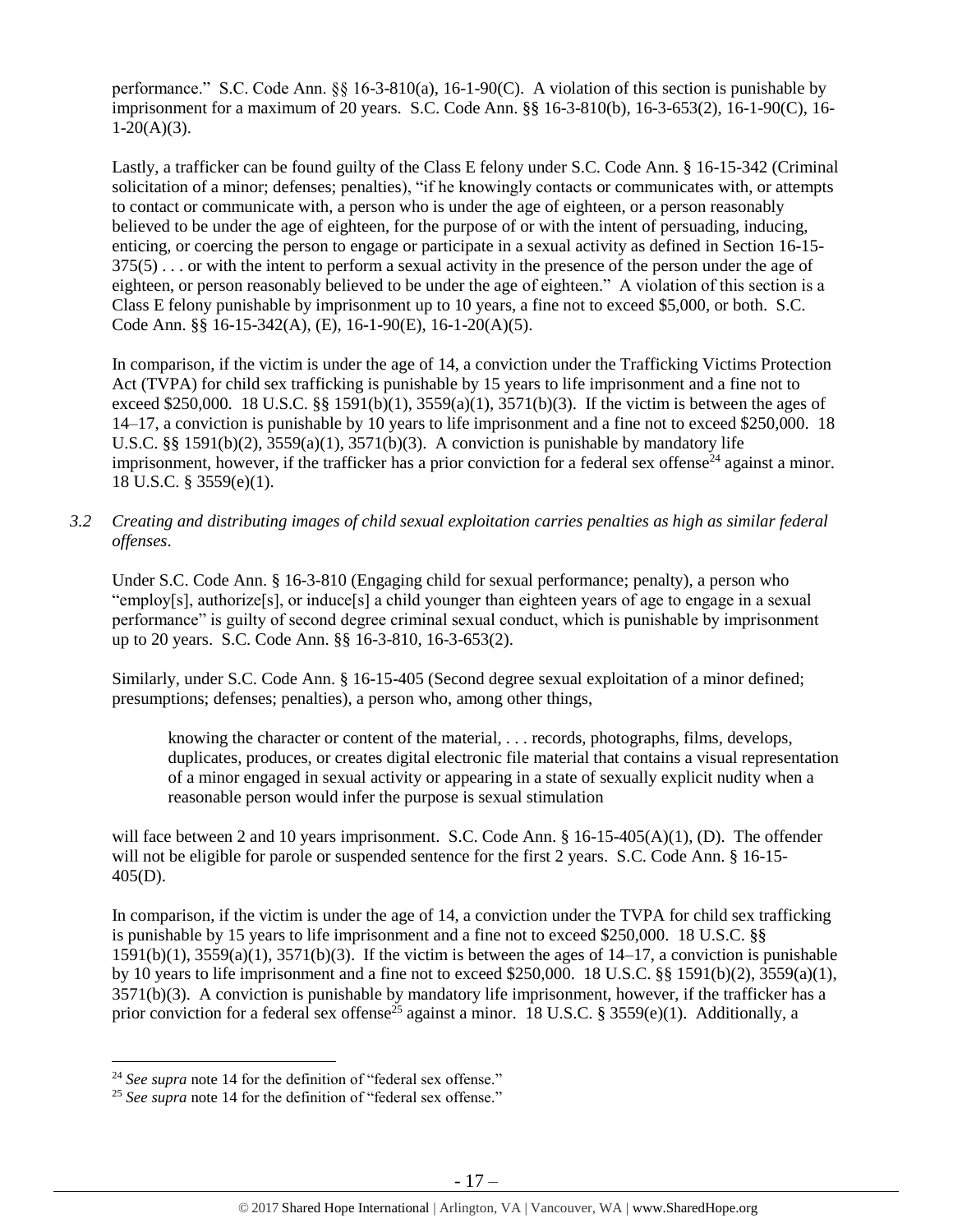performance." S.C. Code Ann. §§ 16-3-810(a), 16-1-90(C). A violation of this section is punishable by imprisonment for a maximum of 20 years. S.C. Code Ann. §§ 16-3-810(b), 16-3-653(2), 16-1-90(C), 16-1-20(A)(3).

Lastly, a trafficker can be found guilty of the Class E felony under S.C. Code Ann. § 16-15-342 (Criminal solicitation of a minor; defenses; penalties), "if he knowingly contacts or communicates with, or attempts to contact or communicate with, a person who is under the age of eighteen, or a person reasonably believed to be under the age of eighteen, for the purpose of or with the intent of persuading, inducing, enticing, or coercing the person to engage or participate in a sexual activity as defined in Section 16-15-375(5) . . . or with the intent to perform a sexual activity in the presence of the person under the age of eighteen, or person reasonably believed to be under the age of eighteen." A violation of this section is a Class E felony punishable by imprisonment up to 10 years, a fine not to exceed $5,000, or both. S.C. Code Ann. §§ 16-15-342(A), (E), 16-1-90(E), 16-1-20(A)(5).

In comparison, if the victim is under the age of 14, a conviction under the Trafficking Victims Protection Act (TVPA) for child sex trafficking is punishable by 15 years to life imprisonment and a fine not to exceed $250,000. 18 U.S.C. §§ 1591(b)(1), 3559(a)(1), 3571(b)(3). If the victim is between the ages of 14–17, a conviction is punishable by 10 years to life imprisonment and a fine not to exceed $250,000. 18 U.S.C. §§ 1591(b)(2), 3559(a)(1), 3571(b)(3). A conviction is punishable by mandatory life imprisonment, however, if the trafficker has a prior conviction for a federal sex offense[24] against a minor. 18 U.S.C. § 3559(e)(1).

*3.2 Creating and distributing images of child sexual exploitation carries penalties as high as similar federal offenses.*

Under S.C. Code Ann. § 16-3-810 (Engaging child for sexual performance; penalty), a person who "employ[s], authorize[s], or induce[s] a child younger than eighteen years of age to engage in a sexual performance" is guilty of second degree criminal sexual conduct, which is punishable by imprisonment up to 20 years. S.C. Code Ann. §§ 16-3-810, 16-3-653(2).

Similarly, under S.C. Code Ann. § 16-15-405 (Second degree sexual exploitation of a minor defined; presumptions; defenses; penalties), a person who, among other things,

> knowing the character or content of the material, . . . records, photographs, films, develops, duplicates, produces, or creates digital electronic file material that contains a visual representation of a minor engaged in sexual activity or appearing in a state of sexually explicit nudity when a reasonable person would infer the purpose is sexual stimulation

will face between 2 and 10 years imprisonment. S.C. Code Ann. § 16-15-405(A)(1), (D). The offender will not be eligible for parole or suspended sentence for the first 2 years. S.C. Code Ann. § 16-15-405(D).

In comparison, if the victim is under the age of 14, a conviction under the TVPA for child sex trafficking is punishable by 15 years to life imprisonment and a fine not to exceed $250,000. 18 U.S.C. §§ 1591(b)(1), 3559(a)(1), 3571(b)(3). If the victim is between the ages of 14–17, a conviction is punishable by 10 years to life imprisonment and a fine not to exceed $250,000. 18 U.S.C. §§ 1591(b)(2), 3559(a)(1), 3571(b)(3). A conviction is punishable by mandatory life imprisonment, however, if the trafficker has a prior conviction for a federal sex offense[25] against a minor. 18 U.S.C. § 3559(e)(1). Additionally, a

---

[24] *See supra* note 14 for the definition of "federal sex offense."

[25] *See supra* note 14 for the definition of "federal sex offense."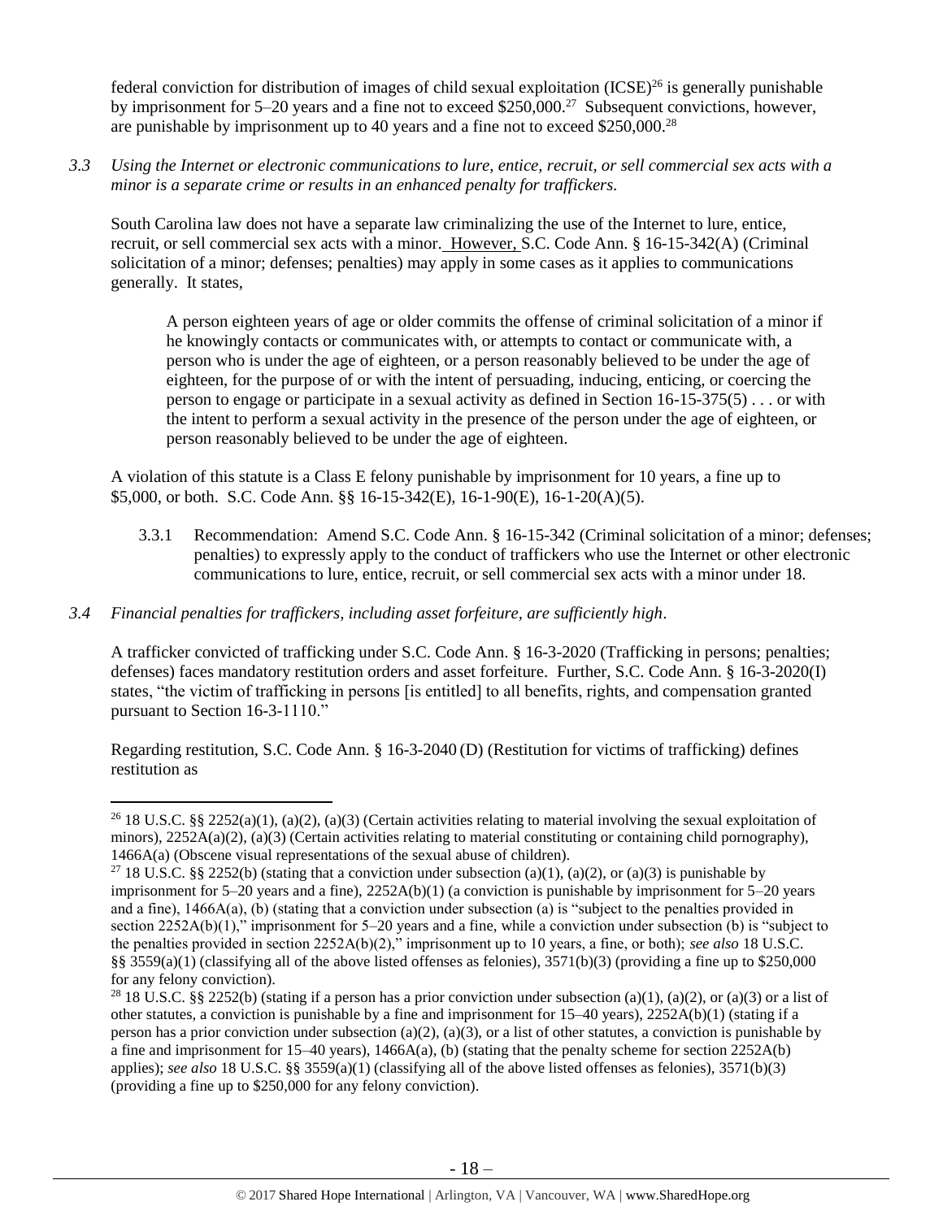federal conviction for distribution of images of child sexual exploitation (ICSE)[26] is generally punishable by imprisonment for 5–20 years and a fine not to exceed $250,000.[27] Subsequent convictions, however, are punishable by imprisonment up to 40 years and a fine not to exceed $250,000.[28]

*3.3 Using the Internet or electronic communications to lure, entice, recruit, or sell commercial sex acts with a minor is a separate crime or results in an enhanced penalty for traffickers.*

South Carolina law does not have a separate law criminalizing the use of the Internet to lure, entice, recruit, or sell commercial sex acts with a minor. However, S.C. Code Ann. § 16-15-342(A) (Criminal solicitation of a minor; defenses; penalties) may apply in some cases as it applies to communications generally. It states,

> A person eighteen years of age or older commits the offense of criminal solicitation of a minor if he knowingly contacts or communicates with, or attempts to contact or communicate with, a person who is under the age of eighteen, or a person reasonably believed to be under the age of eighteen, for the purpose of or with the intent of persuading, inducing, enticing, or coercing the person to engage or participate in a sexual activity as defined in Section 16-15-375(5) . . . or with the intent to perform a sexual activity in the presence of the person under the age of eighteen, or person reasonably believed to be under the age of eighteen.

A violation of this statute is a Class E felony punishable by imprisonment for 10 years, a fine up to $5,000, or both. S.C. Code Ann. §§ 16-15-342(E), 16-1-90(E), 16-1-20(A)(5).

3.3.1 Recommendation: Amend S.C. Code Ann. § 16-15-342 (Criminal solicitation of a minor; defenses; penalties) to expressly apply to the conduct of traffickers who use the Internet or other electronic communications to lure, entice, recruit, or sell commercial sex acts with a minor under 18.

*3.4 Financial penalties for traffickers, including asset forfeiture, are sufficiently high.*

A trafficker convicted of trafficking under S.C. Code Ann. § 16-3-2020 (Trafficking in persons; penalties; defenses) faces mandatory restitution orders and asset forfeiture. Further, S.C. Code Ann. § 16-3-2020(I) states, "the victim of trafficking in persons [is entitled] to all benefits, rights, and compensation granted pursuant to Section 16-3-1110."

Regarding restitution, S.C. Code Ann. § 16-3-2040 (D) (Restitution for victims of trafficking) defines restitution as

---

[26] 18 U.S.C. §§ 2252(a)(1), (a)(2), (a)(3) (Certain activities relating to material involving the sexual exploitation of minors), 2252A(a)(2), (a)(3) (Certain activities relating to material constituting or containing child pornography), 1466A(a) (Obscene visual representations of the sexual abuse of children).

[27] 18 U.S.C. §§ 2252(b) (stating that a conviction under subsection (a)(1), (a)(2), or (a)(3) is punishable by imprisonment for 5–20 years and a fine), 2252A(b)(1) (a conviction is punishable by imprisonment for 5–20 years and a fine), 1466A(a), (b) (stating that a conviction under subsection (a) is "subject to the penalties provided in section 2252A(b)(1)," imprisonment for 5–20 years and a fine, while a conviction under subsection (b) is "subject to the penalties provided in section 2252A(b)(2)," imprisonment up to 10 years, a fine, or both); *see also* 18 U.S.C. §§ 3559(a)(1) (classifying all of the above listed offenses as felonies), 3571(b)(3) (providing a fine up to $250,000 for any felony conviction).

[28] 18 U.S.C. §§ 2252(b) (stating if a person has a prior conviction under subsection (a)(1), (a)(2), or (a)(3) or a list of other statutes, a conviction is punishable by a fine and imprisonment for 15–40 years), 2252A(b)(1) (stating if a person has a prior conviction under subsection (a)(2), (a)(3), or a list of other statutes, a conviction is punishable by a fine and imprisonment for 15–40 years), 1466A(a), (b) (stating that the penalty scheme for section 2252A(b) applies); *see also* 18 U.S.C. §§ 3559(a)(1) (classifying all of the above listed offenses as felonies), 3571(b)(3) (providing a fine up to $250,000 for any felony conviction).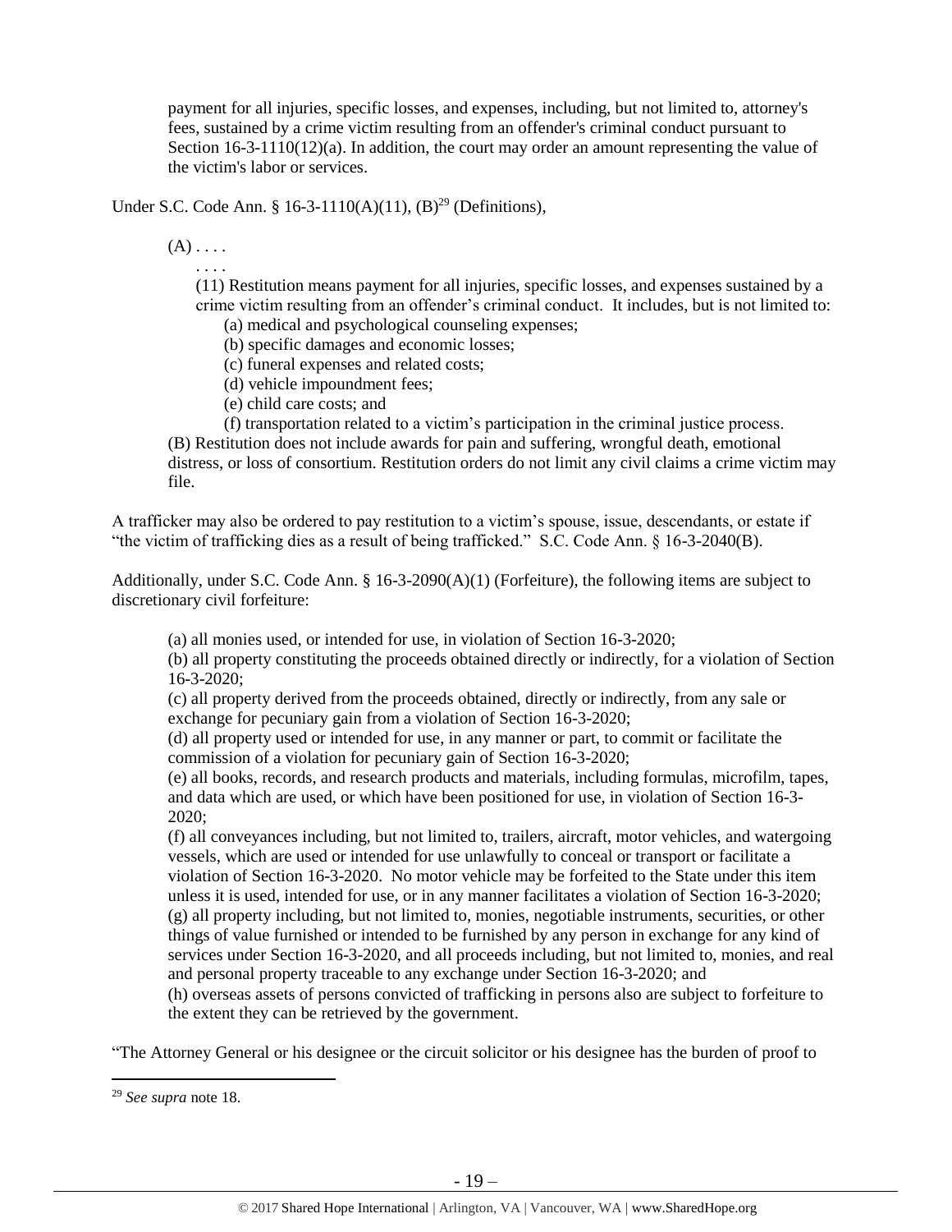payment for all injuries, specific losses, and expenses, including, but not limited to, attorney's fees, sustained by a crime victim resulting from an offender's criminal conduct pursuant to Section 16-3-1110(12)(a). In addition, the court may order an amount representing the value of the victim's labor or services.

Under S.C. Code Ann. § 16-3-1110(A)(11), (B)[29] (Definitions),

> (A) . . . .
>
> . . . .
>
> (11) Restitution means payment for all injuries, specific losses, and expenses sustained by a crime victim resulting from an offender's criminal conduct. It includes, but is not limited to:
>
> (a) medical and psychological counseling expenses;
>
> (b) specific damages and economic losses;
>
> (c) funeral expenses and related costs;
>
> (d) vehicle impoundment fees;
>
> (e) child care costs; and
>
> (f) transportation related to a victim's participation in the criminal justice process.
>
> (B) Restitution does not include awards for pain and suffering, wrongful death, emotional distress, or loss of consortium. Restitution orders do not limit any civil claims a crime victim may file.

A trafficker may also be ordered to pay restitution to a victim's spouse, issue, descendants, or estate if "the victim of trafficking dies as a result of being trafficked." S.C. Code Ann. § 16-3-2040(B).

Additionally, under S.C. Code Ann. § 16-3-2090(A)(1) (Forfeiture), the following items are subject to discretionary civil forfeiture:

> (a) all monies used, or intended for use, in violation of Section 16-3-2020;
>
> (b) all property constituting the proceeds obtained directly or indirectly, for a violation of Section 16-3-2020;
>
> (c) all property derived from the proceeds obtained, directly or indirectly, from any sale or exchange for pecuniary gain from a violation of Section 16-3-2020;
>
> (d) all property used or intended for use, in any manner or part, to commit or facilitate the commission of a violation for pecuniary gain of Section 16-3-2020;
>
> (e) all books, records, and research products and materials, including formulas, microfilm, tapes, and data which are used, or which have been positioned for use, in violation of Section 16-3-2020;
>
> (f) all conveyances including, but not limited to, trailers, aircraft, motor vehicles, and watergoing vessels, which are used or intended for use unlawfully to conceal or transport or facilitate a violation of Section 16-3-2020. No motor vehicle may be forfeited to the State under this item unless it is used, intended for use, or in any manner facilitates a violation of Section 16-3-2020;
>
> (g) all property including, but not limited to, monies, negotiable instruments, securities, or other things of value furnished or intended to be furnished by any person in exchange for any kind of services under Section 16-3-2020, and all proceeds including, but not limited to, monies, and real and personal property traceable to any exchange under Section 16-3-2020; and
>
> (h) overseas assets of persons convicted of trafficking in persons also are subject to forfeiture to the extent they can be retrieved by the government.

"The Attorney General or his designee or the circuit solicitor or his designee has the burden of proof to

---

[29] *See supra* note 18.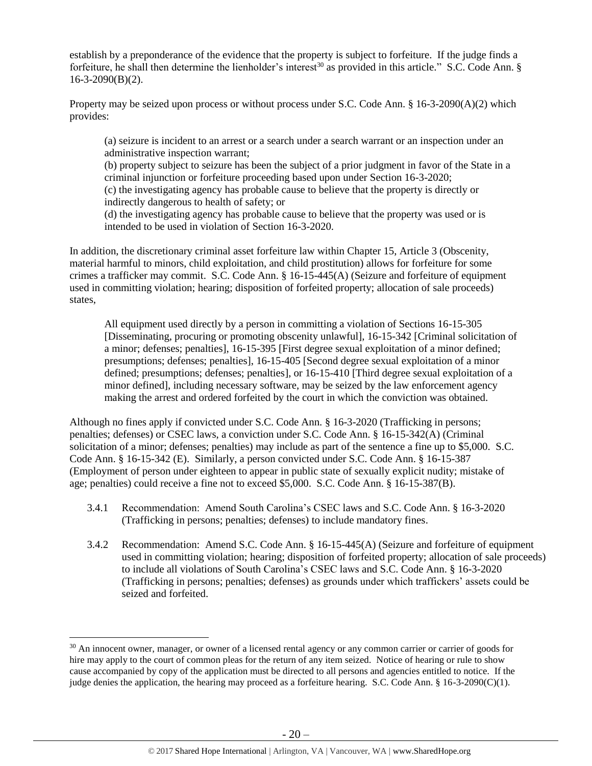establish by a preponderance of the evidence that the property is subject to forfeiture. If the judge finds a forfeiture, he shall then determine the lienholder's interest[30] as provided in this article." S.C. Code Ann. § 16-3-2090(B)(2).

Property may be seized upon process or without process under S.C. Code Ann. § 16-3-2090(A)(2) which provides:

> (a) seizure is incident to an arrest or a search under a search warrant or an inspection under an administrative inspection warrant;
> (b) property subject to seizure has been the subject of a prior judgment in favor of the State in a criminal injunction or forfeiture proceeding based upon under Section 16-3-2020;
> (c) the investigating agency has probable cause to believe that the property is directly or indirectly dangerous to health of safety; or
> (d) the investigating agency has probable cause to believe that the property was used or is intended to be used in violation of Section 16-3-2020.

In addition, the discretionary criminal asset forfeiture law within Chapter 15, Article 3 (Obscenity, material harmful to minors, child exploitation, and child prostitution) allows for forfeiture for some crimes a trafficker may commit. S.C. Code Ann. § 16-15-445(A) (Seizure and forfeiture of equipment used in committing violation; hearing; disposition of forfeited property; allocation of sale proceeds) states,

> All equipment used directly by a person in committing a violation of Sections 16-15-305 [Disseminating, procuring or promoting obscenity unlawful], 16-15-342 [Criminal solicitation of a minor; defenses; penalties], 16-15-395 [First degree sexual exploitation of a minor defined; presumptions; defenses; penalties], 16-15-405 [Second degree sexual exploitation of a minor defined; presumptions; defenses; penalties], or 16-15-410 [Third degree sexual exploitation of a minor defined], including necessary software, may be seized by the law enforcement agency making the arrest and ordered forfeited by the court in which the conviction was obtained.

Although no fines apply if convicted under S.C. Code Ann. § 16-3-2020 (Trafficking in persons; penalties; defenses) or CSEC laws, a conviction under S.C. Code Ann. § 16-15-342(A) (Criminal solicitation of a minor; defenses; penalties) may include as part of the sentence a fine up to $5,000. S.C. Code Ann. § 16-15-342 (E). Similarly, a person convicted under S.C. Code Ann. § 16-15-387 (Employment of person under eighteen to appear in public state of sexually explicit nudity; mistake of age; penalties) could receive a fine not to exceed $5,000. S.C. Code Ann. § 16-15-387(B).

- 3.4.1 Recommendation: Amend South Carolina's CSEC laws and S.C. Code Ann. § 16-3-2020 (Trafficking in persons; penalties; defenses) to include mandatory fines.
- 3.4.2 Recommendation: Amend S.C. Code Ann. § 16-15-445(A) (Seizure and forfeiture of equipment used in committing violation; hearing; disposition of forfeited property; allocation of sale proceeds) to include all violations of South Carolina's CSEC laws and S.C. Code Ann. § 16-3-2020 (Trafficking in persons; penalties; defenses) as grounds under which traffickers' assets could be seized and forfeited.

---

[30] An innocent owner, manager, or owner of a licensed rental agency or any common carrier or carrier of goods for hire may apply to the court of common pleas for the return of any item seized. Notice of hearing or rule to show cause accompanied by copy of the application must be directed to all persons and agencies entitled to notice. If the judge denies the application, the hearing may proceed as a forfeiture hearing. S.C. Code Ann. § 16-3-2090(C)(1).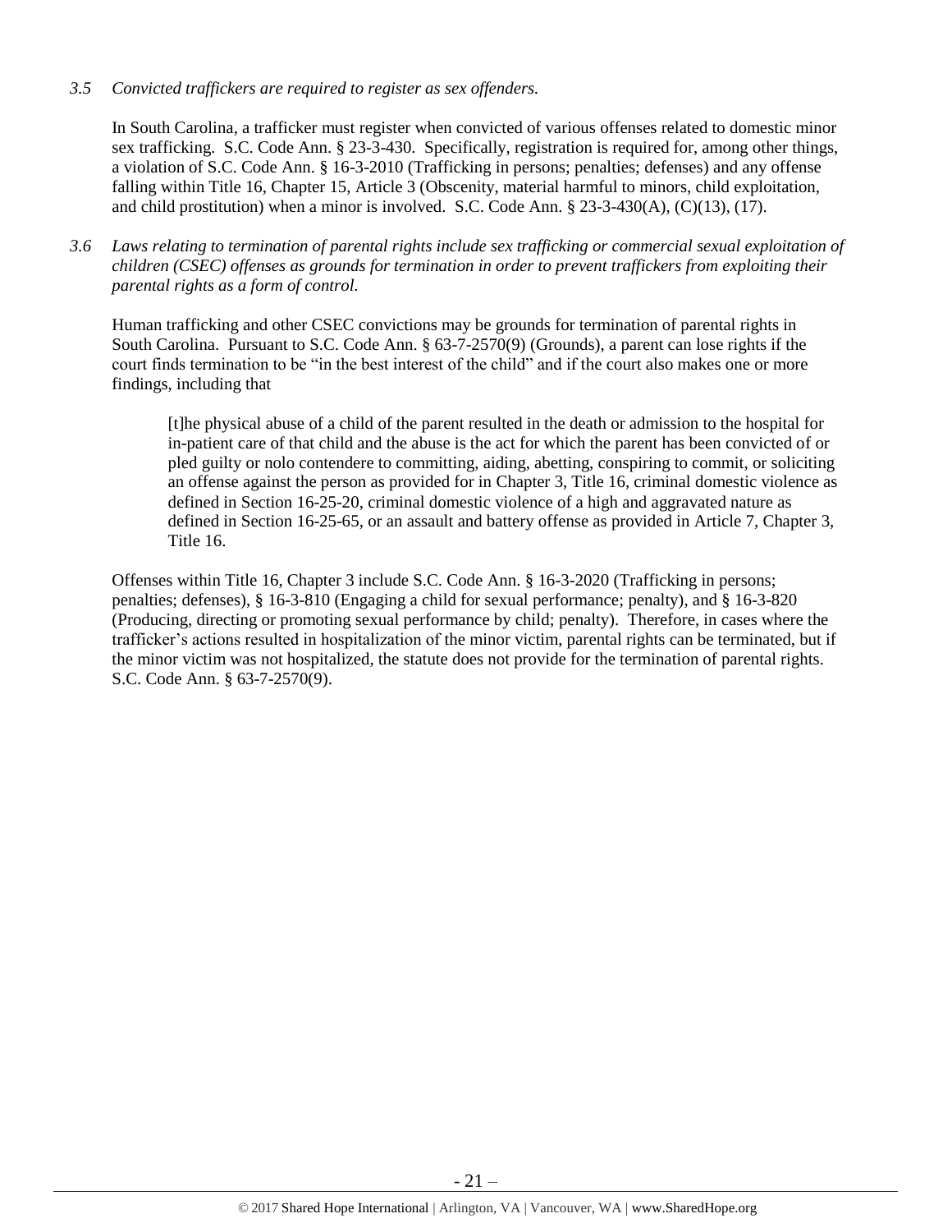*3.5 Convicted traffickers are required to register as sex offenders.*

In South Carolina, a trafficker must register when convicted of various offenses related to domestic minor sex trafficking. S.C. Code Ann. § 23-3-430. Specifically, registration is required for, among other things, a violation of S.C. Code Ann. § 16-3-2010 (Trafficking in persons; penalties; defenses) and any offense falling within Title 16, Chapter 15, Article 3 (Obscenity, material harmful to minors, child exploitation, and child prostitution) when a minor is involved. S.C. Code Ann. § 23-3-430(A), (C)(13), (17).

*3.6 Laws relating to termination of parental rights include sex trafficking or commercial sexual exploitation of children (CSEC) offenses as grounds for termination in order to prevent traffickers from exploiting their parental rights as a form of control.*

Human trafficking and other CSEC convictions may be grounds for termination of parental rights in South Carolina. Pursuant to S.C. Code Ann. § 63-7-2570(9) (Grounds), a parent can lose rights if the court finds termination to be "in the best interest of the child" and if the court also makes one or more findings, including that

> [t]he physical abuse of a child of the parent resulted in the death or admission to the hospital for in-patient care of that child and the abuse is the act for which the parent has been convicted of or pled guilty or nolo contendere to committing, aiding, abetting, conspiring to commit, or soliciting an offense against the person as provided for in Chapter 3, Title 16, criminal domestic violence as defined in Section 16-25-20, criminal domestic violence of a high and aggravated nature as defined in Section 16-25-65, or an assault and battery offense as provided in Article 7, Chapter 3, Title 16.

Offenses within Title 16, Chapter 3 include S.C. Code Ann. § 16-3-2020 (Trafficking in persons; penalties; defenses), § 16-3-810 (Engaging a child for sexual performance; penalty), and § 16-3-820 (Producing, directing or promoting sexual performance by child; penalty). Therefore, in cases where the trafficker's actions resulted in hospitalization of the minor victim, parental rights can be terminated, but if the minor victim was not hospitalized, the statute does not provide for the termination of parental rights. S.C. Code Ann. § 63-7-2570(9).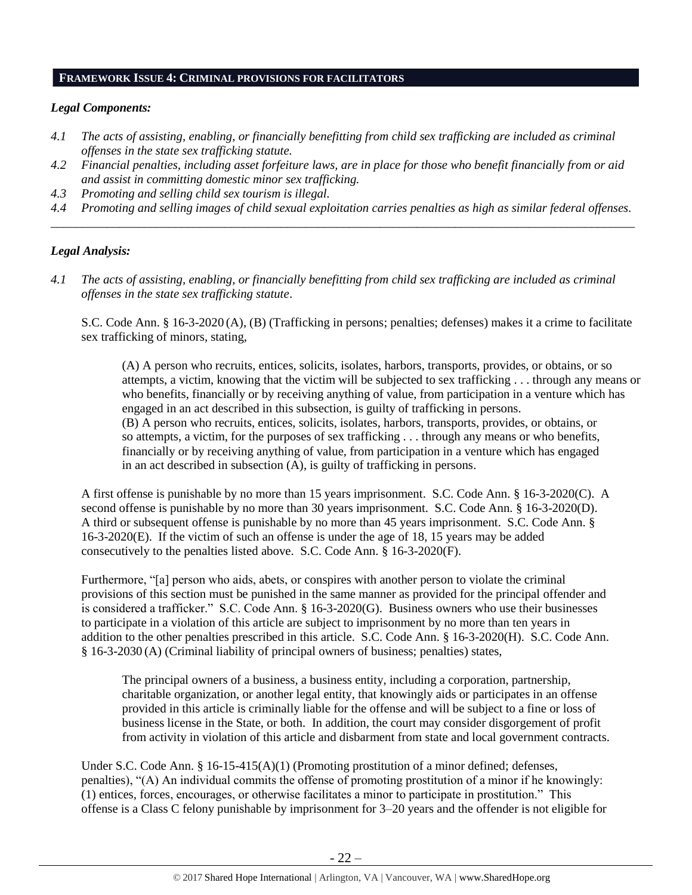## FRAMEWORK ISSUE 4: CRIMINAL PROVISIONS FOR FACILITATORS

### *Legal Components:*

*4.1 The acts of assisting, enabling, or financially benefitting from child sex trafficking are included as criminal offenses in the state sex trafficking statute.*

*4.2 Financial penalties, including asset forfeiture laws, are in place for those who benefit financially from or aid and assist in committing domestic minor sex trafficking.*

*4.3 Promoting and selling child sex tourism is illegal.*

*4.4 Promoting and selling images of child sexual exploitation carries penalties as high as similar federal offenses.*

---

### *Legal Analysis:*

*4.1 The acts of assisting, enabling, or financially benefitting from child sex trafficking are included as criminal offenses in the state sex trafficking statute*.

S.C. Code Ann. § 16-3-2020 (A), (B) (Trafficking in persons; penalties; defenses) makes it a crime to facilitate sex trafficking of minors, stating,

> (A) A person who recruits, entices, solicits, isolates, harbors, transports, provides, or obtains, or so attempts, a victim, knowing that the victim will be subjected to sex trafficking . . . through any means or who benefits, financially or by receiving anything of value, from participation in a venture which has engaged in an act described in this subsection, is guilty of trafficking in persons.
> (B) A person who recruits, entices, solicits, isolates, harbors, transports, provides, or obtains, or so attempts, a victim, for the purposes of sex trafficking . . . through any means or who benefits, financially or by receiving anything of value, from participation in a venture which has engaged in an act described in subsection (A), is guilty of trafficking in persons.

A first offense is punishable by no more than 15 years imprisonment. S.C. Code Ann. § 16-3-2020(C). A second offense is punishable by no more than 30 years imprisonment. S.C. Code Ann. § 16-3-2020(D). A third or subsequent offense is punishable by no more than 45 years imprisonment. S.C. Code Ann. § 16-3-2020(E). If the victim of such an offense is under the age of 18, 15 years may be added consecutively to the penalties listed above. S.C. Code Ann. § 16-3-2020(F).

Furthermore, "[a] person who aids, abets, or conspires with another person to violate the criminal provisions of this section must be punished in the same manner as provided for the principal offender and is considered a trafficker." S.C. Code Ann. § 16-3-2020(G). Business owners who use their businesses to participate in a violation of this article are subject to imprisonment by no more than ten years in addition to the other penalties prescribed in this article. S.C. Code Ann. § 16-3-2020(H). S.C. Code Ann. § 16-3-2030 (A) (Criminal liability of principal owners of business; penalties) states,

> The principal owners of a business, a business entity, including a corporation, partnership, charitable organization, or another legal entity, that knowingly aids or participates in an offense provided in this article is criminally liable for the offense and will be subject to a fine or loss of business license in the State, or both. In addition, the court may consider disgorgement of profit from activity in violation of this article and disbarment from state and local government contracts.

Under S.C. Code Ann. § 16-15-415(A)(1) (Promoting prostitution of a minor defined; defenses, penalties), "(A) An individual commits the offense of promoting prostitution of a minor if he knowingly: (1) entices, forces, encourages, or otherwise facilitates a minor to participate in prostitution." This offense is a Class C felony punishable by imprisonment for 3–20 years and the offender is not eligible for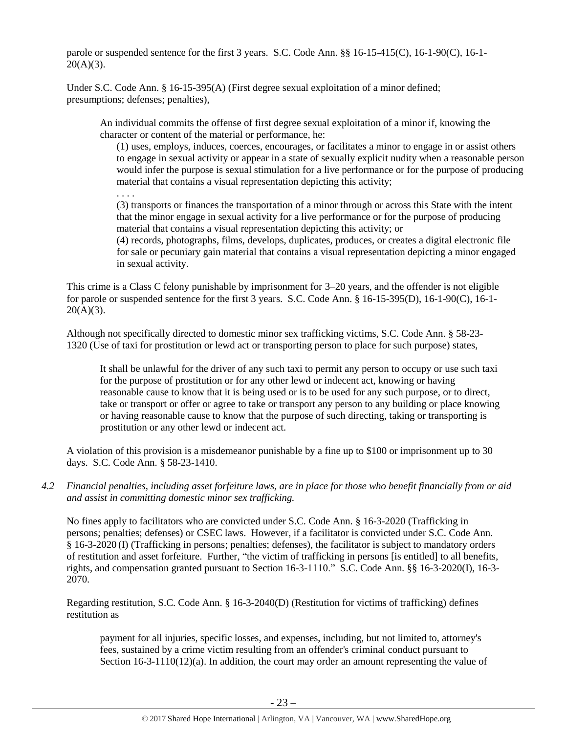parole or suspended sentence for the first 3 years. S.C. Code Ann. §§ 16-15-415(C), 16-1-90(C), 16-1-20(A)(3).

Under S.C. Code Ann. § 16-15-395(A) (First degree sexual exploitation of a minor defined; presumptions; defenses; penalties),

> An individual commits the offense of first degree sexual exploitation of a minor if, knowing the character or content of the material or performance, he:
>
> (1) uses, employs, induces, coerces, encourages, or facilitates a minor to engage in or assist others to engage in sexual activity or appear in a state of sexually explicit nudity when a reasonable person would infer the purpose is sexual stimulation for a live performance or for the purpose of producing material that contains a visual representation depicting this activity;
>
> . . . .
>
> (3) transports or finances the transportation of a minor through or across this State with the intent that the minor engage in sexual activity for a live performance or for the purpose of producing material that contains a visual representation depicting this activity; or
>
> (4) records, photographs, films, develops, duplicates, produces, or creates a digital electronic file for sale or pecuniary gain material that contains a visual representation depicting a minor engaged in sexual activity.

This crime is a Class C felony punishable by imprisonment for 3–20 years, and the offender is not eligible for parole or suspended sentence for the first 3 years. S.C. Code Ann. § 16-15-395(D), 16-1-90(C), 16-1-20(A)(3).

Although not specifically directed to domestic minor sex trafficking victims, S.C. Code Ann. § 58-23-1320 (Use of taxi for prostitution or lewd act or transporting person to place for such purpose) states,

> It shall be unlawful for the driver of any such taxi to permit any person to occupy or use such taxi for the purpose of prostitution or for any other lewd or indecent act, knowing or having reasonable cause to know that it is being used or is to be used for any such purpose, or to direct, take or transport or offer or agree to take or transport any person to any building or place knowing or having reasonable cause to know that the purpose of such directing, taking or transporting is prostitution or any other lewd or indecent act.

A violation of this provision is a misdemeanor punishable by a fine up to $100 or imprisonment up to 30 days. S.C. Code Ann. § 58-23-1410.

*4.2 Financial penalties, including asset forfeiture laws, are in place for those who benefit financially from or aid and assist in committing domestic minor sex trafficking.*

No fines apply to facilitators who are convicted under S.C. Code Ann. § 16-3-2020 (Trafficking in persons; penalties; defenses) or CSEC laws. However, if a facilitator is convicted under S.C. Code Ann. § 16-3-2020 (I) (Trafficking in persons; penalties; defenses), the facilitator is subject to mandatory orders of restitution and asset forfeiture. Further, "the victim of trafficking in persons [is entitled] to all benefits, rights, and compensation granted pursuant to Section 16-3-1110." S.C. Code Ann. §§ 16-3-2020(I), 16-3-2070.

Regarding restitution, S.C. Code Ann. § 16-3-2040(D) (Restitution for victims of trafficking) defines restitution as

> payment for all injuries, specific losses, and expenses, including, but not limited to, attorney's fees, sustained by a crime victim resulting from an offender's criminal conduct pursuant to Section 16-3-1110(12)(a). In addition, the court may order an amount representing the value of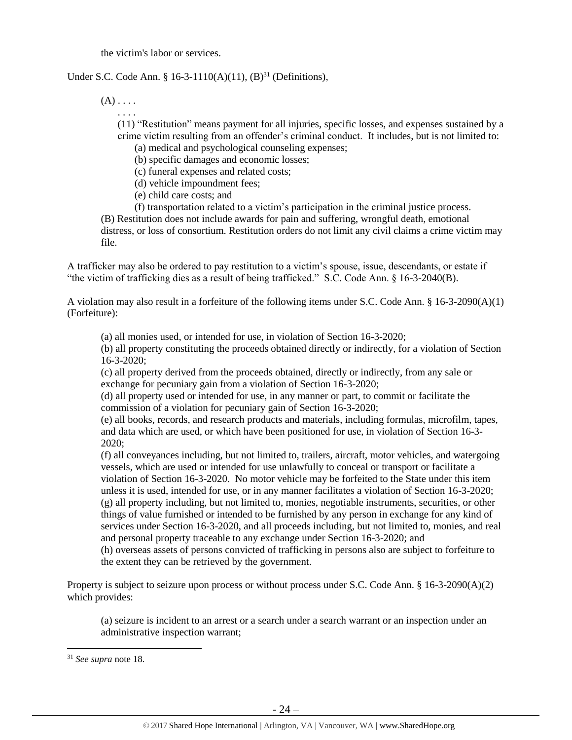the victim's labor or services.

Under S.C. Code Ann. § 16-3-1110(A)(11), (B)[31] (Definitions),

> (A) . . . .
>
> . . . .
>
> (11) "Restitution" means payment for all injuries, specific losses, and expenses sustained by a crime victim resulting from an offender's criminal conduct. It includes, but is not limited to:
>
> (a) medical and psychological counseling expenses;
>
> (b) specific damages and economic losses;
>
> (c) funeral expenses and related costs;
>
> (d) vehicle impoundment fees;
>
> (e) child care costs; and
>
> (f) transportation related to a victim's participation in the criminal justice process.
>
> (B) Restitution does not include awards for pain and suffering, wrongful death, emotional distress, or loss of consortium. Restitution orders do not limit any civil claims a crime victim may file.

A trafficker may also be ordered to pay restitution to a victim's spouse, issue, descendants, or estate if "the victim of trafficking dies as a result of being trafficked." S.C. Code Ann. § 16-3-2040(B).

A violation may also result in a forfeiture of the following items under S.C. Code Ann. § 16-3-2090(A)(1) (Forfeiture):

> (a) all monies used, or intended for use, in violation of Section 16-3-2020;
>
> (b) all property constituting the proceeds obtained directly or indirectly, for a violation of Section 16-3-2020;
>
> (c) all property derived from the proceeds obtained, directly or indirectly, from any sale or exchange for pecuniary gain from a violation of Section 16-3-2020;
>
> (d) all property used or intended for use, in any manner or part, to commit or facilitate the commission of a violation for pecuniary gain of Section 16-3-2020;
>
> (e) all books, records, and research products and materials, including formulas, microfilm, tapes, and data which are used, or which have been positioned for use, in violation of Section 16-3-2020;
>
> (f) all conveyances including, but not limited to, trailers, aircraft, motor vehicles, and watergoing vessels, which are used or intended for use unlawfully to conceal or transport or facilitate a violation of Section 16-3-2020. No motor vehicle may be forfeited to the State under this item unless it is used, intended for use, or in any manner facilitates a violation of Section 16-3-2020;
>
> (g) all property including, but not limited to, monies, negotiable instruments, securities, or other things of value furnished or intended to be furnished by any person in exchange for any kind of services under Section 16-3-2020, and all proceeds including, but not limited to, monies, and real and personal property traceable to any exchange under Section 16-3-2020; and
>
> (h) overseas assets of persons convicted of trafficking in persons also are subject to forfeiture to the extent they can be retrieved by the government.

Property is subject to seizure upon process or without process under S.C. Code Ann. § 16-3-2090(A)(2) which provides:

> (a) seizure is incident to an arrest or a search under a search warrant or an inspection under an administrative inspection warrant;

---

[31] *See supra* note 18.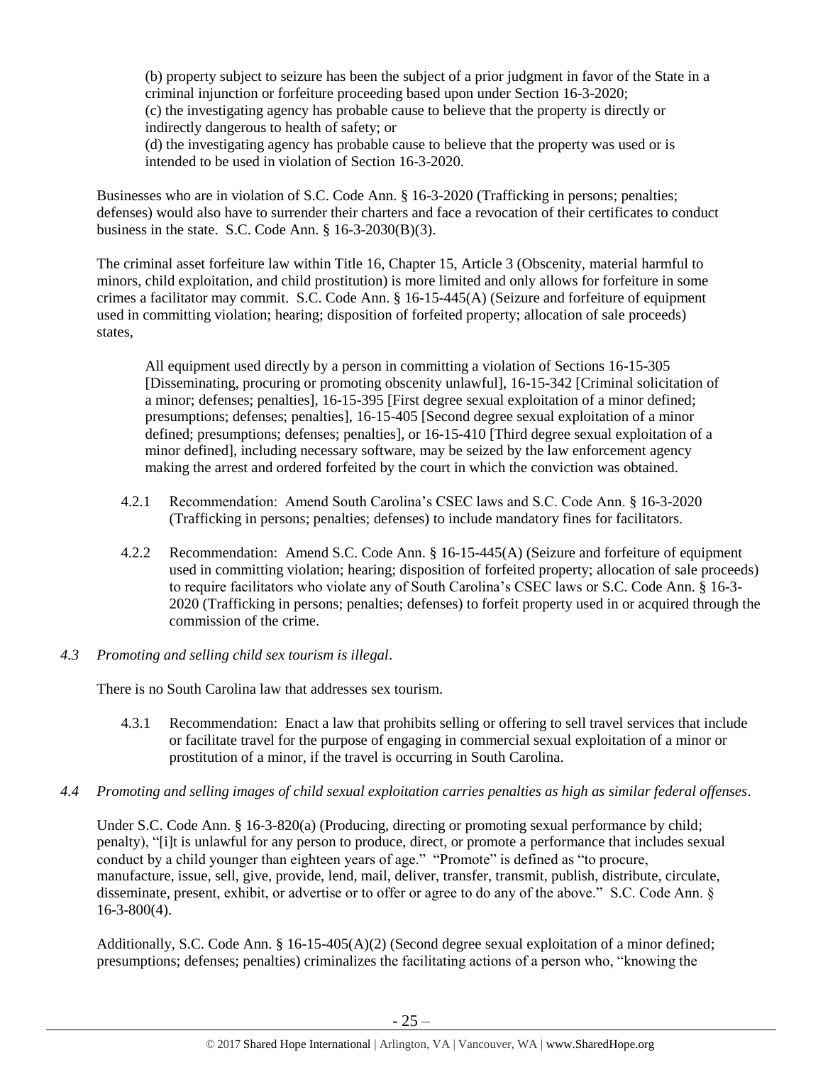(b) property subject to seizure has been the subject of a prior judgment in favor of the State in a criminal injunction or forfeiture proceeding based upon under Section 16-3-2020;
(c) the investigating agency has probable cause to believe that the property is directly or indirectly dangerous to health of safety; or
(d) the investigating agency has probable cause to believe that the property was used or is intended to be used in violation of Section 16-3-2020.

Businesses who are in violation of S.C. Code Ann. § 16-3-2020 (Trafficking in persons; penalties; defenses) would also have to surrender their charters and face a revocation of their certificates to conduct business in the state. S.C. Code Ann. § 16-3-2030(B)(3).

The criminal asset forfeiture law within Title 16, Chapter 15, Article 3 (Obscenity, material harmful to minors, child exploitation, and child prostitution) is more limited and only allows for forfeiture in some crimes a facilitator may commit. S.C. Code Ann. § 16-15-445(A) (Seizure and forfeiture of equipment used in committing violation; hearing; disposition of forfeited property; allocation of sale proceeds) states,

> All equipment used directly by a person in committing a violation of Sections 16-15-305 [Disseminating, procuring or promoting obscenity unlawful], 16-15-342 [Criminal solicitation of a minor; defenses; penalties], 16-15-395 [First degree sexual exploitation of a minor defined; presumptions; defenses; penalties], 16-15-405 [Second degree sexual exploitation of a minor defined; presumptions; defenses; penalties], or 16-15-410 [Third degree sexual exploitation of a minor defined], including necessary software, may be seized by the law enforcement agency making the arrest and ordered forfeited by the court in which the conviction was obtained.

4.2.1 Recommendation: Amend South Carolina's CSEC laws and S.C. Code Ann. § 16-3-2020 (Trafficking in persons; penalties; defenses) to include mandatory fines for facilitators.

4.2.2 Recommendation: Amend S.C. Code Ann. § 16-15-445(A) (Seizure and forfeiture of equipment used in committing violation; hearing; disposition of forfeited property; allocation of sale proceeds) to require facilitators who violate any of South Carolina's CSEC laws or S.C. Code Ann. § 16-3-2020 (Trafficking in persons; penalties; defenses) to forfeit property used in or acquired through the commission of the crime.

*4.3 Promoting and selling child sex tourism is illegal.*

There is no South Carolina law that addresses sex tourism.

4.3.1 Recommendation: Enact a law that prohibits selling or offering to sell travel services that include or facilitate travel for the purpose of engaging in commercial sexual exploitation of a minor or prostitution of a minor, if the travel is occurring in South Carolina.

*4.4 Promoting and selling images of child sexual exploitation carries penalties as high as similar federal offenses.*

Under S.C. Code Ann. § 16-3-820(a) (Producing, directing or promoting sexual performance by child; penalty), "[i]t is unlawful for any person to produce, direct, or promote a performance that includes sexual conduct by a child younger than eighteen years of age." "Promote" is defined as "to procure, manufacture, issue, sell, give, provide, lend, mail, deliver, transfer, transmit, publish, distribute, circulate, disseminate, present, exhibit, or advertise or to offer or agree to do any of the above." S.C. Code Ann. § 16-3-800(4).

Additionally, S.C. Code Ann. § 16-15-405(A)(2) (Second degree sexual exploitation of a minor defined; presumptions; defenses; penalties) criminalizes the facilitating actions of a person who, "knowing the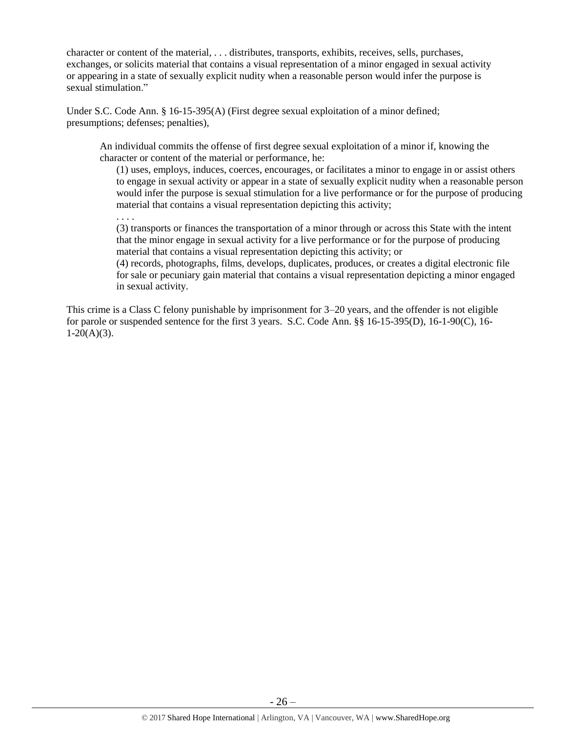character or content of the material, . . . distributes, transports, exhibits, receives, sells, purchases, exchanges, or solicits material that contains a visual representation of a minor engaged in sexual activity or appearing in a state of sexually explicit nudity when a reasonable person would infer the purpose is sexual stimulation."

Under S.C. Code Ann. § 16-15-395(A) (First degree sexual exploitation of a minor defined; presumptions; defenses; penalties),

> An individual commits the offense of first degree sexual exploitation of a minor if, knowing the character or content of the material or performance, he:
>
> (1) uses, employs, induces, coerces, encourages, or facilitates a minor to engage in or assist others to engage in sexual activity or appear in a state of sexually explicit nudity when a reasonable person would infer the purpose is sexual stimulation for a live performance or for the purpose of producing material that contains a visual representation depicting this activity;
>
> . . . .
>
> (3) transports or finances the transportation of a minor through or across this State with the intent that the minor engage in sexual activity for a live performance or for the purpose of producing material that contains a visual representation depicting this activity; or
>
> (4) records, photographs, films, develops, duplicates, produces, or creates a digital electronic file for sale or pecuniary gain material that contains a visual representation depicting a minor engaged in sexual activity.

This crime is a Class C felony punishable by imprisonment for 3–20 years, and the offender is not eligible for parole or suspended sentence for the first 3 years. S.C. Code Ann. §§ 16-15-395(D), 16-1-90(C), 16-1-20(A)(3).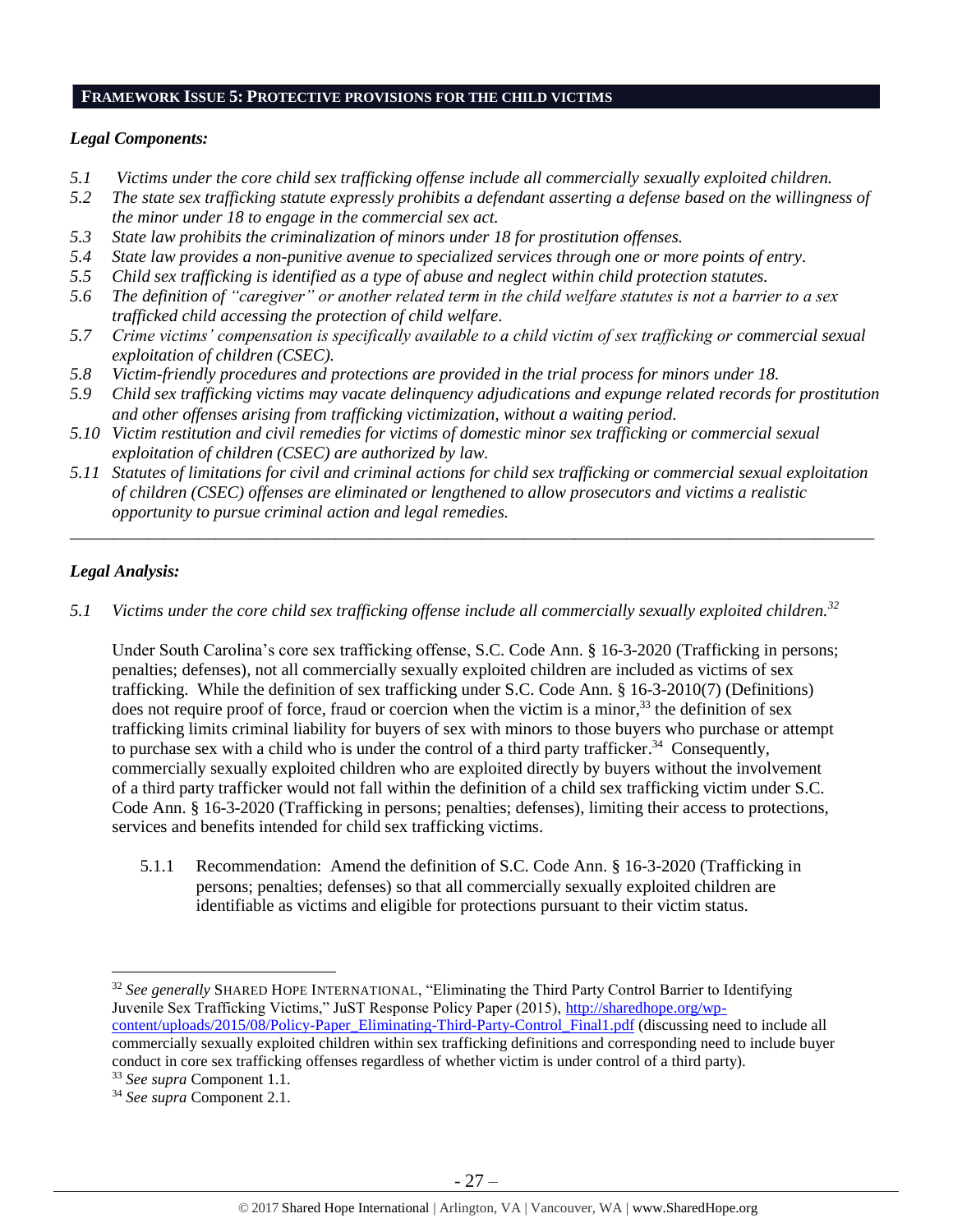## FRAMEWORK ISSUE 5: PROTECTIVE PROVISIONS FOR THE CHILD VICTIMS

### *Legal Components:*

*5.1 Victims under the core child sex trafficking offense include all commercially sexually exploited children.*
*5.2 The state sex trafficking statute expressly prohibits a defendant asserting a defense based on the willingness of the minor under 18 to engage in the commercial sex act.*
*5.3 State law prohibits the criminalization of minors under 18 for prostitution offenses.*
*5.4 State law provides a non-punitive avenue to specialized services through one or more points of entry.*
*5.5 Child sex trafficking is identified as a type of abuse and neglect within child protection statutes.*
*5.6 The definition of "caregiver" or another related term in the child welfare statutes is not a barrier to a sex trafficked child accessing the protection of child welfare.*
*5.7 Crime victims' compensation is specifically available to a child victim of sex trafficking or commercial sexual exploitation of children (CSEC).*
*5.8 Victim-friendly procedures and protections are provided in the trial process for minors under 18.*
*5.9 Child sex trafficking victims may vacate delinquency adjudications and expunge related records for prostitution and other offenses arising from trafficking victimization, without a waiting period.*
*5.10 Victim restitution and civil remedies for victims of domestic minor sex trafficking or commercial sexual exploitation of children (CSEC) are authorized by law.*
*5.11 Statutes of limitations for civil and criminal actions for child sex trafficking or commercial sexual exploitation of children (CSEC) offenses are eliminated or lengthened to allow prosecutors and victims a realistic opportunity to pursue criminal action and legal remedies.*

---

### *Legal Analysis:*

*5.1 Victims under the core child sex trafficking offense include all commercially sexually exploited children.*[32]

Under South Carolina's core sex trafficking offense, S.C. Code Ann. § 16-3-2020 (Trafficking in persons; penalties; defenses), not all commercially sexually exploited children are included as victims of sex trafficking. While the definition of sex trafficking under S.C. Code Ann. § 16-3-2010(7) (Definitions) does not require proof of force, fraud or coercion when the victim is a minor,[33] the definition of sex trafficking limits criminal liability for buyers of sex with minors to those buyers who purchase or attempt to purchase sex with a child who is under the control of a third party trafficker.[34] Consequently, commercially sexually exploited children who are exploited directly by buyers without the involvement of a third party trafficker would not fall within the definition of a child sex trafficking victim under S.C. Code Ann. § 16-3-2020 (Trafficking in persons; penalties; defenses), limiting their access to protections, services and benefits intended for child sex trafficking victims.

5.1.1 Recommendation: Amend the definition of S.C. Code Ann. § 16-3-2020 (Trafficking in persons; penalties; defenses) so that all commercially sexually exploited children are identifiable as victims and eligible for protections pursuant to their victim status.

---

[32] *See generally* SHARED HOPE INTERNATIONAL, "Eliminating the Third Party Control Barrier to Identifying Juvenile Sex Trafficking Victims," JuST Response Policy Paper (2015), http://sharedhope.org/wp-content/uploads/2015/08/Policy-Paper_Eliminating-Third-Party-Control_Final1.pdf (discussing need to include all commercially sexually exploited children within sex trafficking definitions and corresponding need to include buyer conduct in core sex trafficking offenses regardless of whether victim is under control of a third party).
[33] *See supra* Component 1.1.
[34] *See supra* Component 2.1.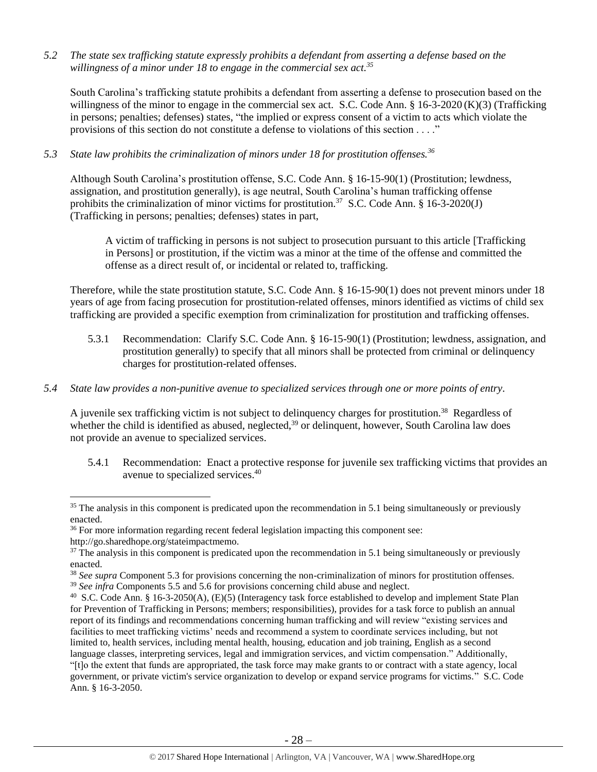*5.2 The state sex trafficking statute expressly prohibits a defendant from asserting a defense based on the willingness of a minor under 18 to engage in the commercial sex act.*[35]

South Carolina's trafficking statute prohibits a defendant from asserting a defense to prosecution based on the willingness of the minor to engage in the commercial sex act. S.C. Code Ann. § 16-3-2020 (K)(3) (Trafficking in persons; penalties; defenses) states, "the implied or express consent of a victim to acts which violate the provisions of this section do not constitute a defense to violations of this section . . . ."

*5.3 State law prohibits the criminalization of minors under 18 for prostitution offenses.*[36]

Although South Carolina's prostitution offense, S.C. Code Ann. § 16-15-90(1) (Prostitution; lewdness, assignation, and prostitution generally), is age neutral, South Carolina's human trafficking offense prohibits the criminalization of minor victims for prostitution.[37] S.C. Code Ann. § 16-3-2020(J) (Trafficking in persons; penalties; defenses) states in part,

> A victim of trafficking in persons is not subject to prosecution pursuant to this article [Trafficking in Persons] or prostitution, if the victim was a minor at the time of the offense and committed the offense as a direct result of, or incidental or related to, trafficking.

Therefore, while the state prostitution statute, S.C. Code Ann. § 16-15-90(1) does not prevent minors under 18 years of age from facing prosecution for prostitution-related offenses, minors identified as victims of child sex trafficking are provided a specific exemption from criminalization for prostitution and trafficking offenses.

5.3.1 Recommendation: Clarify S.C. Code Ann. § 16-15-90(1) (Prostitution; lewdness, assignation, and prostitution generally) to specify that all minors shall be protected from criminal or delinquency charges for prostitution-related offenses.

*5.4 State law provides a non-punitive avenue to specialized services through one or more points of entry.*

A juvenile sex trafficking victim is not subject to delinquency charges for prostitution.[38] Regardless of whether the child is identified as abused, neglected,[39] or delinquent, however, South Carolina law does not provide an avenue to specialized services.

5.4.1 Recommendation: Enact a protective response for juvenile sex trafficking victims that provides an avenue to specialized services.[40]

---

[35] The analysis in this component is predicated upon the recommendation in 5.1 being simultaneously or previously enacted.

[36] For more information regarding recent federal legislation impacting this component see: http://go.sharedhope.org/stateimpactmemo.

[37] The analysis in this component is predicated upon the recommendation in 5.1 being simultaneously or previously enacted.

[38] *See supra* Component 5.3 for provisions concerning the non-criminalization of minors for prostitution offenses.

[39] *See infra* Components 5.5 and 5.6 for provisions concerning child abuse and neglect.

[40] S.C. Code Ann. § 16-3-2050(A), (E)(5) (Interagency task force established to develop and implement State Plan for Prevention of Trafficking in Persons; members; responsibilities), provides for a task force to publish an annual report of its findings and recommendations concerning human trafficking and will review "existing services and facilities to meet trafficking victims' needs and recommend a system to coordinate services including, but not limited to, health services, including mental health, housing, education and job training, English as a second language classes, interpreting services, legal and immigration services, and victim compensation." Additionally, "[t]o the extent that funds are appropriated, the task force may make grants to or contract with a state agency, local government, or private victim's service organization to develop or expand service programs for victims." S.C. Code Ann. § 16-3-2050.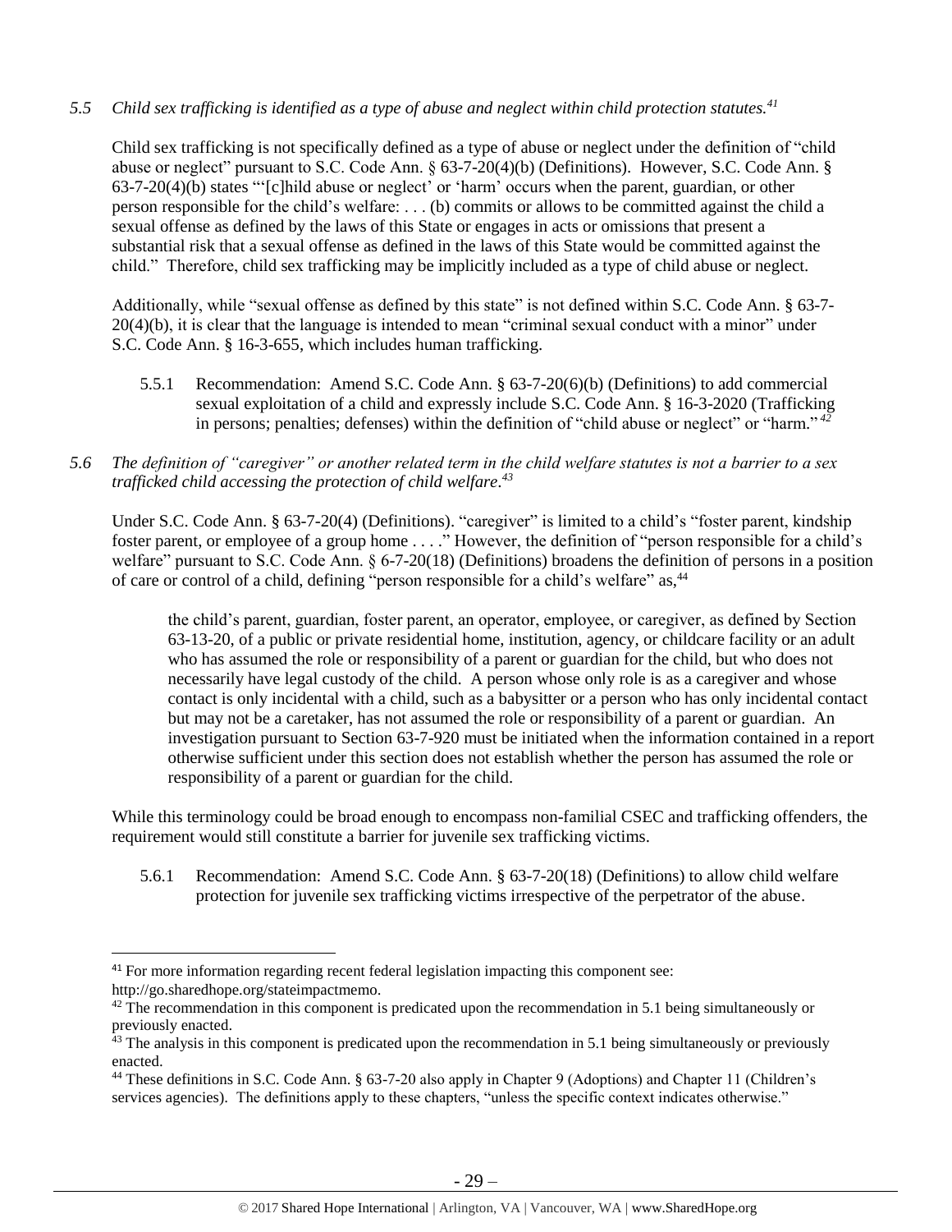*5.5 Child sex trafficking is identified as a type of abuse and neglect within child protection statutes.*[41]

Child sex trafficking is not specifically defined as a type of abuse or neglect under the definition of "child abuse or neglect" pursuant to S.C. Code Ann. § 63-7-20(4)(b) (Definitions). However, S.C. Code Ann. § 63-7-20(4)(b) states "'[c]hild abuse or neglect' or 'harm' occurs when the parent, guardian, or other person responsible for the child's welfare: . . . (b) commits or allows to be committed against the child a sexual offense as defined by the laws of this State or engages in acts or omissions that present a substantial risk that a sexual offense as defined in the laws of this State would be committed against the child." Therefore, child sex trafficking may be implicitly included as a type of child abuse or neglect.

Additionally, while "sexual offense as defined by this state" is not defined within S.C. Code Ann. § 63-7-20(4)(b), it is clear that the language is intended to mean "criminal sexual conduct with a minor" under S.C. Code Ann. § 16-3-655, which includes human trafficking.

5.5.1 Recommendation: Amend S.C. Code Ann. § 63-7-20(6)(b) (Definitions) to add commercial sexual exploitation of a child and expressly include S.C. Code Ann. § 16-3-2020 (Trafficking in persons; penalties; defenses) within the definition of "child abuse or neglect" or "harm."[42]

*5.6 The definition of "caregiver" or another related term in the child welfare statutes is not a barrier to a sex trafficked child accessing the protection of child welfare.*[43]

Under S.C. Code Ann. § 63-7-20(4) (Definitions). "caregiver" is limited to a child's "foster parent, kindship foster parent, or employee of a group home . . . ." However, the definition of "person responsible for a child's welfare" pursuant to S.C. Code Ann. § 6-7-20(18) (Definitions) broadens the definition of persons in a position of care or control of a child, defining "person responsible for a child's welfare" as,[44]

> the child's parent, guardian, foster parent, an operator, employee, or caregiver, as defined by Section 63-13-20, of a public or private residential home, institution, agency, or childcare facility or an adult who has assumed the role or responsibility of a parent or guardian for the child, but who does not necessarily have legal custody of the child. A person whose only role is as a caregiver and whose contact is only incidental with a child, such as a babysitter or a person who has only incidental contact but may not be a caretaker, has not assumed the role or responsibility of a parent or guardian. An investigation pursuant to Section 63-7-920 must be initiated when the information contained in a report otherwise sufficient under this section does not establish whether the person has assumed the role or responsibility of a parent or guardian for the child.

While this terminology could be broad enough to encompass non-familial CSEC and trafficking offenders, the requirement would still constitute a barrier for juvenile sex trafficking victims.

5.6.1 Recommendation: Amend S.C. Code Ann. § 63-7-20(18) (Definitions) to allow child welfare protection for juvenile sex trafficking victims irrespective of the perpetrator of the abuse.

---

[41] For more information regarding recent federal legislation impacting this component see: http://go.sharedhope.org/stateimpactmemo.

[42] The recommendation in this component is predicated upon the recommendation in 5.1 being simultaneously or previously enacted.

[43] The analysis in this component is predicated upon the recommendation in 5.1 being simultaneously or previously enacted.

[44] These definitions in S.C. Code Ann. § 63-7-20 also apply in Chapter 9 (Adoptions) and Chapter 11 (Children's services agencies). The definitions apply to these chapters, "unless the specific context indicates otherwise."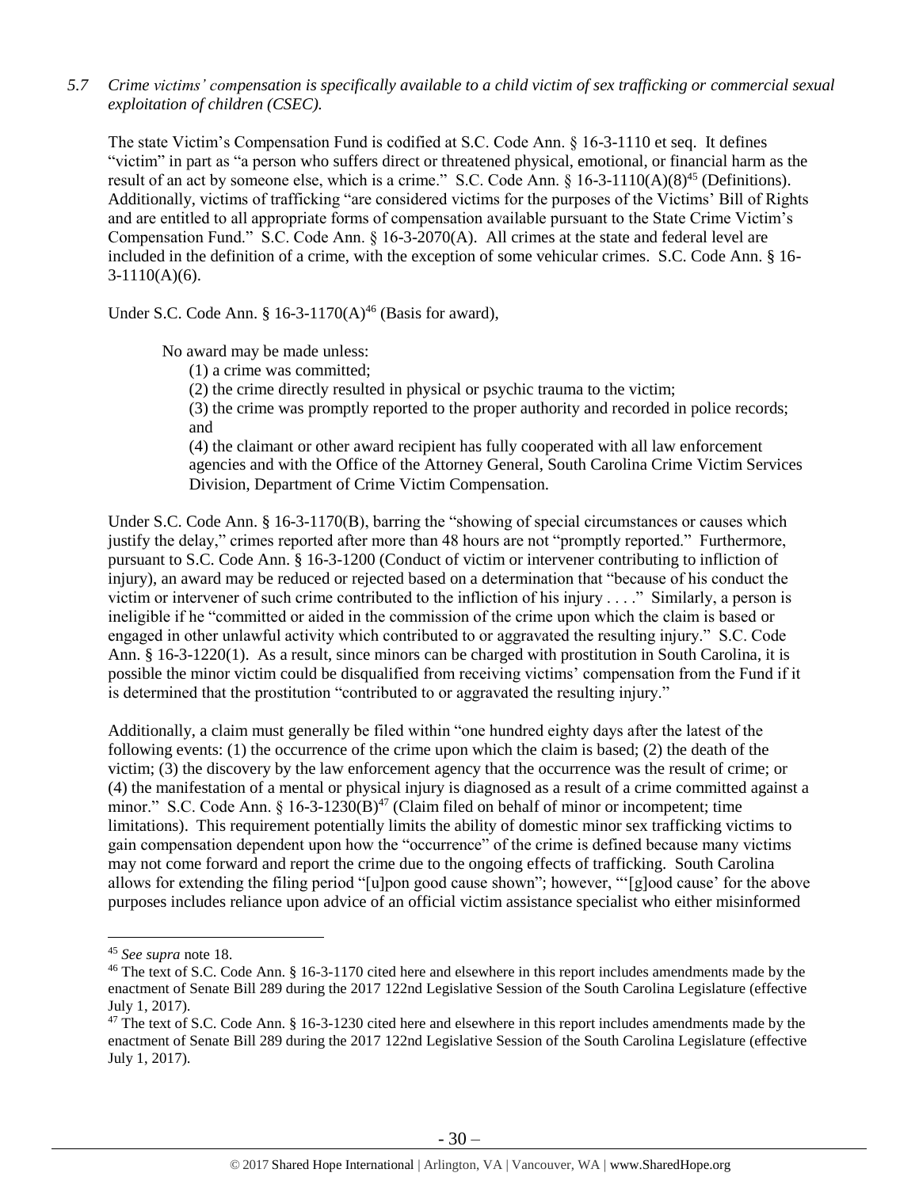*5.7 Crime victims' compensation is specifically available to a child victim of sex trafficking or commercial sexual exploitation of children (CSEC).*

The state Victim's Compensation Fund is codified at S.C. Code Ann. § 16-3-1110 et seq. It defines "victim" in part as "a person who suffers direct or threatened physical, emotional, or financial harm as the result of an act by someone else, which is a crime." S.C. Code Ann. § 16-3-1110(A)(8)[45] (Definitions). Additionally, victims of trafficking "are considered victims for the purposes of the Victims' Bill of Rights and are entitled to all appropriate forms of compensation available pursuant to the State Crime Victim's Compensation Fund." S.C. Code Ann. § 16-3-2070(A). All crimes at the state and federal level are included in the definition of a crime, with the exception of some vehicular crimes. S.C. Code Ann. § 16-3-1110(A)(6).

Under S.C. Code Ann. § 16-3-1170(A)[46] (Basis for award),

> No award may be made unless:
>
> (1) a crime was committed;
>
> (2) the crime directly resulted in physical or psychic trauma to the victim;
>
> (3) the crime was promptly reported to the proper authority and recorded in police records; and
>
> (4) the claimant or other award recipient has fully cooperated with all law enforcement agencies and with the Office of the Attorney General, South Carolina Crime Victim Services Division, Department of Crime Victim Compensation.

Under S.C. Code Ann. § 16-3-1170(B), barring the "showing of special circumstances or causes which justify the delay," crimes reported after more than 48 hours are not "promptly reported." Furthermore, pursuant to S.C. Code Ann. § 16-3-1200 (Conduct of victim or intervener contributing to infliction of injury), an award may be reduced or rejected based on a determination that "because of his conduct the victim or intervener of such crime contributed to the infliction of his injury . . . ." Similarly, a person is ineligible if he "committed or aided in the commission of the crime upon which the claim is based or engaged in other unlawful activity which contributed to or aggravated the resulting injury." S.C. Code Ann. § 16-3-1220(1). As a result, since minors can be charged with prostitution in South Carolina, it is possible the minor victim could be disqualified from receiving victims' compensation from the Fund if it is determined that the prostitution "contributed to or aggravated the resulting injury."

Additionally, a claim must generally be filed within "one hundred eighty days after the latest of the following events: (1) the occurrence of the crime upon which the claim is based; (2) the death of the victim; (3) the discovery by the law enforcement agency that the occurrence was the result of crime; or (4) the manifestation of a mental or physical injury is diagnosed as a result of a crime committed against a minor." S.C. Code Ann. § 16-3-1230(B)[47] (Claim filed on behalf of minor or incompetent; time limitations). This requirement potentially limits the ability of domestic minor sex trafficking victims to gain compensation dependent upon how the "occurrence" of the crime is defined because many victims may not come forward and report the crime due to the ongoing effects of trafficking. South Carolina allows for extending the filing period "[u]pon good cause shown"; however, "'[g]ood cause' for the above purposes includes reliance upon advice of an official victim assistance specialist who either misinformed

---

[45] *See supra* note 18.

[46] The text of S.C. Code Ann. § 16-3-1170 cited here and elsewhere in this report includes amendments made by the enactment of Senate Bill 289 during the 2017 122nd Legislative Session of the South Carolina Legislature (effective July 1, 2017).

[47] The text of S.C. Code Ann. § 16-3-1230 cited here and elsewhere in this report includes amendments made by the enactment of Senate Bill 289 during the 2017 122nd Legislative Session of the South Carolina Legislature (effective July 1, 2017).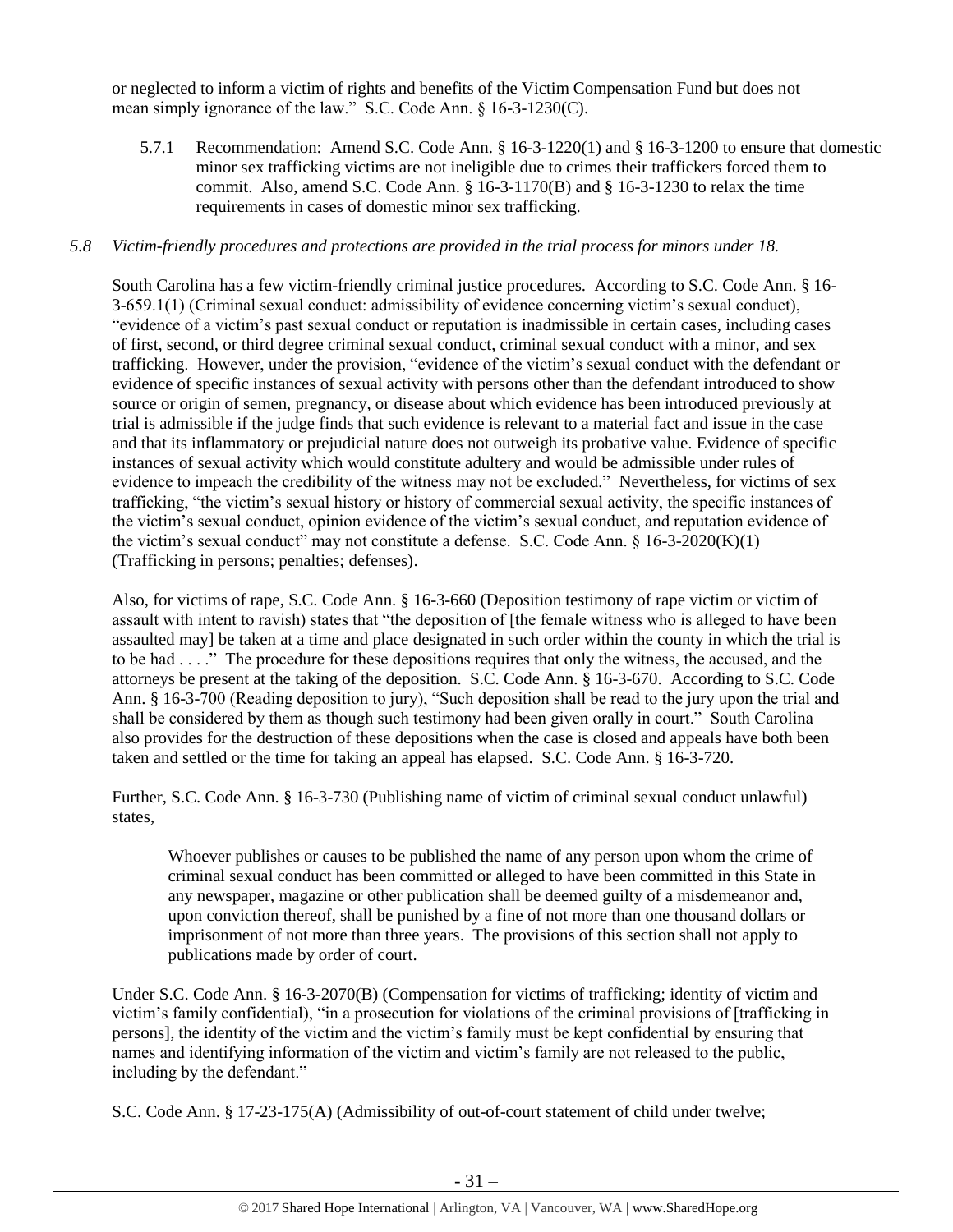or neglected to inform a victim of rights and benefits of the Victim Compensation Fund but does not mean simply ignorance of the law." S.C. Code Ann. § 16-3-1230(C).

5.7.1 Recommendation: Amend S.C. Code Ann. § 16-3-1220(1) and § 16-3-1200 to ensure that domestic minor sex trafficking victims are not ineligible due to crimes their traffickers forced them to commit. Also, amend S.C. Code Ann. § 16-3-1170(B) and § 16-3-1230 to relax the time requirements in cases of domestic minor sex trafficking.

*5.8 Victim-friendly procedures and protections are provided in the trial process for minors under 18.*

South Carolina has a few victim-friendly criminal justice procedures. According to S.C. Code Ann. § 16-3-659.1(1) (Criminal sexual conduct: admissibility of evidence concerning victim's sexual conduct), "evidence of a victim's past sexual conduct or reputation is inadmissible in certain cases, including cases of first, second, or third degree criminal sexual conduct, criminal sexual conduct with a minor, and sex trafficking. However, under the provision, "evidence of the victim's sexual conduct with the defendant or evidence of specific instances of sexual activity with persons other than the defendant introduced to show source or origin of semen, pregnancy, or disease about which evidence has been introduced previously at trial is admissible if the judge finds that such evidence is relevant to a material fact and issue in the case and that its inflammatory or prejudicial nature does not outweigh its probative value. Evidence of specific instances of sexual activity which would constitute adultery and would be admissible under rules of evidence to impeach the credibility of the witness may not be excluded." Nevertheless, for victims of sex trafficking, "the victim's sexual history or history of commercial sexual activity, the specific instances of the victim's sexual conduct, opinion evidence of the victim's sexual conduct, and reputation evidence of the victim's sexual conduct" may not constitute a defense. S.C. Code Ann. § 16-3-2020(K)(1) (Trafficking in persons; penalties; defenses).

Also, for victims of rape, S.C. Code Ann. § 16-3-660 (Deposition testimony of rape victim or victim of assault with intent to ravish) states that "the deposition of [the female witness who is alleged to have been assaulted may] be taken at a time and place designated in such order within the county in which the trial is to be had . . . ." The procedure for these depositions requires that only the witness, the accused, and the attorneys be present at the taking of the deposition. S.C. Code Ann. § 16-3-670. According to S.C. Code Ann. § 16-3-700 (Reading deposition to jury), "Such deposition shall be read to the jury upon the trial and shall be considered by them as though such testimony had been given orally in court." South Carolina also provides for the destruction of these depositions when the case is closed and appeals have both been taken and settled or the time for taking an appeal has elapsed. S.C. Code Ann. § 16-3-720.

Further, S.C. Code Ann. § 16-3-730 (Publishing name of victim of criminal sexual conduct unlawful) states,

> Whoever publishes or causes to be published the name of any person upon whom the crime of criminal sexual conduct has been committed or alleged to have been committed in this State in any newspaper, magazine or other publication shall be deemed guilty of a misdemeanor and, upon conviction thereof, shall be punished by a fine of not more than one thousand dollars or imprisonment of not more than three years. The provisions of this section shall not apply to publications made by order of court.

Under S.C. Code Ann. § 16-3-2070(B) (Compensation for victims of trafficking; identity of victim and victim's family confidential), "in a prosecution for violations of the criminal provisions of [trafficking in persons], the identity of the victim and the victim's family must be kept confidential by ensuring that names and identifying information of the victim and victim's family are not released to the public, including by the defendant."

S.C. Code Ann. § 17-23-175(A) (Admissibility of out-of-court statement of child under twelve;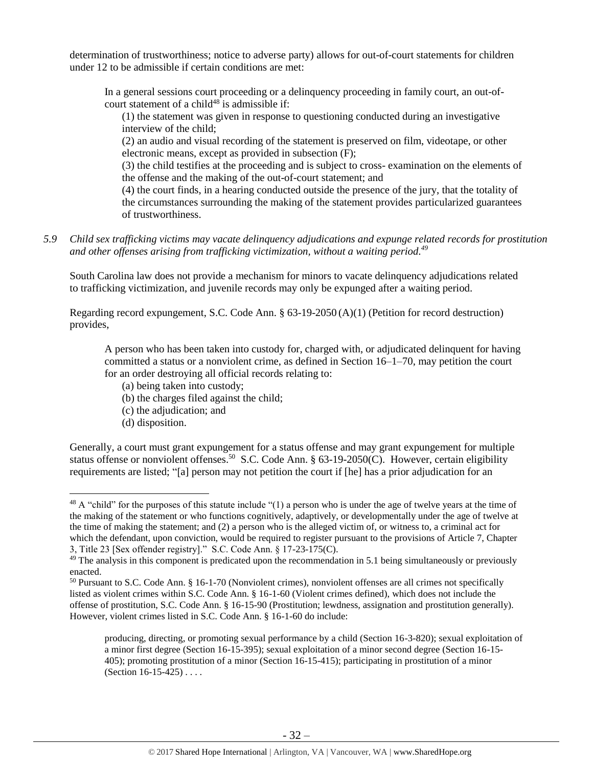determination of trustworthiness; notice to adverse party) allows for out-of-court statements for children under 12 to be admissible if certain conditions are met:

> In a general sessions court proceeding or a delinquency proceeding in family court, an out-of-court statement of a child[48] is admissible if:
>
> (1) the statement was given in response to questioning conducted during an investigative interview of the child;
>
> (2) an audio and visual recording of the statement is preserved on film, videotape, or other electronic means, except as provided in subsection (F);
>
> (3) the child testifies at the proceeding and is subject to cross- examination on the elements of the offense and the making of the out-of-court statement; and
>
> (4) the court finds, in a hearing conducted outside the presence of the jury, that the totality of the circumstances surrounding the making of the statement provides particularized guarantees of trustworthiness.

*5.9 Child sex trafficking victims may vacate delinquency adjudications and expunge related records for prostitution and other offenses arising from trafficking victimization, without a waiting period.[49]*

South Carolina law does not provide a mechanism for minors to vacate delinquency adjudications related to trafficking victimization, and juvenile records may only be expunged after a waiting period.

Regarding record expungement, S.C. Code Ann. § 63-19-2050 (A)(1) (Petition for record destruction) provides,

> A person who has been taken into custody for, charged with, or adjudicated delinquent for having committed a status or a nonviolent crime, as defined in Section 16–1–70, may petition the court for an order destroying all official records relating to:
>
> (a) being taken into custody;
>
> (b) the charges filed against the child;
>
> (c) the adjudication; and
>
> (d) disposition.

Generally, a court must grant expungement for a status offense and may grant expungement for multiple status offense or nonviolent offenses.[50] S.C. Code Ann. § 63-19-2050(C). However, certain eligibility requirements are listed; "[a] person may not petition the court if [he] has a prior adjudication for an

---

[48] A "child" for the purposes of this statute include "(1) a person who is under the age of twelve years at the time of the making of the statement or who functions cognitively, adaptively, or developmentally under the age of twelve at the time of making the statement; and (2) a person who is the alleged victim of, or witness to, a criminal act for which the defendant, upon conviction, would be required to register pursuant to the provisions of Article 7, Chapter 3, Title 23 [Sex offender registry]." S.C. Code Ann. § 17-23-175(C).

[49] The analysis in this component is predicated upon the recommendation in 5.1 being simultaneously or previously enacted.

[50] Pursuant to S.C. Code Ann. § 16-1-70 (Nonviolent crimes), nonviolent offenses are all crimes not specifically listed as violent crimes within S.C. Code Ann. § 16-1-60 (Violent crimes defined), which does not include the offense of prostitution, S.C. Code Ann. § 16-15-90 (Prostitution; lewdness, assignation and prostitution generally). However, violent crimes listed in S.C. Code Ann. § 16-1-60 do include:

> producing, directing, or promoting sexual performance by a child (Section 16-3-820); sexual exploitation of a minor first degree (Section 16-15-395); sexual exploitation of a minor second degree (Section 16-15-405); promoting prostitution of a minor (Section 16-15-415); participating in prostitution of a minor (Section 16-15-425) . . . .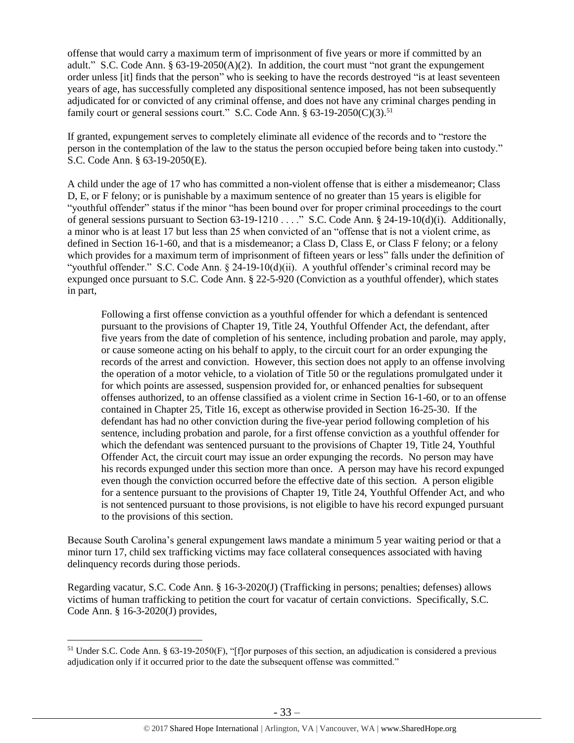offense that would carry a maximum term of imprisonment of five years or more if committed by an adult." S.C. Code Ann. § 63-19-2050(A)(2). In addition, the court must "not grant the expungement order unless [it] finds that the person" who is seeking to have the records destroyed "is at least seventeen years of age, has successfully completed any dispositional sentence imposed, has not been subsequently adjudicated for or convicted of any criminal offense, and does not have any criminal charges pending in family court or general sessions court." S.C. Code Ann. § 63-19-2050(C)(3).[51]

If granted, expungement serves to completely eliminate all evidence of the records and to "restore the person in the contemplation of the law to the status the person occupied before being taken into custody." S.C. Code Ann. § 63-19-2050(E).

A child under the age of 17 who has committed a non-violent offense that is either a misdemeanor; Class D, E, or F felony; or is punishable by a maximum sentence of no greater than 15 years is eligible for "youthful offender" status if the minor "has been bound over for proper criminal proceedings to the court of general sessions pursuant to Section 63-19-1210 . . . ." S.C. Code Ann. § 24-19-10(d)(i). Additionally, a minor who is at least 17 but less than 25 when convicted of an "offense that is not a violent crime, as defined in Section 16-1-60, and that is a misdemeanor; a Class D, Class E, or Class F felony; or a felony which provides for a maximum term of imprisonment of fifteen years or less" falls under the definition of "youthful offender." S.C. Code Ann. § 24-19-10(d)(ii). A youthful offender's criminal record may be expunged once pursuant to S.C. Code Ann. § 22-5-920 (Conviction as a youthful offender), which states in part,

> Following a first offense conviction as a youthful offender for which a defendant is sentenced pursuant to the provisions of Chapter 19, Title 24, Youthful Offender Act, the defendant, after five years from the date of completion of his sentence, including probation and parole, may apply, or cause someone acting on his behalf to apply, to the circuit court for an order expunging the records of the arrest and conviction. However, this section does not apply to an offense involving the operation of a motor vehicle, to a violation of Title 50 or the regulations promulgated under it for which points are assessed, suspension provided for, or enhanced penalties for subsequent offenses authorized, to an offense classified as a violent crime in Section 16-1-60, or to an offense contained in Chapter 25, Title 16, except as otherwise provided in Section 16-25-30. If the defendant has had no other conviction during the five-year period following completion of his sentence, including probation and parole, for a first offense conviction as a youthful offender for which the defendant was sentenced pursuant to the provisions of Chapter 19, Title 24, Youthful Offender Act, the circuit court may issue an order expunging the records. No person may have his records expunged under this section more than once. A person may have his record expunged even though the conviction occurred before the effective date of this section. A person eligible for a sentence pursuant to the provisions of Chapter 19, Title 24, Youthful Offender Act, and who is not sentenced pursuant to those provisions, is not eligible to have his record expunged pursuant to the provisions of this section.

Because South Carolina's general expungement laws mandate a minimum 5 year waiting period or that a minor turn 17, child sex trafficking victims may face collateral consequences associated with having delinquency records during those periods.

Regarding vacatur, S.C. Code Ann. § 16-3-2020(J) (Trafficking in persons; penalties; defenses) allows victims of human trafficking to petition the court for vacatur of certain convictions. Specifically, S.C. Code Ann. § 16-3-2020(J) provides,

---

[51] Under S.C. Code Ann. § 63-19-2050(F), "[f]or purposes of this section, an adjudication is considered a previous adjudication only if it occurred prior to the date the subsequent offense was committed."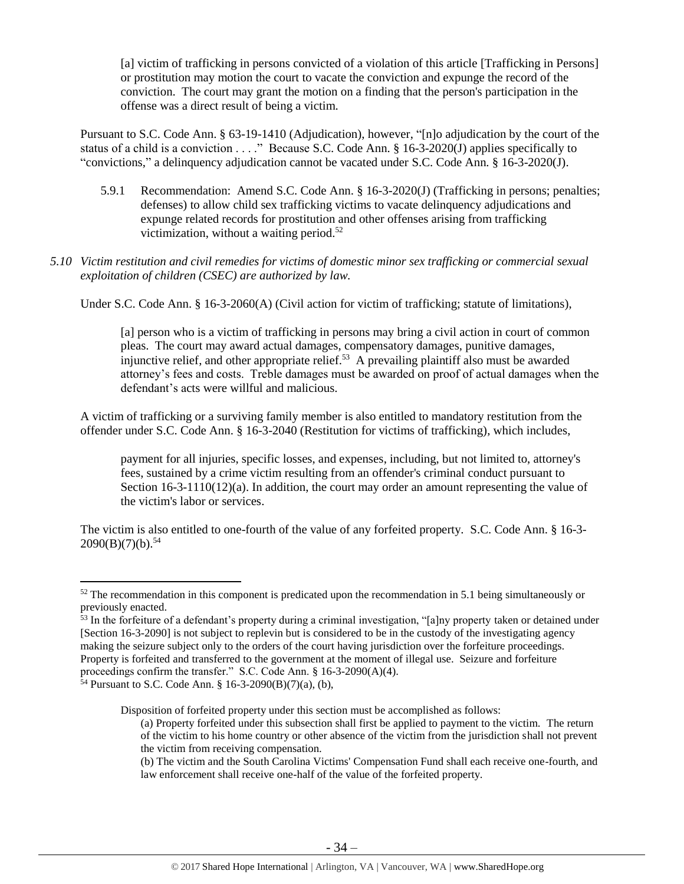> [a] victim of trafficking in persons convicted of a violation of this article [Trafficking in Persons] or prostitution may motion the court to vacate the conviction and expunge the record of the conviction. The court may grant the motion on a finding that the person's participation in the offense was a direct result of being a victim.

Pursuant to S.C. Code Ann. § 63-19-1410 (Adjudication), however, "[n]o adjudication by the court of the status of a child is a conviction . . . ." Because S.C. Code Ann. § 16-3-2020(J) applies specifically to "convictions," a delinquency adjudication cannot be vacated under S.C. Code Ann. § 16-3-2020(J).

5.9.1 Recommendation: Amend S.C. Code Ann. § 16-3-2020(J) (Trafficking in persons; penalties; defenses) to allow child sex trafficking victims to vacate delinquency adjudications and expunge related records for prostitution and other offenses arising from trafficking victimization, without a waiting period.[52]

*5.10 Victim restitution and civil remedies for victims of domestic minor sex trafficking or commercial sexual exploitation of children (CSEC) are authorized by law.*

Under S.C. Code Ann. § 16-3-2060(A) (Civil action for victim of trafficking; statute of limitations),

> [a] person who is a victim of trafficking in persons may bring a civil action in court of common pleas. The court may award actual damages, compensatory damages, punitive damages, injunctive relief, and other appropriate relief.[53] A prevailing plaintiff also must be awarded attorney's fees and costs. Treble damages must be awarded on proof of actual damages when the defendant's acts were willful and malicious.

A victim of trafficking or a surviving family member is also entitled to mandatory restitution from the offender under S.C. Code Ann. § 16-3-2040 (Restitution for victims of trafficking), which includes,

> payment for all injuries, specific losses, and expenses, including, but not limited to, attorney's fees, sustained by a crime victim resulting from an offender's criminal conduct pursuant to Section 16-3-1110(12)(a). In addition, the court may order an amount representing the value of the victim's labor or services.

The victim is also entitled to one-fourth of the value of any forfeited property. S.C. Code Ann. § 16-3-2090(B)(7)(b).[54]

---

[52] The recommendation in this component is predicated upon the recommendation in 5.1 being simultaneously or previously enacted.

[53] In the forfeiture of a defendant's property during a criminal investigation, "[a]ny property taken or detained under [Section 16-3-2090] is not subject to replevin but is considered to be in the custody of the investigating agency making the seizure subject only to the orders of the court having jurisdiction over the forfeiture proceedings. Property is forfeited and transferred to the government at the moment of illegal use. Seizure and forfeiture proceedings confirm the transfer." S.C. Code Ann. § 16-3-2090(A)(4).

[54] Pursuant to S.C. Code Ann. § 16-3-2090(B)(7)(a), (b),

> Disposition of forfeited property under this section must be accomplished as follows:
>
> (a) Property forfeited under this subsection shall first be applied to payment to the victim. The return of the victim to his home country or other absence of the victim from the jurisdiction shall not prevent the victim from receiving compensation.
>
> (b) The victim and the South Carolina Victims' Compensation Fund shall each receive one-fourth, and law enforcement shall receive one-half of the value of the forfeited property.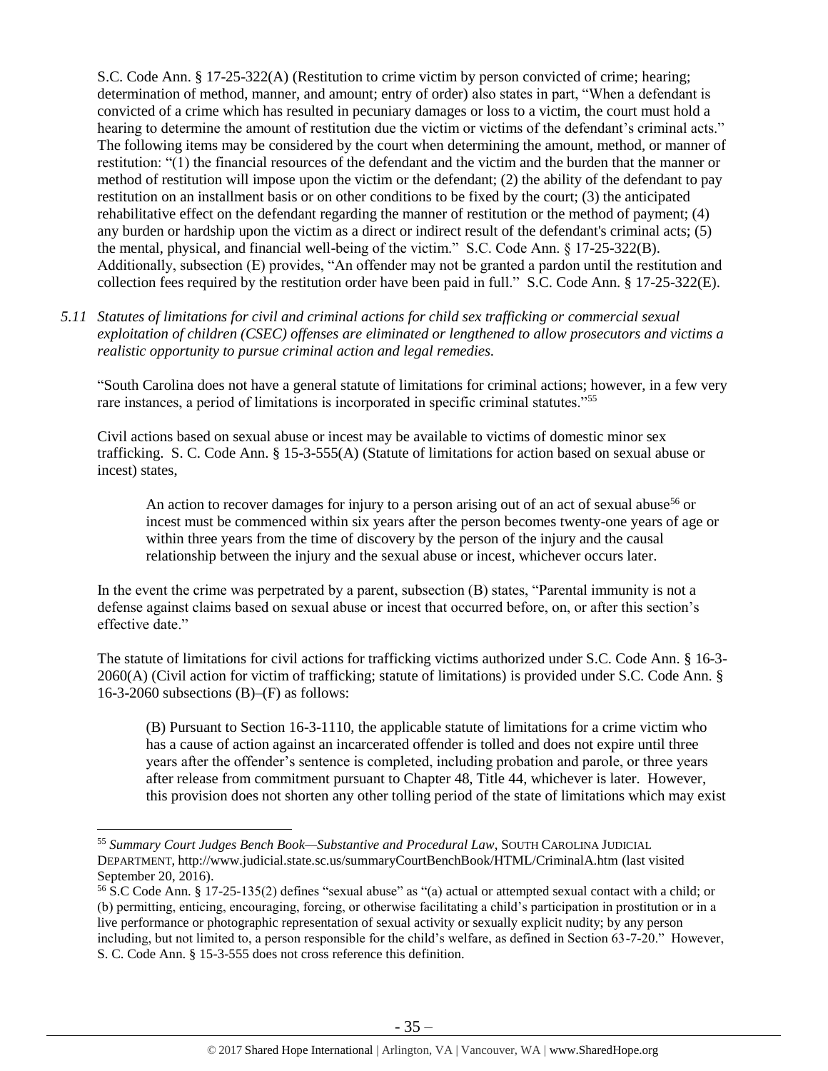S.C. Code Ann. § 17-25-322(A) (Restitution to crime victim by person convicted of crime; hearing; determination of method, manner, and amount; entry of order) also states in part, "When a defendant is convicted of a crime which has resulted in pecuniary damages or loss to a victim, the court must hold a hearing to determine the amount of restitution due the victim or victims of the defendant's criminal acts." The following items may be considered by the court when determining the amount, method, or manner of restitution: "(1) the financial resources of the defendant and the victim and the burden that the manner or method of restitution will impose upon the victim or the defendant; (2) the ability of the defendant to pay restitution on an installment basis or on other conditions to be fixed by the court; (3) the anticipated rehabilitative effect on the defendant regarding the manner of restitution or the method of payment; (4) any burden or hardship upon the victim as a direct or indirect result of the defendant's criminal acts; (5) the mental, physical, and financial well-being of the victim." S.C. Code Ann. § 17-25-322(B). Additionally, subsection (E) provides, "An offender may not be granted a pardon until the restitution and collection fees required by the restitution order have been paid in full." S.C. Code Ann. § 17-25-322(E).

*5.11 Statutes of limitations for civil and criminal actions for child sex trafficking or commercial sexual exploitation of children (CSEC) offenses are eliminated or lengthened to allow prosecutors and victims a realistic opportunity to pursue criminal action and legal remedies.*

"South Carolina does not have a general statute of limitations for criminal actions; however, in a few very rare instances, a period of limitations is incorporated in specific criminal statutes."[55]

Civil actions based on sexual abuse or incest may be available to victims of domestic minor sex trafficking. S. C. Code Ann. § 15-3-555(A) (Statute of limitations for action based on sexual abuse or incest) states,

> An action to recover damages for injury to a person arising out of an act of sexual abuse[56] or incest must be commenced within six years after the person becomes twenty-one years of age or within three years from the time of discovery by the person of the injury and the causal relationship between the injury and the sexual abuse or incest, whichever occurs later.

In the event the crime was perpetrated by a parent, subsection (B) states, "Parental immunity is not a defense against claims based on sexual abuse or incest that occurred before, on, or after this section's effective date."

The statute of limitations for civil actions for trafficking victims authorized under S.C. Code Ann. § 16-3-2060(A) (Civil action for victim of trafficking; statute of limitations) is provided under S.C. Code Ann. § 16-3-2060 subsections (B)–(F) as follows:

> (B) Pursuant to Section 16-3-1110, the applicable statute of limitations for a crime victim who has a cause of action against an incarcerated offender is tolled and does not expire until three years after the offender's sentence is completed, including probation and parole, or three years after release from commitment pursuant to Chapter 48, Title 44, whichever is later. However, this provision does not shorten any other tolling period of the state of limitations which may exist

---

[55] *Summary Court Judges Bench Book—Substantive and Procedural Law*, SOUTH CAROLINA JUDICIAL DEPARTMENT, http://www.judicial.state.sc.us/summaryCourtBenchBook/HTML/CriminalA.htm (last visited September 20, 2016).

[56] S.C Code Ann. § 17-25-135(2) defines "sexual abuse" as "(a) actual or attempted sexual contact with a child; or (b) permitting, enticing, encouraging, forcing, or otherwise facilitating a child's participation in prostitution or in a live performance or photographic representation of sexual activity or sexually explicit nudity; by any person including, but not limited to, a person responsible for the child's welfare, as defined in Section 63-7-20." However, S. C. Code Ann. § 15-3-555 does not cross reference this definition.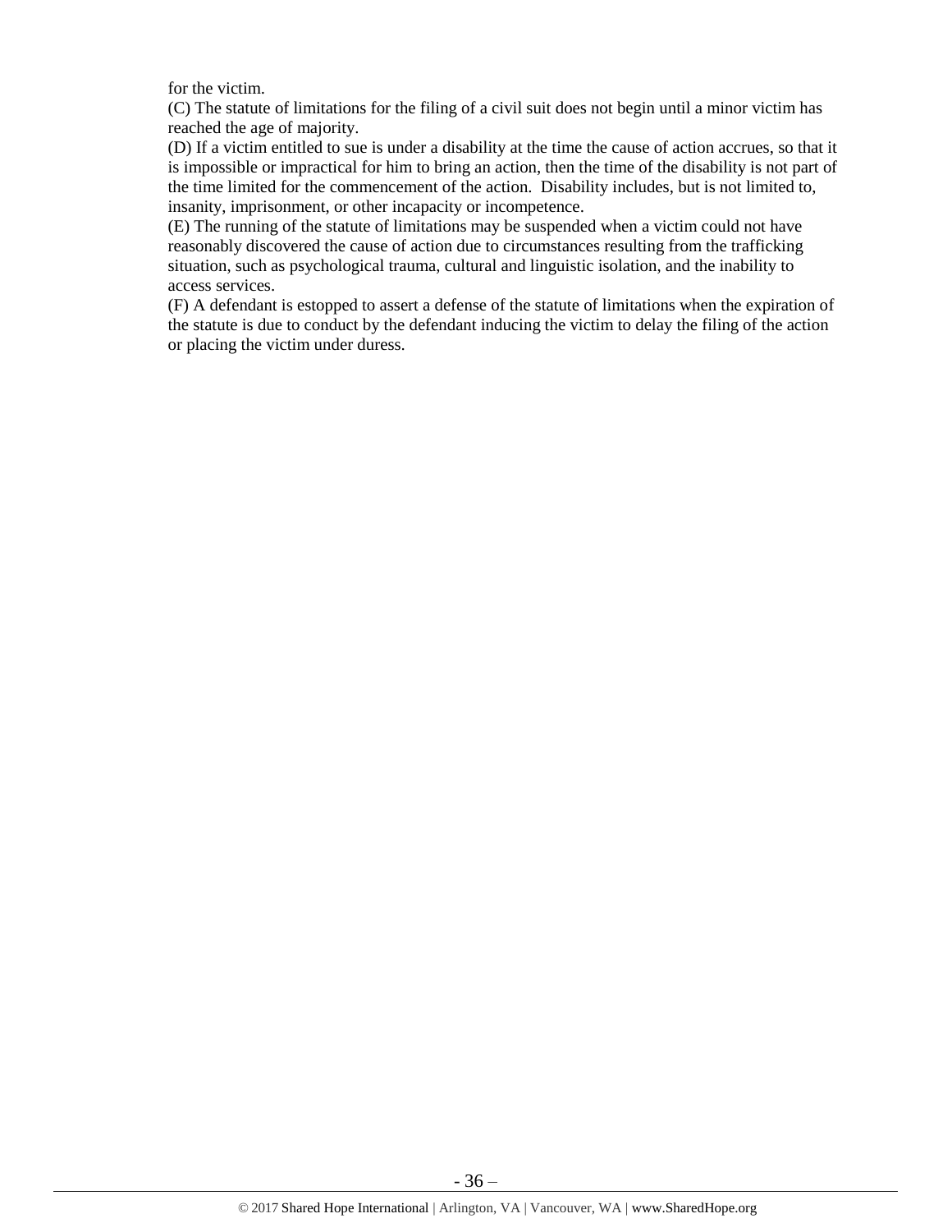for the victim.

(C) The statute of limitations for the filing of a civil suit does not begin until a minor victim has reached the age of majority.

(D) If a victim entitled to sue is under a disability at the time the cause of action accrues, so that it is impossible or impractical for him to bring an action, then the time of the disability is not part of the time limited for the commencement of the action. Disability includes, but is not limited to, insanity, imprisonment, or other incapacity or incompetence.

(E) The running of the statute of limitations may be suspended when a victim could not have reasonably discovered the cause of action due to circumstances resulting from the trafficking situation, such as psychological trauma, cultural and linguistic isolation, and the inability to access services.

(F) A defendant is estopped to assert a defense of the statute of limitations when the expiration of the statute is due to conduct by the defendant inducing the victim to delay the filing of the action or placing the victim under duress.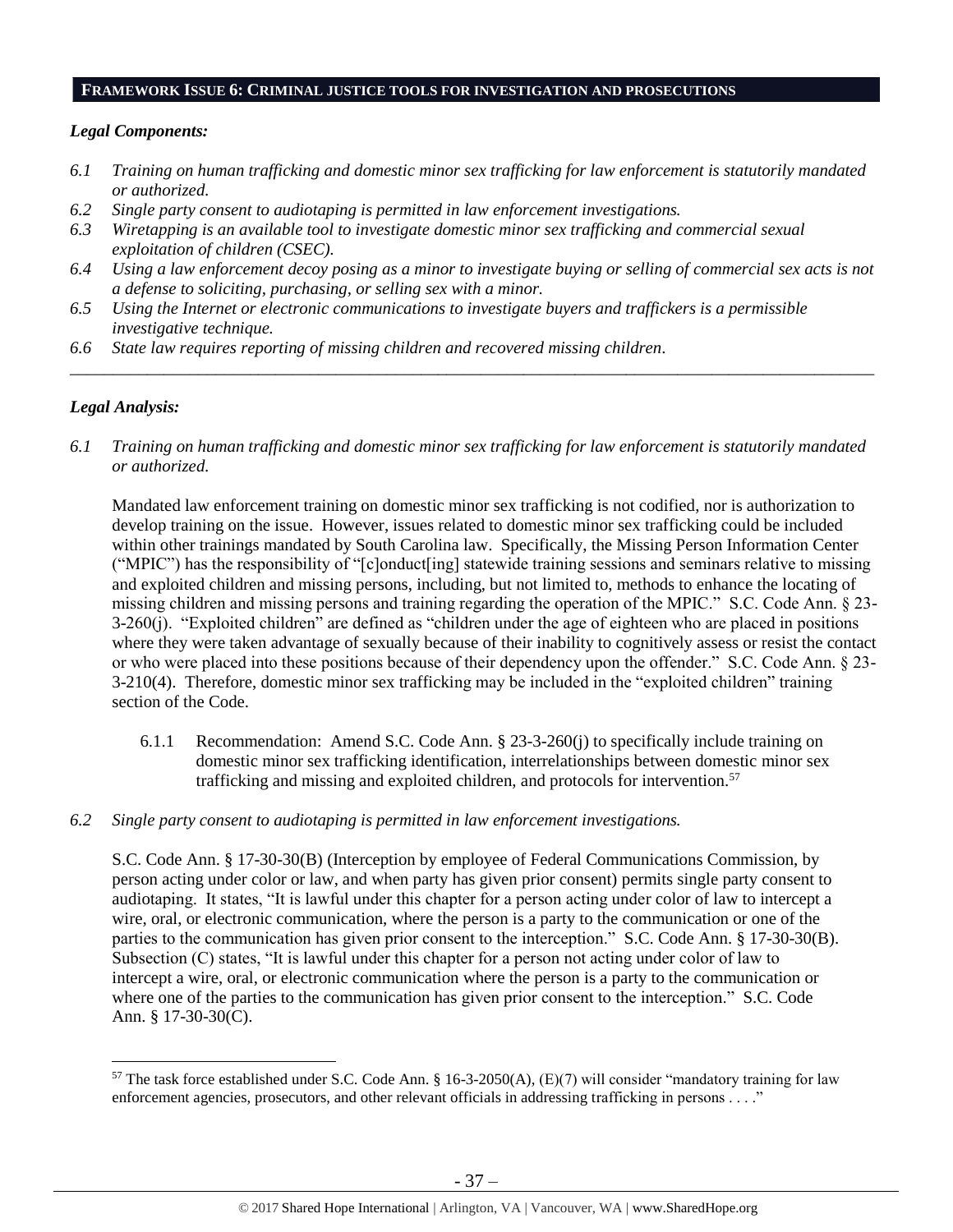## FRAMEWORK ISSUE 6: CRIMINAL JUSTICE TOOLS FOR INVESTIGATION AND PROSECUTIONS

### *Legal Components:*

*6.1 Training on human trafficking and domestic minor sex trafficking for law enforcement is statutorily mandated or authorized.*

*6.2 Single party consent to audiotaping is permitted in law enforcement investigations.*

*6.3 Wiretapping is an available tool to investigate domestic minor sex trafficking and commercial sexual exploitation of children (CSEC).*

*6.4 Using a law enforcement decoy posing as a minor to investigate buying or selling of commercial sex acts is not a defense to soliciting, purchasing, or selling sex with a minor.*

*6.5 Using the Internet or electronic communications to investigate buyers and traffickers is a permissible investigative technique.*

*6.6 State law requires reporting of missing children and recovered missing children.*

---

### *Legal Analysis:*

*6.1 Training on human trafficking and domestic minor sex trafficking for law enforcement is statutorily mandated or authorized.*

Mandated law enforcement training on domestic minor sex trafficking is not codified, nor is authorization to develop training on the issue. However, issues related to domestic minor sex trafficking could be included within other trainings mandated by South Carolina law. Specifically, the Missing Person Information Center ("MPIC") has the responsibility of "[c]onduct[ing] statewide training sessions and seminars relative to missing and exploited children and missing persons, including, but not limited to, methods to enhance the locating of missing children and missing persons and training regarding the operation of the MPIC." S.C. Code Ann. § 23-3-260(j). "Exploited children" are defined as "children under the age of eighteen who are placed in positions where they were taken advantage of sexually because of their inability to cognitively assess or resist the contact or who were placed into these positions because of their dependency upon the offender." S.C. Code Ann. § 23-3-210(4). Therefore, domestic minor sex trafficking may be included in the "exploited children" training section of the Code.

6.1.1 Recommendation: Amend S.C. Code Ann. § 23-3-260(j) to specifically include training on domestic minor sex trafficking identification, interrelationships between domestic minor sex trafficking and missing and exploited children, and protocols for intervention.[57]

*6.2 Single party consent to audiotaping is permitted in law enforcement investigations.*

S.C. Code Ann. § 17-30-30(B) (Interception by employee of Federal Communications Commission, by person acting under color or law, and when party has given prior consent) permits single party consent to audiotaping. It states, "It is lawful under this chapter for a person acting under color of law to intercept a wire, oral, or electronic communication, where the person is a party to the communication or one of the parties to the communication has given prior consent to the interception." S.C. Code Ann. § 17-30-30(B). Subsection (C) states, "It is lawful under this chapter for a person not acting under color of law to intercept a wire, oral, or electronic communication where the person is a party to the communication or where one of the parties to the communication has given prior consent to the interception." S.C. Code Ann. § 17-30-30(C).

---

[57] The task force established under S.C. Code Ann. § 16-3-2050(A), (E)(7) will consider "mandatory training for law enforcement agencies, prosecutors, and other relevant officials in addressing trafficking in persons . . . ."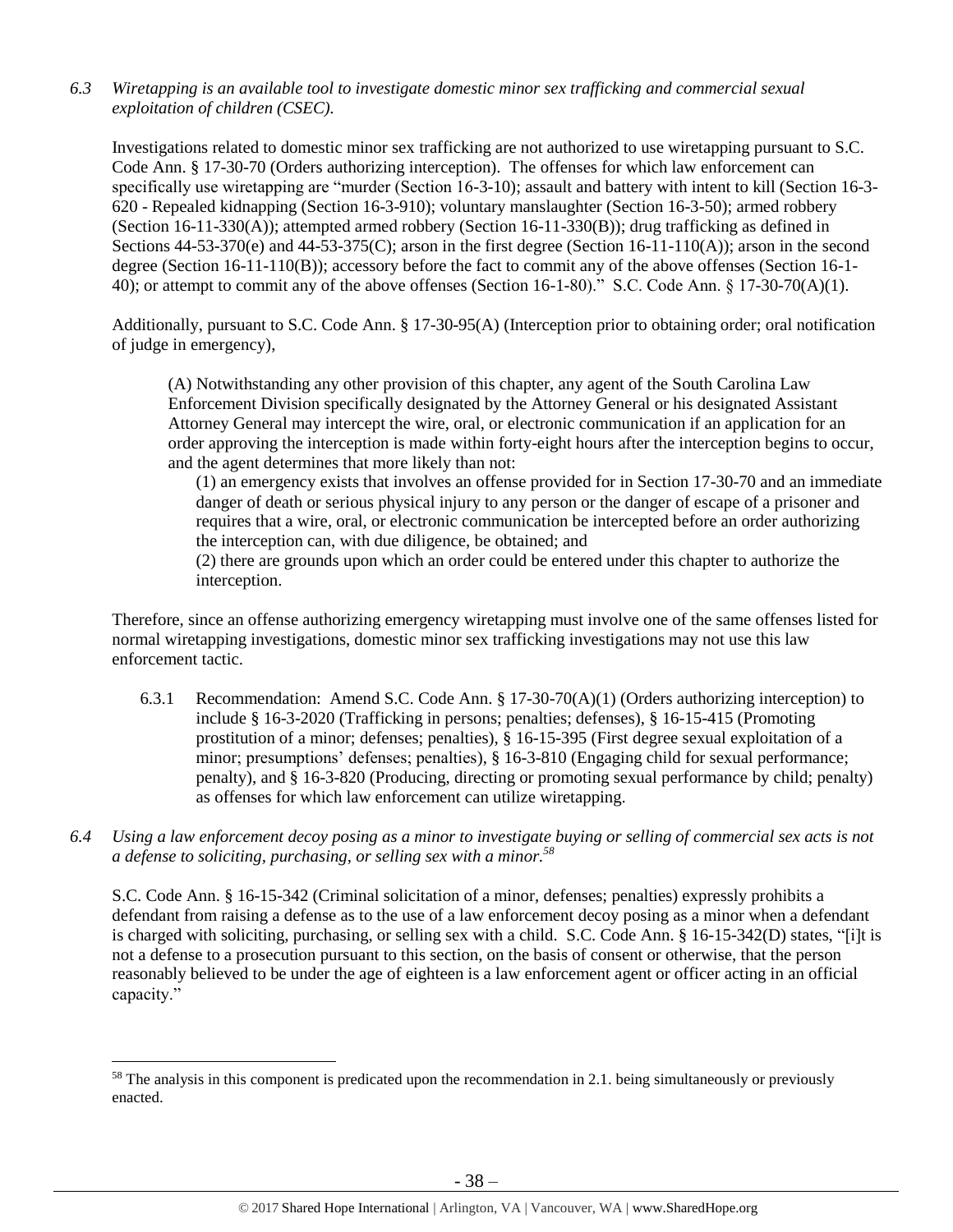*6.3 Wiretapping is an available tool to investigate domestic minor sex trafficking and commercial sexual exploitation of children (CSEC).*

Investigations related to domestic minor sex trafficking are not authorized to use wiretapping pursuant to S.C. Code Ann. § 17-30-70 (Orders authorizing interception). The offenses for which law enforcement can specifically use wiretapping are "murder (Section 16-3-10); assault and battery with intent to kill (Section 16-3-620 - Repealed kidnapping (Section 16-3-910); voluntary manslaughter (Section 16-3-50); armed robbery (Section 16-11-330(A)); attempted armed robbery (Section 16-11-330(B)); drug trafficking as defined in Sections 44-53-370(e) and 44-53-375(C); arson in the first degree (Section 16-11-110(A)); arson in the second degree (Section 16-11-110(B)); accessory before the fact to commit any of the above offenses (Section 16-1-40); or attempt to commit any of the above offenses (Section 16-1-80)." S.C. Code Ann. § 17-30-70(A)(1).

Additionally, pursuant to S.C. Code Ann. § 17-30-95(A) (Interception prior to obtaining order; oral notification of judge in emergency),

> (A) Notwithstanding any other provision of this chapter, any agent of the South Carolina Law Enforcement Division specifically designated by the Attorney General or his designated Assistant Attorney General may intercept the wire, oral, or electronic communication if an application for an order approving the interception is made within forty-eight hours after the interception begins to occur, and the agent determines that more likely than not:
>
> (1) an emergency exists that involves an offense provided for in Section 17-30-70 and an immediate danger of death or serious physical injury to any person or the danger of escape of a prisoner and requires that a wire, oral, or electronic communication be intercepted before an order authorizing the interception can, with due diligence, be obtained; and
>
> (2) there are grounds upon which an order could be entered under this chapter to authorize the interception.

Therefore, since an offense authorizing emergency wiretapping must involve one of the same offenses listed for normal wiretapping investigations, domestic minor sex trafficking investigations may not use this law enforcement tactic.

6.3.1 Recommendation: Amend S.C. Code Ann. § 17-30-70(A)(1) (Orders authorizing interception) to include § 16-3-2020 (Trafficking in persons; penalties; defenses), § 16-15-415 (Promoting prostitution of a minor; defenses; penalties), § 16-15-395 (First degree sexual exploitation of a minor; presumptions' defenses; penalties), § 16-3-810 (Engaging child for sexual performance; penalty), and § 16-3-820 (Producing, directing or promoting sexual performance by child; penalty) as offenses for which law enforcement can utilize wiretapping.

*6.4 Using a law enforcement decoy posing as a minor to investigate buying or selling of commercial sex acts is not a defense to soliciting, purchasing, or selling sex with a minor.*[58]

S.C. Code Ann. § 16-15-342 (Criminal solicitation of a minor, defenses; penalties) expressly prohibits a defendant from raising a defense as to the use of a law enforcement decoy posing as a minor when a defendant is charged with soliciting, purchasing, or selling sex with a child. S.C. Code Ann. § 16-15-342(D) states, "[i]t is not a defense to a prosecution pursuant to this section, on the basis of consent or otherwise, that the person reasonably believed to be under the age of eighteen is a law enforcement agent or officer acting in an official capacity."

[58] The analysis in this component is predicated upon the recommendation in 2.1. being simultaneously or previously enacted.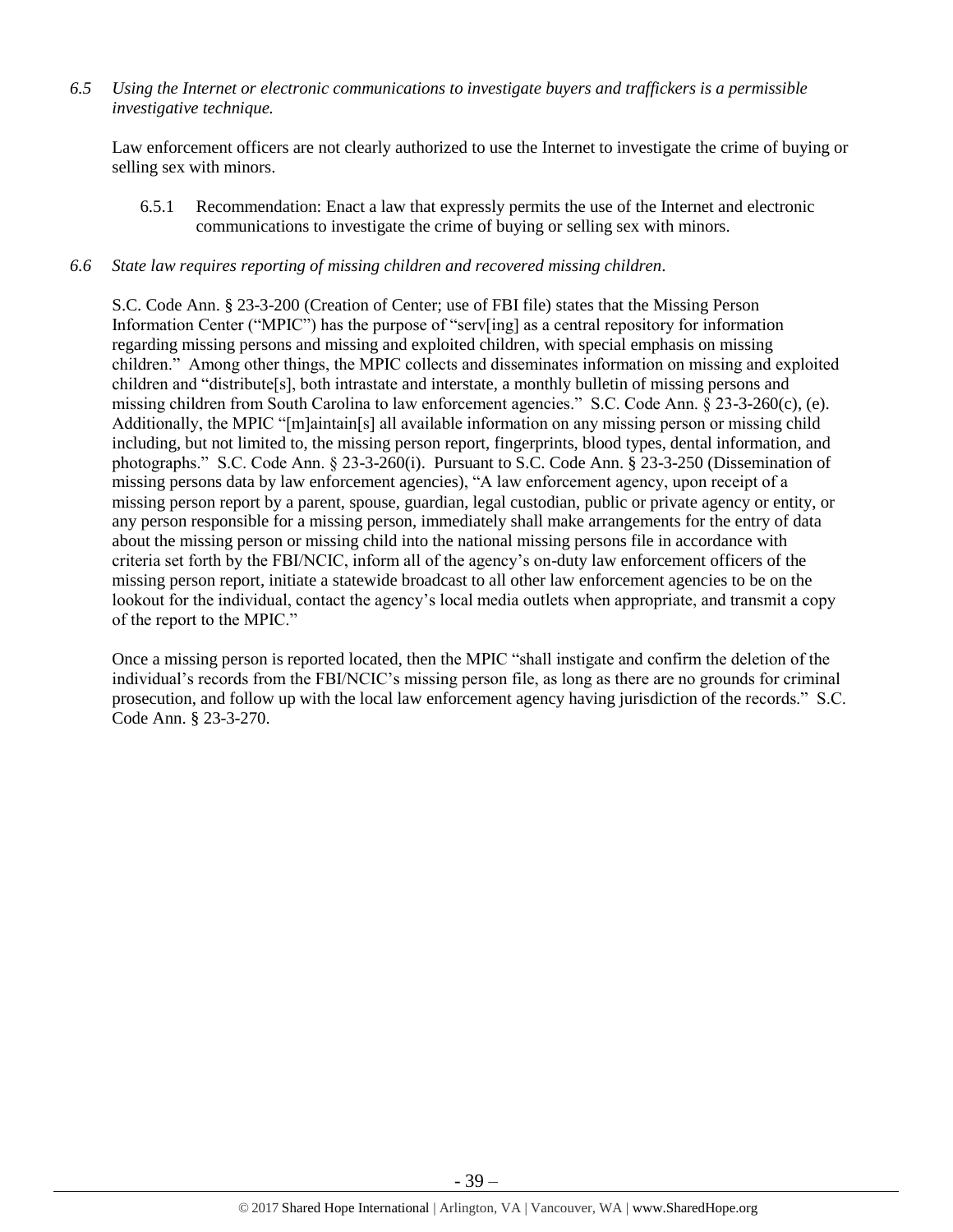*6.5 Using the Internet or electronic communications to investigate buyers and traffickers is a permissible investigative technique.*

Law enforcement officers are not clearly authorized to use the Internet to investigate the crime of buying or selling sex with minors.

6.5.1 Recommendation: Enact a law that expressly permits the use of the Internet and electronic communications to investigate the crime of buying or selling sex with minors.

*6.6 State law requires reporting of missing children and recovered missing children.*

S.C. Code Ann. § 23-3-200 (Creation of Center; use of FBI file) states that the Missing Person Information Center ("MPIC") has the purpose of "serv[ing] as a central repository for information regarding missing persons and missing and exploited children, with special emphasis on missing children." Among other things, the MPIC collects and disseminates information on missing and exploited children and "distribute[s], both intrastate and interstate, a monthly bulletin of missing persons and missing children from South Carolina to law enforcement agencies." S.C. Code Ann. § 23-3-260(c), (e). Additionally, the MPIC "[m]aintain[s] all available information on any missing person or missing child including, but not limited to, the missing person report, fingerprints, blood types, dental information, and photographs." S.C. Code Ann. § 23-3-260(i). Pursuant to S.C. Code Ann. § 23-3-250 (Dissemination of missing persons data by law enforcement agencies), "A law enforcement agency, upon receipt of a missing person report by a parent, spouse, guardian, legal custodian, public or private agency or entity, or any person responsible for a missing person, immediately shall make arrangements for the entry of data about the missing person or missing child into the national missing persons file in accordance with criteria set forth by the FBI/NCIC, inform all of the agency's on-duty law enforcement officers of the missing person report, initiate a statewide broadcast to all other law enforcement agencies to be on the lookout for the individual, contact the agency's local media outlets when appropriate, and transmit a copy of the report to the MPIC."

Once a missing person is reported located, then the MPIC "shall instigate and confirm the deletion of the individual's records from the FBI/NCIC's missing person file, as long as there are no grounds for criminal prosecution, and follow up with the local law enforcement agency having jurisdiction of the records." S.C. Code Ann. § 23-3-270.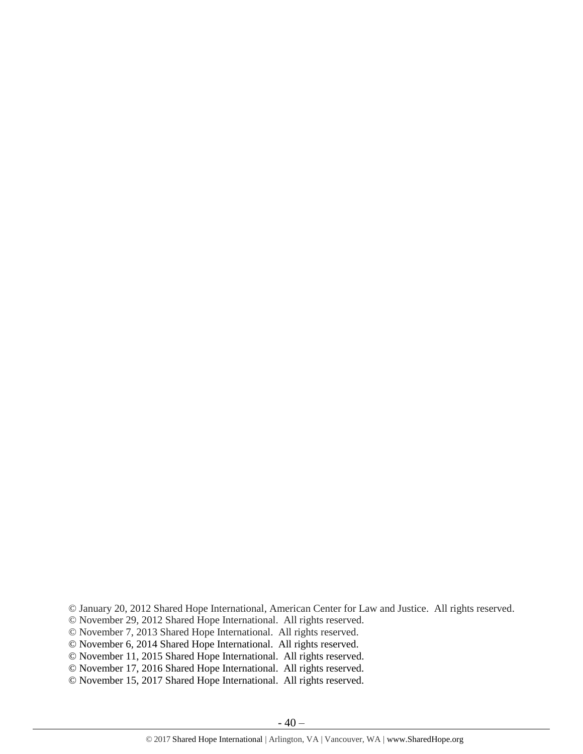© January 20, 2012 Shared Hope International, American Center for Law and Justice. All rights reserved.
© November 29, 2012 Shared Hope International. All rights reserved.
© November 7, 2013 Shared Hope International. All rights reserved.
© November 6, 2014 Shared Hope International. All rights reserved.
© November 11, 2015 Shared Hope International. All rights reserved.
© November 17, 2016 Shared Hope International. All rights reserved.
© November 15, 2017 Shared Hope International. All rights reserved.